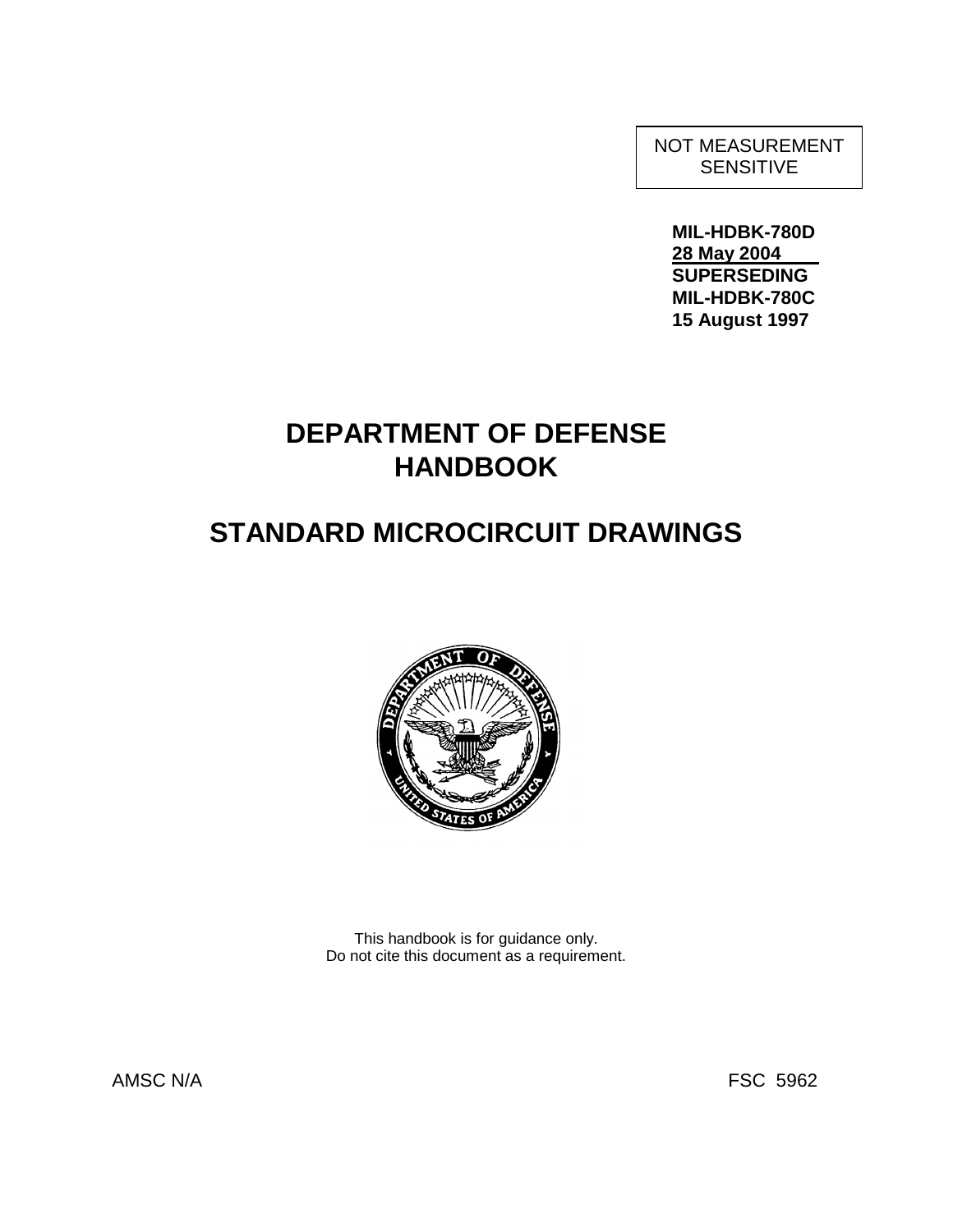NOT MEASUREMENT SENSITIVE

**MIL-HDBK-780D**
**28 May 2004**
**SUPERSEDING**
**MIL-HDBK-780C**
**15 August 1997**

# DEPARTMENT OF DEFENSE HANDBOOK

# STANDARD MICROCIRCUIT DRAWINGS

This handbook is for guidance only.
Do not cite this document as a requirement.

AMSC N/A

FSC 5962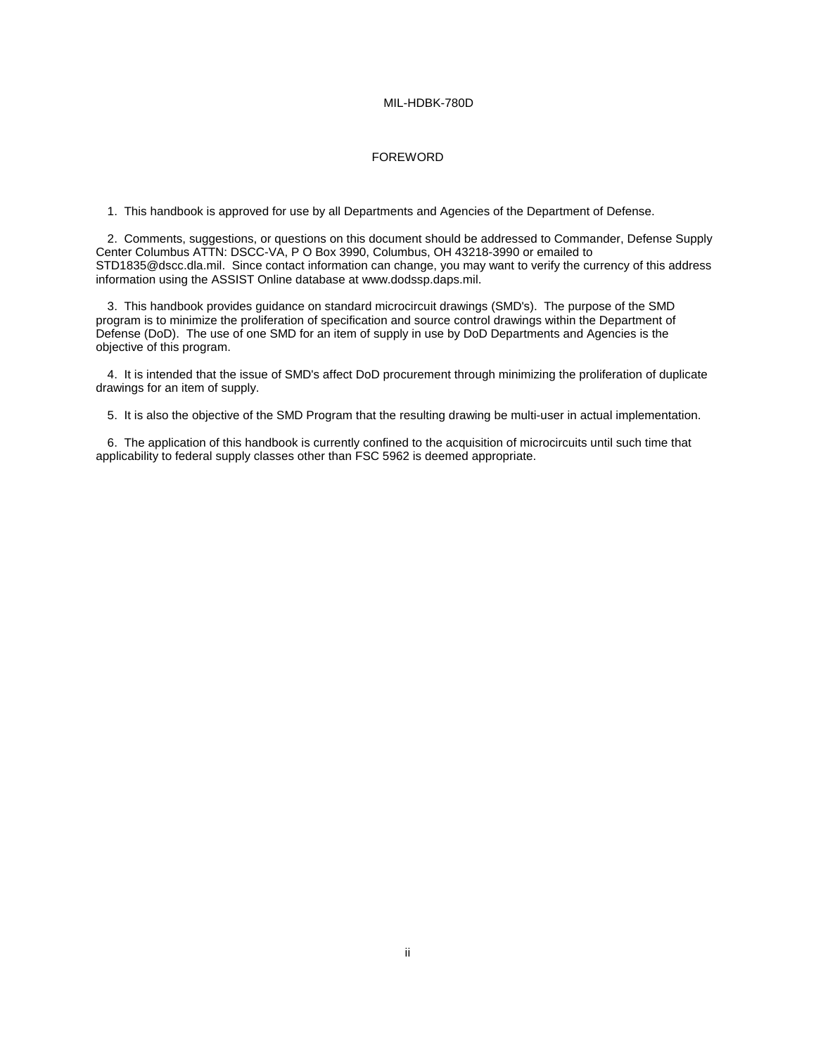# FOREWORD

1. This handbook is approved for use by all Departments and Agencies of the Department of Defense.

2. Comments, suggestions, or questions on this document should be addressed to Commander, Defense Supply Center Columbus ATTN: DSCC-VA, P O Box 3990, Columbus, OH 43218-3990 or emailed to STD1835@dscc.dla.mil. Since contact information can change, you may want to verify the currency of this address information using the ASSIST Online database at www.dodssp.daps.mil.

3. This handbook provides guidance on standard microcircuit drawings (SMD's). The purpose of the SMD program is to minimize the proliferation of specification and source control drawings within the Department of Defense (DoD). The use of one SMD for an item of supply in use by DoD Departments and Agencies is the objective of this program.

4. It is intended that the issue of SMD's affect DoD procurement through minimizing the proliferation of duplicate drawings for an item of supply.

5. It is also the objective of the SMD Program that the resulting drawing be multi-user in actual implementation.

6. The application of this handbook is currently confined to the acquisition of microcircuits until such time that applicability to federal supply classes other than FSC 5962 is deemed appropriate.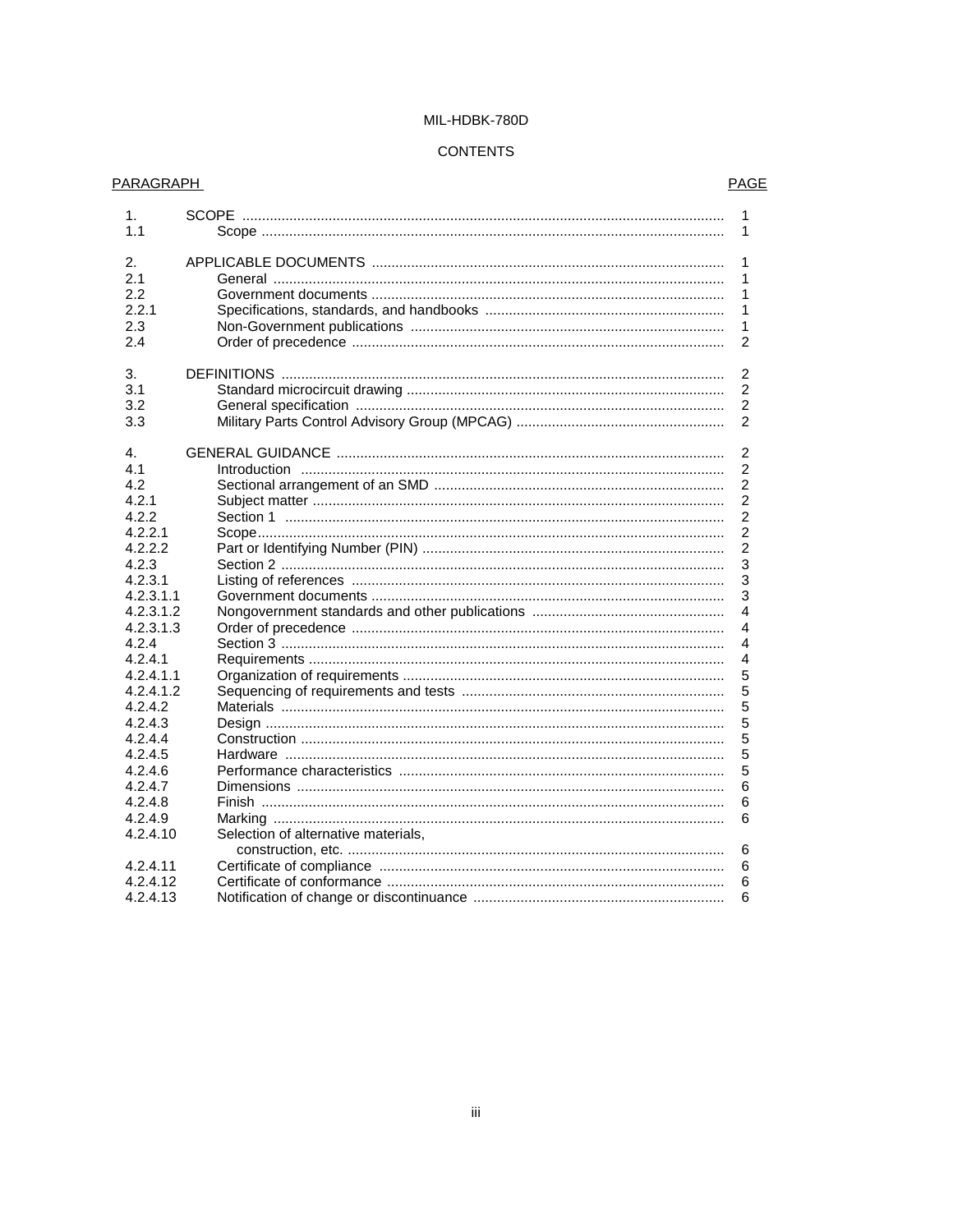MIL-HDBK-780D

# CONTENTS

| PARAGRAPH | | PAGE |
|---|---|---|
| 1. | SCOPE | 1 |
| 1.1 | Scope | 1 |
| 2. | APPLICABLE DOCUMENTS | 1 |
| 2.1 | General | 1 |
| 2.2 | Government documents | 1 |
| 2.2.1 | Specifications, standards, and handbooks | 1 |
| 2.3 | Non-Government publications | 1 |
| 2.4 | Order of precedence | 2 |
| 3. | DEFINITIONS | 2 |
| 3.1 | Standard microcircuit drawing | 2 |
| 3.2 | General specification | 2 |
| 3.3 | Military Parts Control Advisory Group (MPCAG) | 2 |
| 4. | GENERAL GUIDANCE | 2 |
| 4.1 | Introduction | 2 |
| 4.2 | Sectional arrangement of an SMD | 2 |
| 4.2.1 | Subject matter | 2 |
| 4.2.2 | Section 1 | 2 |
| 4.2.2.1 | Scope | 2 |
| 4.2.2.2 | Part or Identifying Number (PIN) | 2 |
| 4.2.3 | Section 2 | 3 |
| 4.2.3.1 | Listing of references | 3 |
| 4.2.3.1.1 | Government documents | 3 |
| 4.2.3.1.2 | Nongovernment standards and other publications | 4 |
| 4.2.3.1.3 | Order of precedence | 4 |
| 4.2.4 | Section 3 | 4 |
| 4.2.4.1 | Requirements | 4 |
| 4.2.4.1.1 | Organization of requirements | 5 |
| 4.2.4.1.2 | Sequencing of requirements and tests | 5 |
| 4.2.4.2 | Materials | 5 |
| 4.2.4.3 | Design | 5 |
| 4.2.4.4 | Construction | 5 |
| 4.2.4.5 | Hardware | 5 |
| 4.2.4.6 | Performance characteristics | 5 |
| 4.2.4.7 | Dimensions | 6 |
| 4.2.4.8 | Finish | 6 |
| 4.2.4.9 | Marking | 6 |
| 4.2.4.10 | Selection of alternative materials, construction, etc. | 6 |
| 4.2.4.11 | Certificate of compliance | 6 |
| 4.2.4.12 | Certificate of conformance | 6 |
| 4.2.4.13 | Notification of change or discontinuance | 6 |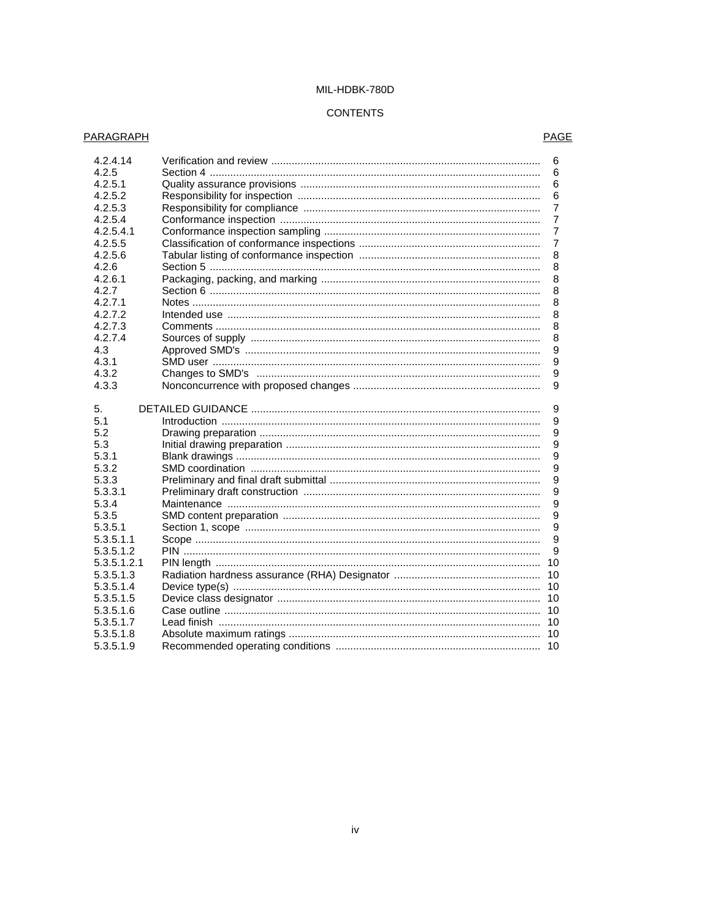# CONTENTS

| PARAGRAPH | | PAGE |
|---|---|---|
| 4.2.4.14 | Verification and review | 6 |
| 4.2.5 | Section 4 | 6 |
| 4.2.5.1 | Quality assurance provisions | 6 |
| 4.2.5.2 | Responsibility for inspection | 6 |
| 4.2.5.3 | Responsibility for compliance | 7 |
| 4.2.5.4 | Conformance inspection | 7 |
| 4.2.5.4.1 | Conformance inspection sampling | 7 |
| 4.2.5.5 | Classification of conformance inspections | 7 |
| 4.2.5.6 | Tabular listing of conformance inspection | 8 |
| 4.2.6 | Section 5 | 8 |
| 4.2.6.1 | Packaging, packing, and marking | 8 |
| 4.2.7 | Section 6 | 8 |
| 4.2.7.1 | Notes | 8 |
| 4.2.7.2 | Intended use | 8 |
| 4.2.7.3 | Comments | 8 |
| 4.2.7.4 | Sources of supply | 8 |
| 4.3 | Approved SMD's | 9 |
| 4.3.1 | SMD user | 9 |
| 4.3.2 | Changes to SMD's | 9 |
| 4.3.3 | Nonconcurrence with proposed changes | 9 |
| 5. | DETAILED GUIDANCE | 9 |
| 5.1 | Introduction | 9 |
| 5.2 | Drawing preparation | 9 |
| 5.3 | Initial drawing preparation | 9 |
| 5.3.1 | Blank drawings | 9 |
| 5.3.2 | SMD coordination | 9 |
| 5.3.3 | Preliminary and final draft submittal | 9 |
| 5.3.3.1 | Preliminary draft construction | 9 |
| 5.3.4 | Maintenance | 9 |
| 5.3.5 | SMD content preparation | 9 |
| 5.3.5.1 | Section 1, scope | 9 |
| 5.3.5.1.1 | Scope | 9 |
| 5.3.5.1.2 | PIN | 9 |
| 5.3.5.1.2.1 | PIN length | 10 |
| 5.3.5.1.3 | Radiation hardness assurance (RHA) Designator | 10 |
| 5.3.5.1.4 | Device type(s) | 10 |
| 5.3.5.1.5 | Device class designator | 10 |
| 5.3.5.1.6 | Case outline | 10 |
| 5.3.5.1.7 | Lead finish | 10 |
| 5.3.5.1.8 | Absolute maximum ratings | 10 |
| 5.3.5.1.9 | Recommended operating conditions | 10 |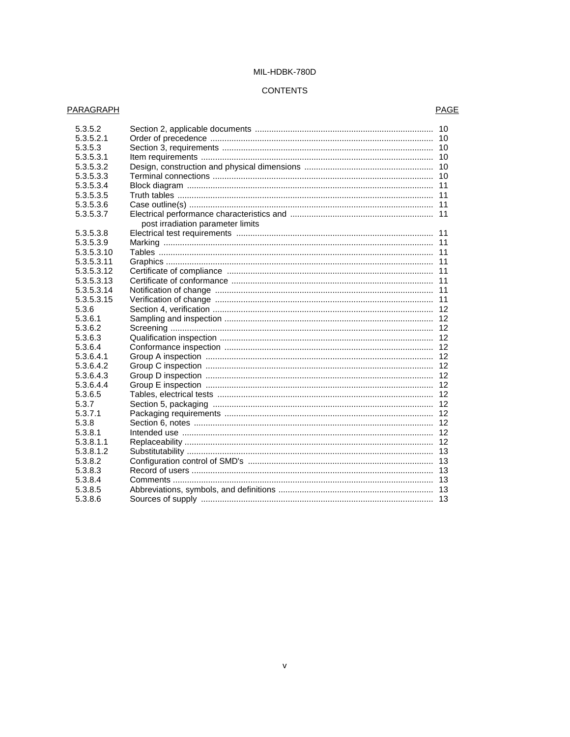MIL-HDBK-780D

CONTENTS

| PARAGRAPH | | PAGE |
|---|---|---|
| 5.3.5.2 | Section 2, applicable documents | 10 |
| 5.3.5.2.1 | Order of precedence | 10 |
| 5.3.5.3 | Section 3, requirements | 10 |
| 5.3.5.3.1 | Item requirements | 10 |
| 5.3.5.3.2 | Design, construction and physical dimensions | 10 |
| 5.3.5.3.3 | Terminal connections | 10 |
| 5.3.5.3.4 | Block diagram | 11 |
| 5.3.5.3.5 | Truth tables | 11 |
| 5.3.5.3.6 | Case outline(s) | 11 |
| 5.3.5.3.7 | Electrical performance characteristics and post irradiation parameter limits | 11 |
| 5.3.5.3.8 | Electrical test requirements | 11 |
| 5.3.5.3.9 | Marking | 11 |
| 5.3.5.3.10 | Tables | 11 |
| 5.3.5.3.11 | Graphics | 11 |
| 5.3.5.3.12 | Certificate of compliance | 11 |
| 5.3.5.3.13 | Certificate of conformance | 11 |
| 5.3.5.3.14 | Notification of change | 11 |
| 5.3.5.3.15 | Verification of change | 11 |
| 5.3.6 | Section 4, verification | 12 |
| 5.3.6.1 | Sampling and inspection | 12 |
| 5.3.6.2 | Screening | 12 |
| 5.3.6.3 | Qualification inspection | 12 |
| 5.3.6.4 | Conformance inspection | 12 |
| 5.3.6.4.1 | Group A inspection | 12 |
| 5.3.6.4.2 | Group C inspection | 12 |
| 5.3.6.4.3 | Group D inspection | 12 |
| 5.3.6.4.4 | Group E inspection | 12 |
| 5.3.6.5 | Tables, electrical tests | 12 |
| 5.3.7 | Section 5, packaging | 12 |
| 5.3.7.1 | Packaging requirements | 12 |
| 5.3.8 | Section 6, notes | 12 |
| 5.3.8.1 | Intended use | 12 |
| 5.3.8.1.1 | Replaceability | 12 |
| 5.3.8.1.2 | Substitutability | 13 |
| 5.3.8.2 | Configuration control of SMD's | 13 |
| 5.3.8.3 | Record of users | 13 |
| 5.3.8.4 | Comments | 13 |
| 5.3.8.5 | Abbreviations, symbols, and definitions | 13 |
| 5.3.8.6 | Sources of supply | 13 |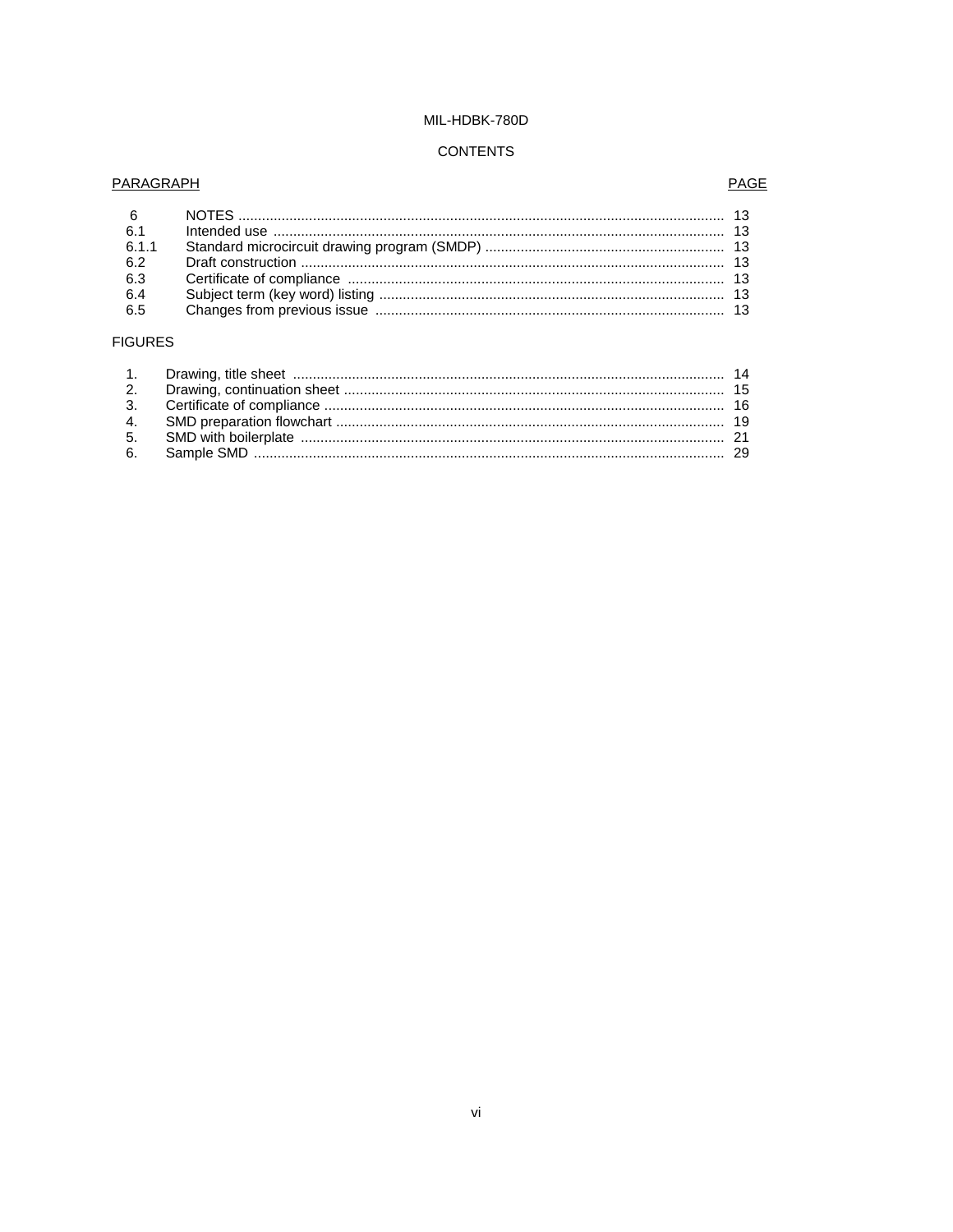MIL-HDBK-780D

## CONTENTS

| PARAGRAPH | | PAGE |
| --- | --- | --- |
| 6 | NOTES | 13 |
| 6.1 | Intended use | 13 |
| 6.1.1 | Standard microcircuit drawing program (SMDP) | 13 |
| 6.2 | Draft construction | 13 |
| 6.3 | Certificate of compliance | 13 |
| 6.4 | Subject term (key word) listing | 13 |
| 6.5 | Changes from previous issue | 13 |

FIGURES

| | | |
| --- | --- | --- |
| 1. | Drawing, title sheet | 14 |
| 2. | Drawing, continuation sheet | 15 |
| 3. | Certificate of compliance | 16 |
| 4. | SMD preparation flowchart | 19 |
| 5. | SMD with boilerplate | 21 |
| 6. | Sample SMD | 29 |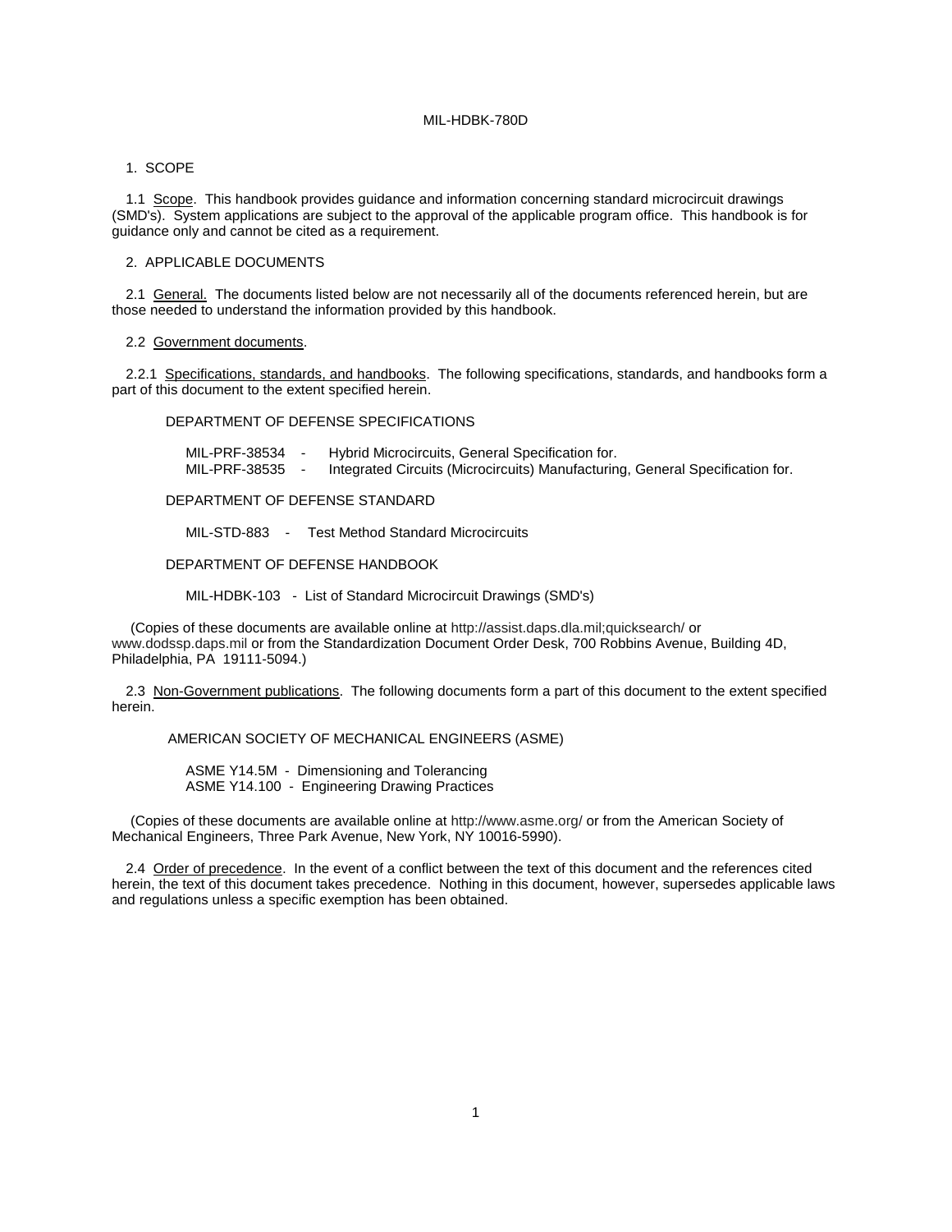## 1. SCOPE

1.1 Scope. This handbook provides guidance and information concerning standard microcircuit drawings (SMD's). System applications are subject to the approval of the applicable program office. This handbook is for guidance only and cannot be cited as a requirement.

## 2. APPLICABLE DOCUMENTS

2.1 General. The documents listed below are not necessarily all of the documents referenced herein, but are those needed to understand the information provided by this handbook.

2.2 Government documents.

2.2.1 Specifications, standards, and handbooks. The following specifications, standards, and handbooks form a part of this document to the extent specified herein.

DEPARTMENT OF DEFENSE SPECIFICATIONS

MIL-PRF-38534 - Hybrid Microcircuits, General Specification for.
MIL-PRF-38535 - Integrated Circuits (Microcircuits) Manufacturing, General Specification for.

DEPARTMENT OF DEFENSE STANDARD

MIL-STD-883 - Test Method Standard Microcircuits

DEPARTMENT OF DEFENSE HANDBOOK

MIL-HDBK-103 - List of Standard Microcircuit Drawings (SMD's)

(Copies of these documents are available online at http://assist.daps.dla.mil;quicksearch/ or www.dodssp.daps.mil or from the Standardization Document Order Desk, 700 Robbins Avenue, Building 4D, Philadelphia, PA 19111-5094.)

2.3 Non-Government publications. The following documents form a part of this document to the extent specified herein.

AMERICAN SOCIETY OF MECHANICAL ENGINEERS (ASME)

ASME Y14.5M - Dimensioning and Tolerancing
ASME Y14.100 - Engineering Drawing Practices

(Copies of these documents are available online at http://www.asme.org/ or from the American Society of Mechanical Engineers, Three Park Avenue, New York, NY 10016-5990).

2.4 Order of precedence. In the event of a conflict between the text of this document and the references cited herein, the text of this document takes precedence. Nothing in this document, however, supersedes applicable laws and regulations unless a specific exemption has been obtained.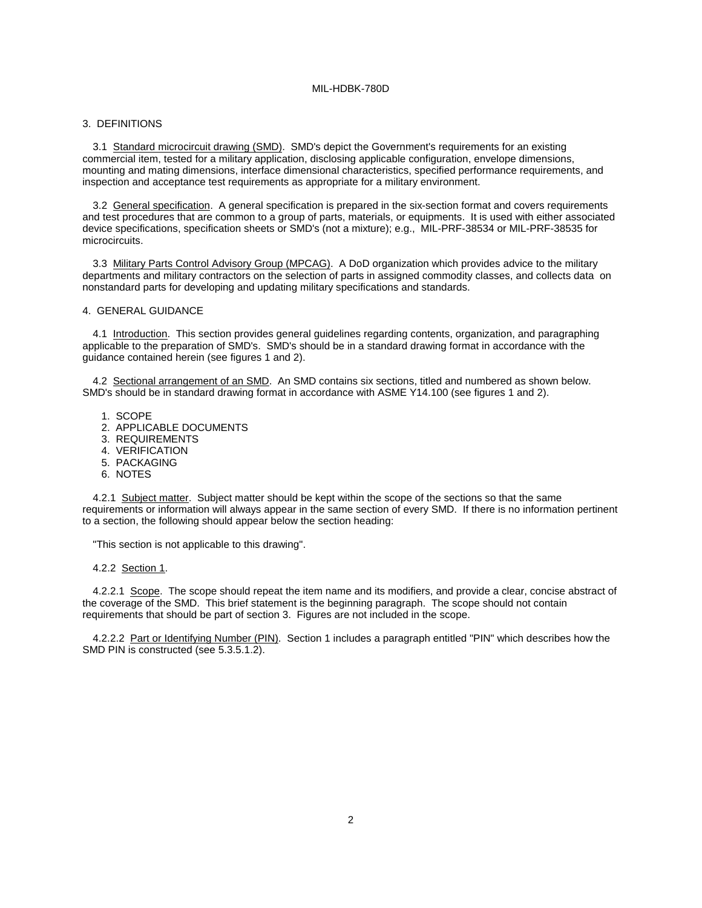## 3. DEFINITIONS

3.1 Standard microcircuit drawing (SMD). SMD's depict the Government's requirements for an existing commercial item, tested for a military application, disclosing applicable configuration, envelope dimensions, mounting and mating dimensions, interface dimensional characteristics, specified performance requirements, and inspection and acceptance test requirements as appropriate for a military environment.

3.2 General specification. A general specification is prepared in the six-section format and covers requirements and test procedures that are common to a group of parts, materials, or equipments. It is used with either associated device specifications, specification sheets or SMD's (not a mixture); e.g., MIL-PRF-38534 or MIL-PRF-38535 for microcircuits.

3.3 Military Parts Control Advisory Group (MPCAG). A DoD organization which provides advice to the military departments and military contractors on the selection of parts in assigned commodity classes, and collects data on nonstandard parts for developing and updating military specifications and standards.

## 4. GENERAL GUIDANCE

4.1 Introduction. This section provides general guidelines regarding contents, organization, and paragraphing applicable to the preparation of SMD's. SMD's should be in a standard drawing format in accordance with the guidance contained herein (see figures 1 and 2).

4.2 Sectional arrangement of an SMD. An SMD contains six sections, titled and numbered as shown below. SMD's should be in standard drawing format in accordance with ASME Y14.100 (see figures 1 and 2).

1. SCOPE
2. APPLICABLE DOCUMENTS
3. REQUIREMENTS
4. VERIFICATION
5. PACKAGING
6. NOTES

4.2.1 Subject matter. Subject matter should be kept within the scope of the sections so that the same requirements or information will always appear in the same section of every SMD. If there is no information pertinent to a section, the following should appear below the section heading:

"This section is not applicable to this drawing".

4.2.2 Section 1.

4.2.2.1 Scope. The scope should repeat the item name and its modifiers, and provide a clear, concise abstract of the coverage of the SMD. This brief statement is the beginning paragraph. The scope should not contain requirements that should be part of section 3. Figures are not included in the scope.

4.2.2.2 Part or Identifying Number (PIN). Section 1 includes a paragraph entitled "PIN" which describes how the SMD PIN is constructed (see 5.3.5.1.2).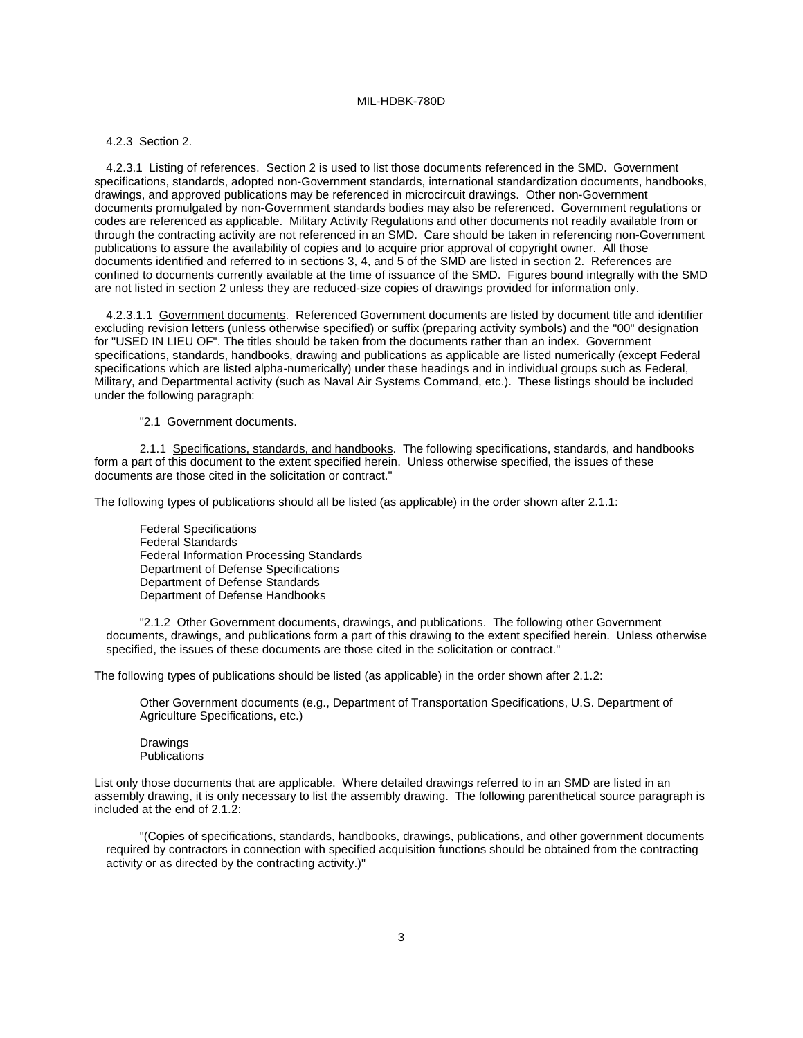4.2.3 <u>Section 2</u>.

4.2.3.1 <u>Listing of references</u>. Section 2 is used to list those documents referenced in the SMD. Government specifications, standards, adopted non-Government standards, international standardization documents, handbooks, drawings, and approved publications may be referenced in microcircuit drawings. Other non-Government documents promulgated by non-Government standards bodies may also be referenced. Government regulations or codes are referenced as applicable. Military Activity Regulations and other documents not readily available from or through the contracting activity are not referenced in an SMD. Care should be taken in referencing non-Government publications to assure the availability of copies and to acquire prior approval of copyright owner. All those documents identified and referred to in sections 3, 4, and 5 of the SMD are listed in section 2. References are confined to documents currently available at the time of issuance of the SMD. Figures bound integrally with the SMD are not listed in section 2 unless they are reduced-size copies of drawings provided for information only.

4.2.3.1.1 <u>Government documents</u>. Referenced Government documents are listed by document title and identifier excluding revision letters (unless otherwise specified) or suffix (preparing activity symbols) and the "00" designation for "USED IN LIEU OF". The titles should be taken from the documents rather than an index. Government specifications, standards, handbooks, drawing and publications as applicable are listed numerically (except Federal specifications which are listed alpha-numerically) under these headings and in individual groups such as Federal, Military, and Departmental activity (such as Naval Air Systems Command, etc.). These listings should be included under the following paragraph:

"2.1 <u>Government documents</u>.

2.1.1 <u>Specifications, standards, and handbooks</u>. The following specifications, standards, and handbooks form a part of this document to the extent specified herein. Unless otherwise specified, the issues of these documents are those cited in the solicitation or contract."

The following types of publications should all be listed (as applicable) in the order shown after 2.1.1:

Federal Specifications
Federal Standards
Federal Information Processing Standards
Department of Defense Specifications
Department of Defense Standards
Department of Defense Handbooks

"2.1.2 <u>Other Government documents, drawings, and publications</u>. The following other Government documents, drawings, and publications form a part of this drawing to the extent specified herein. Unless otherwise specified, the issues of these documents are those cited in the solicitation or contract."

The following types of publications should be listed (as applicable) in the order shown after 2.1.2:

Other Government documents (e.g., Department of Transportation Specifications, U.S. Department of Agriculture Specifications, etc.)

Drawings
Publications

List only those documents that are applicable. Where detailed drawings referred to in an SMD are listed in an assembly drawing, it is only necessary to list the assembly drawing. The following parenthetical source paragraph is included at the end of 2.1.2:

"(Copies of specifications, standards, handbooks, drawings, publications, and other government documents required by contractors in connection with specified acquisition functions should be obtained from the contracting activity or as directed by the contracting activity.)"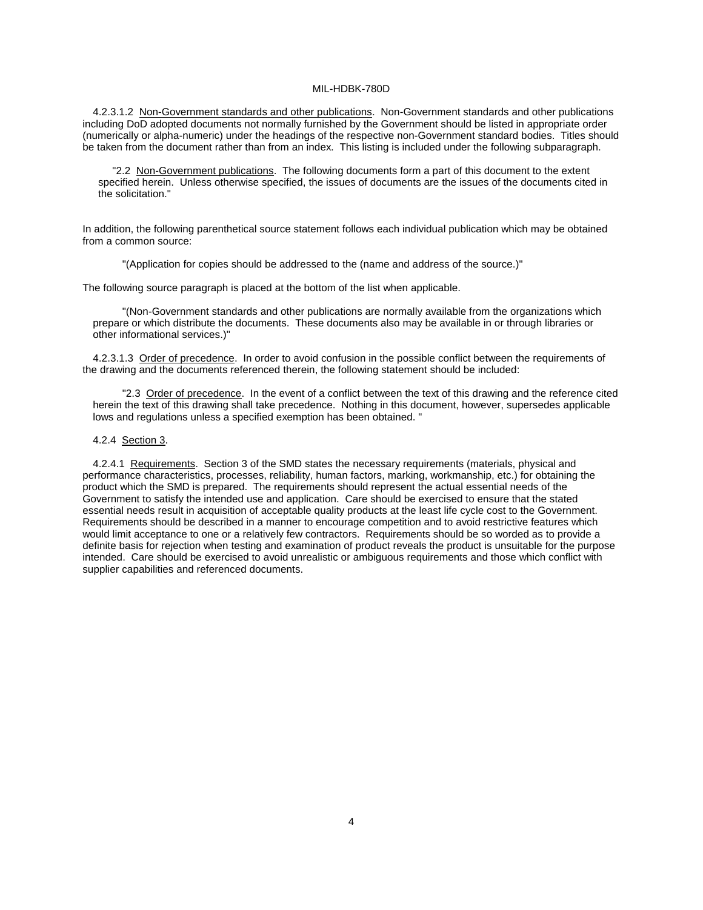4.2.3.1.2 Non-Government standards and other publications. Non-Government standards and other publications including DoD adopted documents not normally furnished by the Government should be listed in appropriate order (numerically or alpha-numeric) under the headings of the respective non-Government standard bodies. Titles should be taken from the document rather than from an index. This listing is included under the following subparagraph.

> "2.2 Non-Government publications. The following documents form a part of this document to the extent specified herein. Unless otherwise specified, the issues of documents are the issues of the documents cited in the solicitation."

In addition, the following parenthetical source statement follows each individual publication which may be obtained from a common source:

> "(Application for copies should be addressed to the (name and address of the source.)"

The following source paragraph is placed at the bottom of the list when applicable.

> "(Non-Government standards and other publications are normally available from the organizations which prepare or which distribute the documents. These documents also may be available in or through libraries or other informational services.)"

4.2.3.1.3 Order of precedence. In order to avoid confusion in the possible conflict between the requirements of the drawing and the documents referenced therein, the following statement should be included:

> "2.3 Order of precedence. In the event of a conflict between the text of this drawing and the reference cited herein the text of this drawing shall take precedence. Nothing in this document, however, supersedes applicable lows and regulations unless a specified exemption has been obtained. "

4.2.4 Section 3.

4.2.4.1 Requirements. Section 3 of the SMD states the necessary requirements (materials, physical and performance characteristics, processes, reliability, human factors, marking, workmanship, etc.) for obtaining the product which the SMD is prepared. The requirements should represent the actual essential needs of the Government to satisfy the intended use and application. Care should be exercised to ensure that the stated essential needs result in acquisition of acceptable quality products at the least life cycle cost to the Government. Requirements should be described in a manner to encourage competition and to avoid restrictive features which would limit acceptance to one or a relatively few contractors. Requirements should be so worded as to provide a definite basis for rejection when testing and examination of product reveals the product is unsuitable for the purpose intended. Care should be exercised to avoid unrealistic or ambiguous requirements and those which conflict with supplier capabilities and referenced documents.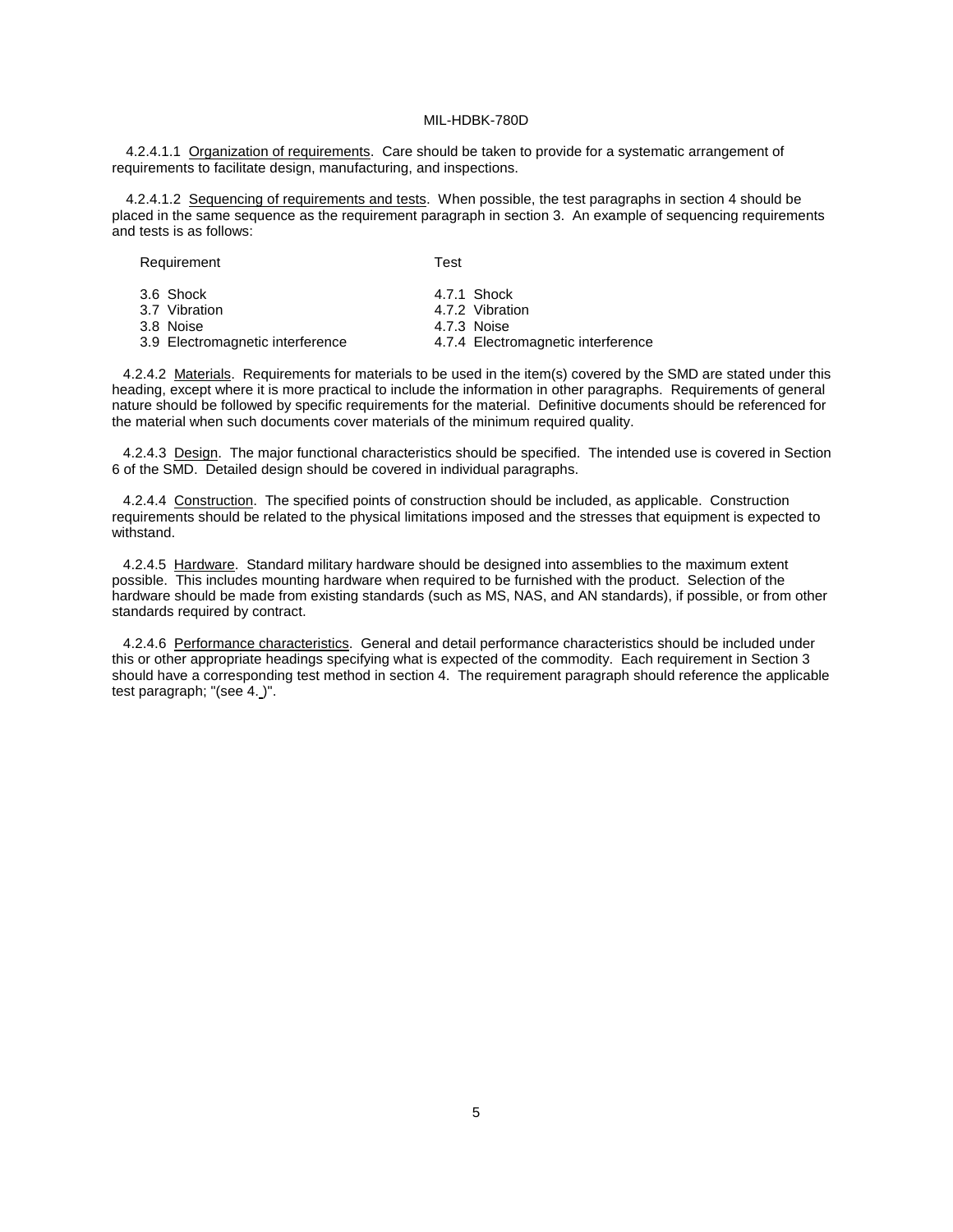4.2.4.1.1 Organization of requirements. Care should be taken to provide for a systematic arrangement of requirements to facilitate design, manufacturing, and inspections.

4.2.4.1.2 Sequencing of requirements and tests. When possible, the test paragraphs in section 4 should be placed in the same sequence as the requirement paragraph in section 3. An example of sequencing requirements and tests is as follows:

| Requirement | Test |
|---|---|
| 3.6 Shock | 4.7.1 Shock |
| 3.7 Vibration | 4.7.2 Vibration |
| 3.8 Noise | 4.7.3 Noise |
| 3.9 Electromagnetic interference | 4.7.4 Electromagnetic interference |

4.2.4.2 Materials. Requirements for materials to be used in the item(s) covered by the SMD are stated under this heading, except where it is more practical to include the information in other paragraphs. Requirements of general nature should be followed by specific requirements for the material. Definitive documents should be referenced for the material when such documents cover materials of the minimum required quality.

4.2.4.3 Design. The major functional characteristics should be specified. The intended use is covered in Section 6 of the SMD. Detailed design should be covered in individual paragraphs.

4.2.4.4 Construction. The specified points of construction should be included, as applicable. Construction requirements should be related to the physical limitations imposed and the stresses that equipment is expected to withstand.

4.2.4.5 Hardware. Standard military hardware should be designed into assemblies to the maximum extent possible. This includes mounting hardware when required to be furnished with the product. Selection of the hardware should be made from existing standards (such as MS, NAS, and AN standards), if possible, or from other standards required by contract.

4.2.4.6 Performance characteristics. General and detail performance characteristics should be included under this or other appropriate headings specifying what is expected of the commodity. Each requirement in Section 3 should have a corresponding test method in section 4. The requirement paragraph should reference the applicable test paragraph; "(see 4._)".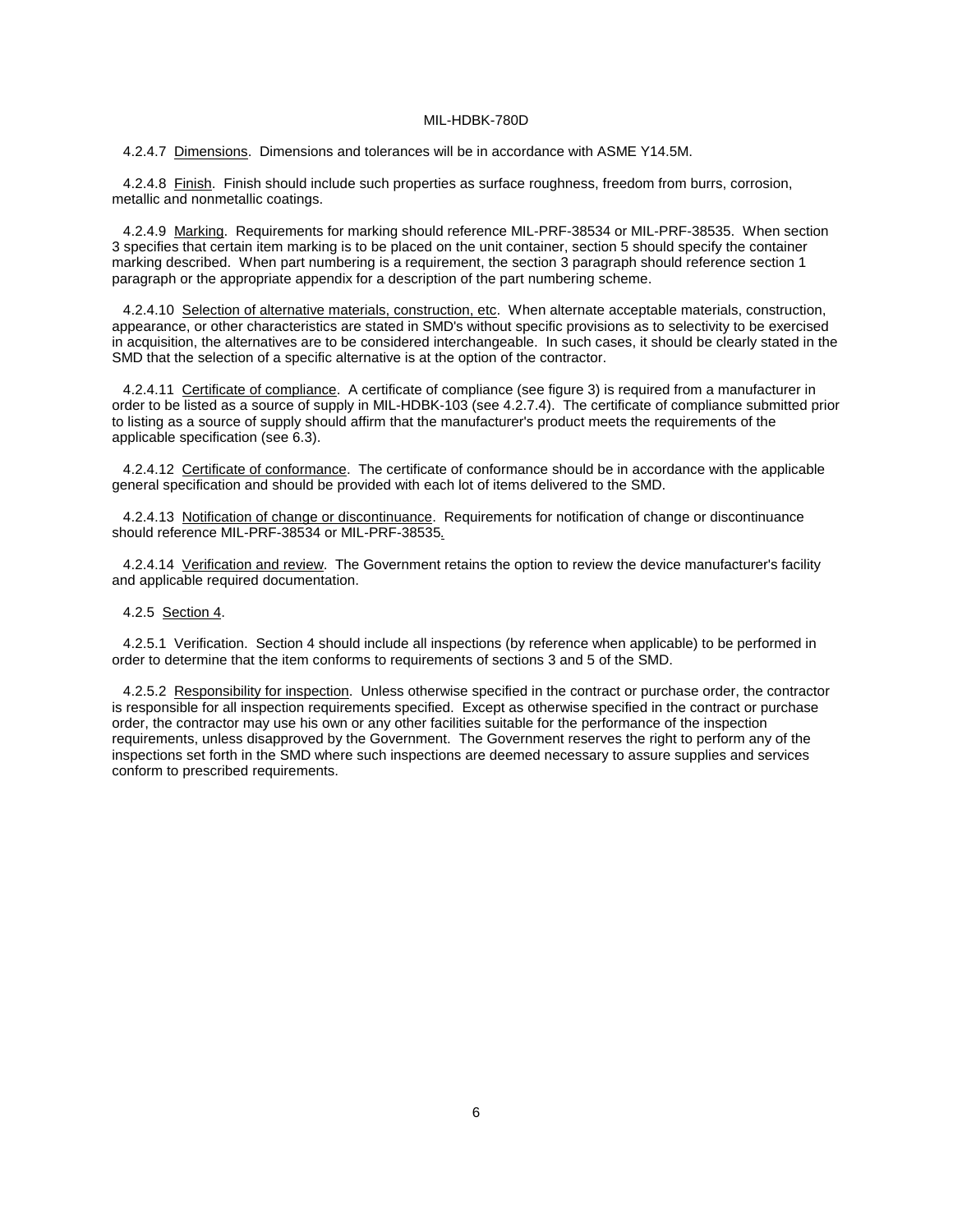4.2.4.7 Dimensions. Dimensions and tolerances will be in accordance with ASME Y14.5M.

4.2.4.8 Finish. Finish should include such properties as surface roughness, freedom from burrs, corrosion, metallic and nonmetallic coatings.

4.2.4.9 Marking. Requirements for marking should reference MIL-PRF-38534 or MIL-PRF-38535. When section 3 specifies that certain item marking is to be placed on the unit container, section 5 should specify the container marking described. When part numbering is a requirement, the section 3 paragraph should reference section 1 paragraph or the appropriate appendix for a description of the part numbering scheme.

4.2.4.10 Selection of alternative materials, construction, etc. When alternate acceptable materials, construction, appearance, or other characteristics are stated in SMD's without specific provisions as to selectivity to be exercised in acquisition, the alternatives are to be considered interchangeable. In such cases, it should be clearly stated in the SMD that the selection of a specific alternative is at the option of the contractor.

4.2.4.11 Certificate of compliance. A certificate of compliance (see figure 3) is required from a manufacturer in order to be listed as a source of supply in MIL-HDBK-103 (see 4.2.7.4). The certificate of compliance submitted prior to listing as a source of supply should affirm that the manufacturer's product meets the requirements of the applicable specification (see 6.3).

4.2.4.12 Certificate of conformance. The certificate of conformance should be in accordance with the applicable general specification and should be provided with each lot of items delivered to the SMD.

4.2.4.13 Notification of change or discontinuance. Requirements for notification of change or discontinuance should reference MIL-PRF-38534 or MIL-PRF-38535.

4.2.4.14 Verification and review. The Government retains the option to review the device manufacturer's facility and applicable required documentation.

4.2.5 Section 4.

4.2.5.1 Verification. Section 4 should include all inspections (by reference when applicable) to be performed in order to determine that the item conforms to requirements of sections 3 and 5 of the SMD.

4.2.5.2 Responsibility for inspection. Unless otherwise specified in the contract or purchase order, the contractor is responsible for all inspection requirements specified. Except as otherwise specified in the contract or purchase order, the contractor may use his own or any other facilities suitable for the performance of the inspection requirements, unless disapproved by the Government. The Government reserves the right to perform any of the inspections set forth in the SMD where such inspections are deemed necessary to assure supplies and services conform to prescribed requirements.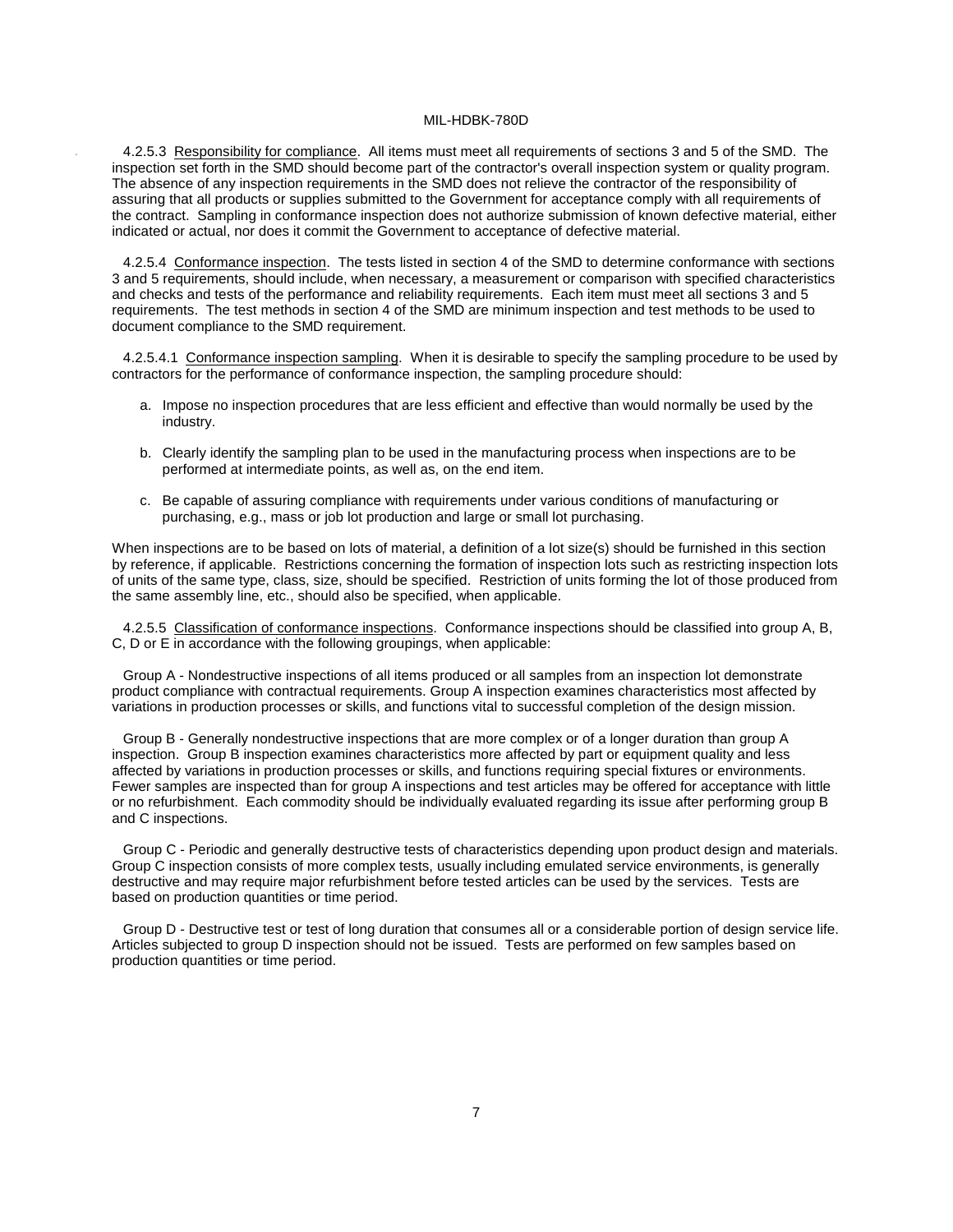4.2.5.3 Responsibility for compliance. All items must meet all requirements of sections 3 and 5 of the SMD. The inspection set forth in the SMD should become part of the contractor's overall inspection system or quality program. The absence of any inspection requirements in the SMD does not relieve the contractor of the responsibility of assuring that all products or supplies submitted to the Government for acceptance comply with all requirements of the contract. Sampling in conformance inspection does not authorize submission of known defective material, either indicated or actual, nor does it commit the Government to acceptance of defective material.

4.2.5.4 Conformance inspection. The tests listed in section 4 of the SMD to determine conformance with sections 3 and 5 requirements, should include, when necessary, a measurement or comparison with specified characteristics and checks and tests of the performance and reliability requirements. Each item must meet all sections 3 and 5 requirements. The test methods in section 4 of the SMD are minimum inspection and test methods to be used to document compliance to the SMD requirement.

4.2.5.4.1 Conformance inspection sampling. When it is desirable to specify the sampling procedure to be used by contractors for the performance of conformance inspection, the sampling procedure should:

a. Impose no inspection procedures that are less efficient and effective than would normally be used by the industry.

b. Clearly identify the sampling plan to be used in the manufacturing process when inspections are to be performed at intermediate points, as well as, on the end item.

c. Be capable of assuring compliance with requirements under various conditions of manufacturing or purchasing, e.g., mass or job lot production and large or small lot purchasing.

When inspections are to be based on lots of material, a definition of a lot size(s) should be furnished in this section by reference, if applicable. Restrictions concerning the formation of inspection lots such as restricting inspection lots of units of the same type, class, size, should be specified. Restriction of units forming the lot of those produced from the same assembly line, etc., should also be specified, when applicable.

4.2.5.5 Classification of conformance inspections. Conformance inspections should be classified into group A, B, C, D or E in accordance with the following groupings, when applicable:

Group A - Nondestructive inspections of all items produced or all samples from an inspection lot demonstrate product compliance with contractual requirements. Group A inspection examines characteristics most affected by variations in production processes or skills, and functions vital to successful completion of the design mission.

Group B - Generally nondestructive inspections that are more complex or of a longer duration than group A inspection. Group B inspection examines characteristics more affected by part or equipment quality and less affected by variations in production processes or skills, and functions requiring special fixtures or environments. Fewer samples are inspected than for group A inspections and test articles may be offered for acceptance with little or no refurbishment. Each commodity should be individually evaluated regarding its issue after performing group B and C inspections.

Group C - Periodic and generally destructive tests of characteristics depending upon product design and materials. Group C inspection consists of more complex tests, usually including emulated service environments, is generally destructive and may require major refurbishment before tested articles can be used by the services. Tests are based on production quantities or time period.

Group D - Destructive test or test of long duration that consumes all or a considerable portion of design service life. Articles subjected to group D inspection should not be issued. Tests are performed on few samples based on production quantities or time period.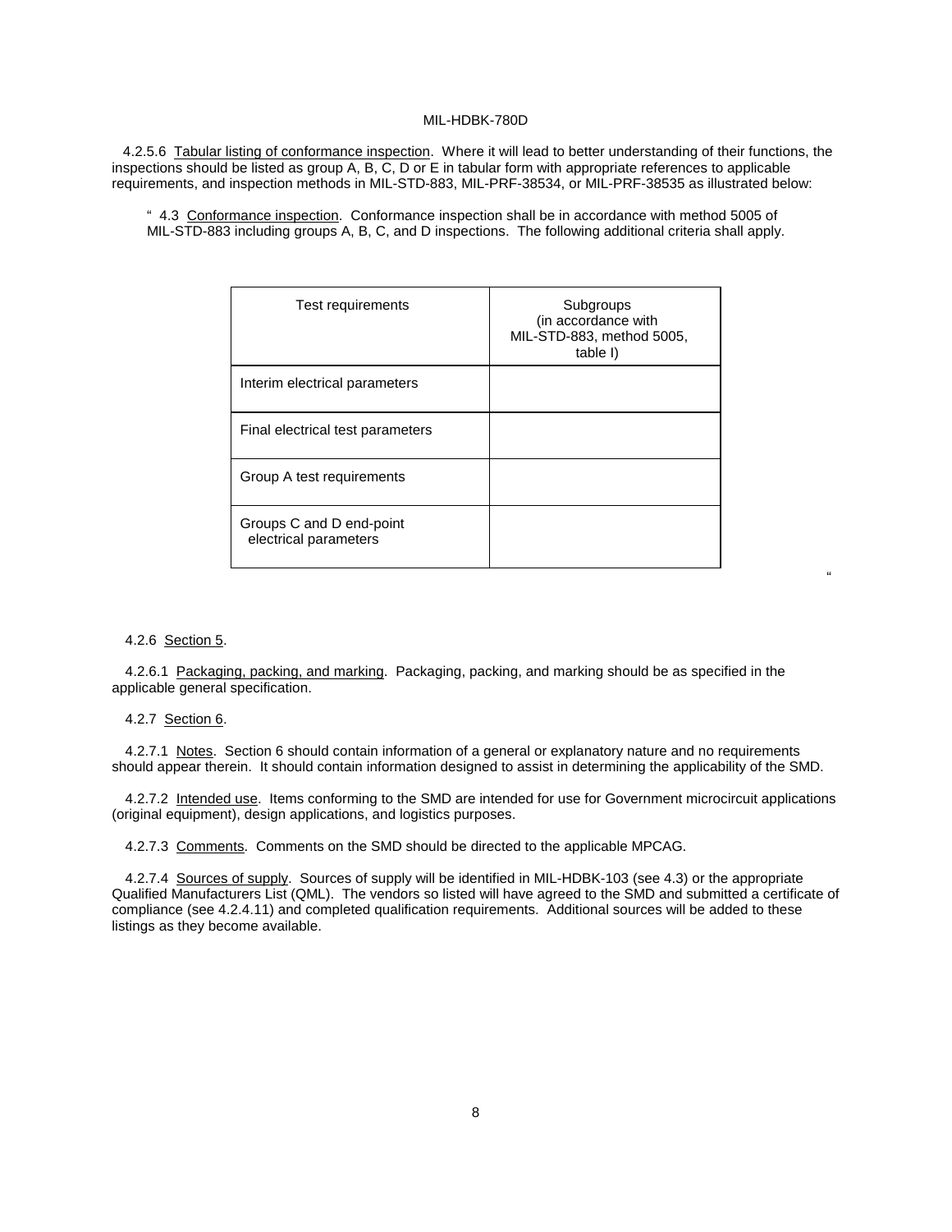4.2.5.6 Tabular listing of conformance inspection. Where it will lead to better understanding of their functions, the inspections should be listed as group A, B, C, D or E in tabular form with appropriate references to applicable requirements, and inspection methods in MIL-STD-883, MIL-PRF-38534, or MIL-PRF-38535 as illustrated below:

" 4.3 Conformance inspection. Conformance inspection shall be in accordance with method 5005 of MIL-STD-883 including groups A, B, C, and D inspections. The following additional criteria shall apply.

| Test requirements | Subgroups (in accordance with MIL-STD-883, method 5005, table I) |
|---|---|
| Interim electrical parameters | |
| Final electrical test parameters | |
| Group A test requirements | |
| Groups C and D end-point electrical parameters | |

"

4.2.6 Section 5.

4.2.6.1 Packaging, packing, and marking. Packaging, packing, and marking should be as specified in the applicable general specification.

4.2.7 Section 6.

4.2.7.1 Notes. Section 6 should contain information of a general or explanatory nature and no requirements should appear therein. It should contain information designed to assist in determining the applicability of the SMD.

4.2.7.2 Intended use. Items conforming to the SMD are intended for use for Government microcircuit applications (original equipment), design applications, and logistics purposes.

4.2.7.3 Comments. Comments on the SMD should be directed to the applicable MPCAG.

4.2.7.4 Sources of supply. Sources of supply will be identified in MIL-HDBK-103 (see 4.3) or the appropriate Qualified Manufacturers List (QML). The vendors so listed will have agreed to the SMD and submitted a certificate of compliance (see 4.2.4.11) and completed qualification requirements. Additional sources will be added to these listings as they become available.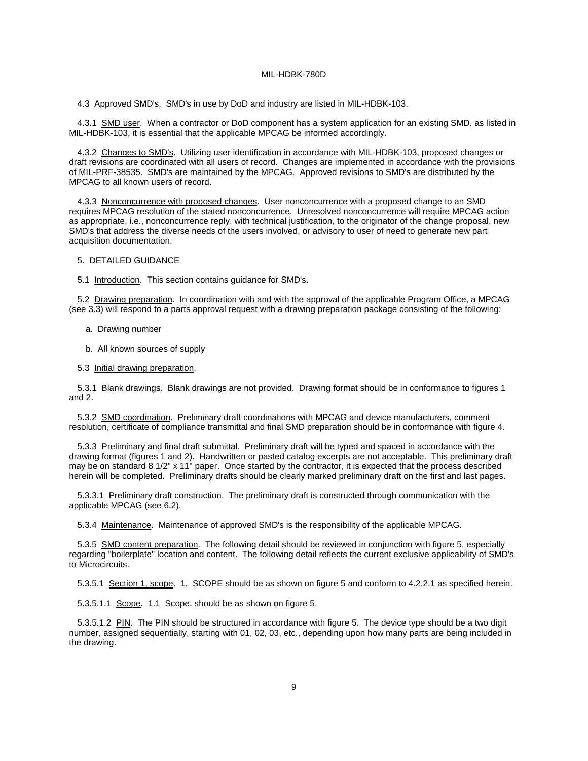4.3 Approved SMD's. SMD's in use by DoD and industry are listed in MIL-HDBK-103.

4.3.1 SMD user. When a contractor or DoD component has a system application for an existing SMD, as listed in MIL-HDBK-103, it is essential that the applicable MPCAG be informed accordingly.

4.3.2 Changes to SMD's. Utilizing user identification in accordance with MIL-HDBK-103, proposed changes or draft revisions are coordinated with all users of record. Changes are implemented in accordance with the provisions of MIL-PRF-38535. SMD's are maintained by the MPCAG. Approved revisions to SMD's are distributed by the MPCAG to all known users of record.

4.3.3 Nonconcurrence with proposed changes. User nonconcurrence with a proposed change to an SMD requires MPCAG resolution of the stated nonconcurrence. Unresolved nonconcurrence will require MPCAG action as appropriate, i.e., nonconcurrence reply, with technical justification, to the originator of the change proposal, new SMD's that address the diverse needs of the users involved, or advisory to user of need to generate new part acquisition documentation.

## 5. DETAILED GUIDANCE

5.1 Introduction. This section contains guidance for SMD's.

5.2 Drawing preparation. In coordination with and with the approval of the applicable Program Office, a MPCAG (see 3.3) will respond to a parts approval request with a drawing preparation package consisting of the following:

a. Drawing number

b. All known sources of supply

5.3 Initial drawing preparation.

5.3.1 Blank drawings. Blank drawings are not provided. Drawing format should be in conformance to figures 1 and 2.

5.3.2 SMD coordination. Preliminary draft coordinations with MPCAG and device manufacturers, comment resolution, certificate of compliance transmittal and final SMD preparation should be in conformance with figure 4.

5.3.3 Preliminary and final draft submittal. Preliminary draft will be typed and spaced in accordance with the drawing format (figures 1 and 2). Handwritten or pasted catalog excerpts are not acceptable. This preliminary draft may be on standard 8 1/2" x 11" paper. Once started by the contractor, it is expected that the process described herein will be completed. Preliminary drafts should be clearly marked preliminary draft on the first and last pages.

5.3.3.1 Preliminary draft construction. The preliminary draft is constructed through communication with the applicable MPCAG (see 6.2).

5.3.4 Maintenance. Maintenance of approved SMD's is the responsibility of the applicable MPCAG.

5.3.5 SMD content preparation. The following detail should be reviewed in conjunction with figure 5, especially regarding "boilerplate" location and content. The following detail reflects the current exclusive applicability of SMD's to Microcircuits.

5.3.5.1 Section 1, scope. 1. SCOPE should be as shown on figure 5 and conform to 4.2.2.1 as specified herein.

5.3.5.1.1 Scope. 1.1 Scope. should be as shown on figure 5.

5.3.5.1.2 PIN. The PIN should be structured in accordance with figure 5. The device type should be a two digit number, assigned sequentially, starting with 01, 02, 03, etc., depending upon how many parts are being included in the drawing.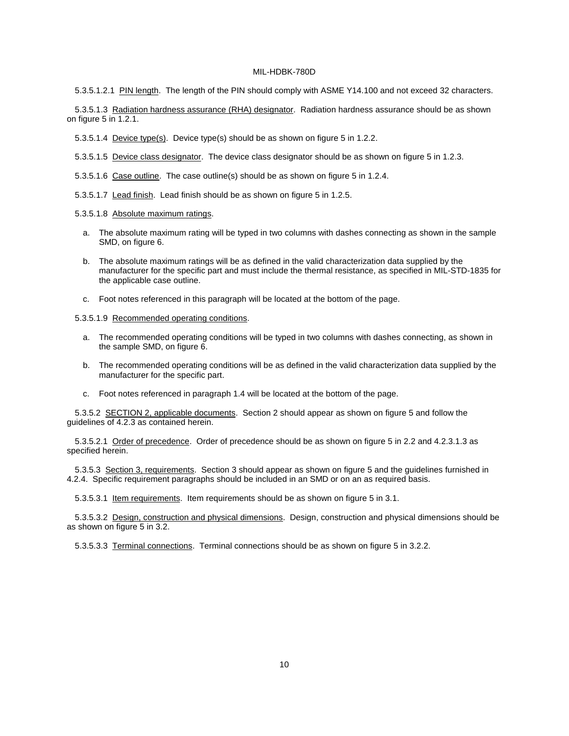5.3.5.1.2.1 PIN length. The length of the PIN should comply with ASME Y14.100 and not exceed 32 characters.

5.3.5.1.3 Radiation hardness assurance (RHA) designator. Radiation hardness assurance should be as shown on figure 5 in 1.2.1.

5.3.5.1.4 Device type(s). Device type(s) should be as shown on figure 5 in 1.2.2.

5.3.5.1.5 Device class designator. The device class designator should be as shown on figure 5 in 1.2.3.

5.3.5.1.6 Case outline. The case outline(s) should be as shown on figure 5 in 1.2.4.

5.3.5.1.7 Lead finish. Lead finish should be as shown on figure 5 in 1.2.5.

5.3.5.1.8 Absolute maximum ratings.

a. The absolute maximum rating will be typed in two columns with dashes connecting as shown in the sample SMD, on figure 6.

b. The absolute maximum ratings will be as defined in the valid characterization data supplied by the manufacturer for the specific part and must include the thermal resistance, as specified in MIL-STD-1835 for the applicable case outline.

c. Foot notes referenced in this paragraph will be located at the bottom of the page.

5.3.5.1.9 Recommended operating conditions.

a. The recommended operating conditions will be typed in two columns with dashes connecting, as shown in the sample SMD, on figure 6.

b. The recommended operating conditions will be as defined in the valid characterization data supplied by the manufacturer for the specific part.

c. Foot notes referenced in paragraph 1.4 will be located at the bottom of the page.

5.3.5.2 SECTION 2, applicable documents. Section 2 should appear as shown on figure 5 and follow the guidelines of 4.2.3 as contained herein.

5.3.5.2.1 Order of precedence. Order of precedence should be as shown on figure 5 in 2.2 and 4.2.3.1.3 as specified herein.

5.3.5.3 Section 3, requirements. Section 3 should appear as shown on figure 5 and the guidelines furnished in 4.2.4. Specific requirement paragraphs should be included in an SMD or on an as required basis.

5.3.5.3.1 Item requirements. Item requirements should be as shown on figure 5 in 3.1.

5.3.5.3.2 Design, construction and physical dimensions. Design, construction and physical dimensions should be as shown on figure 5 in 3.2.

5.3.5.3.3 Terminal connections. Terminal connections should be as shown on figure 5 in 3.2.2.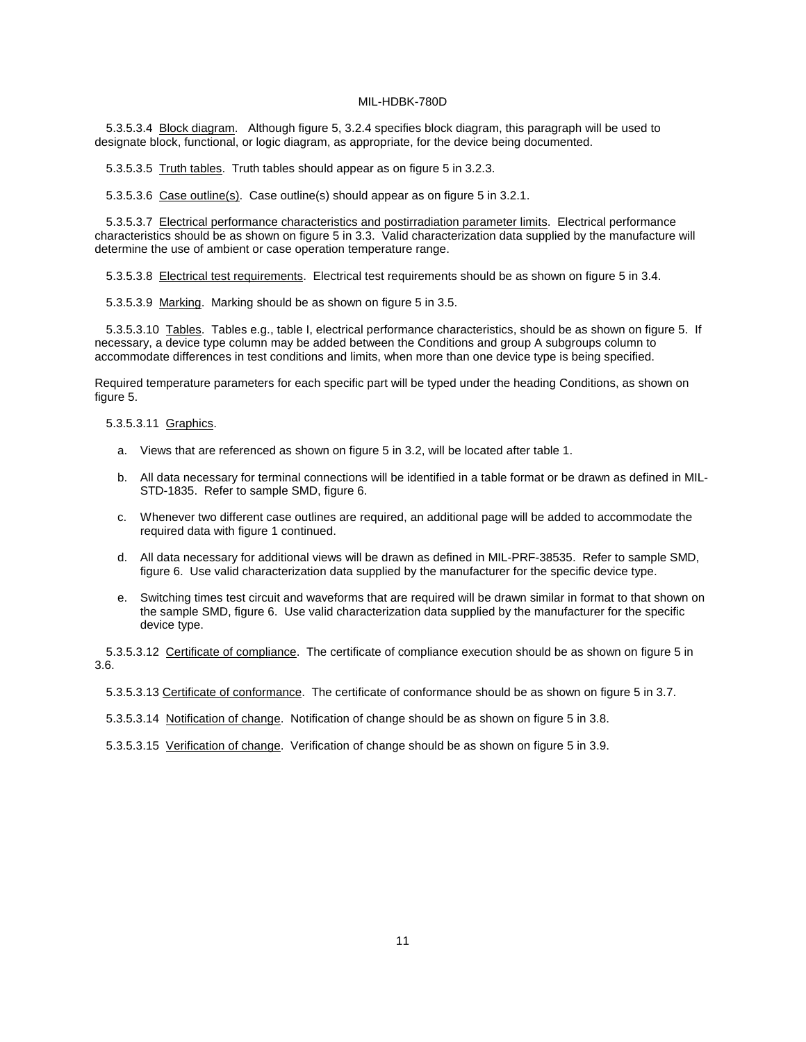5.3.5.3.4 Block diagram. Although figure 5, 3.2.4 specifies block diagram, this paragraph will be used to designate block, functional, or logic diagram, as appropriate, for the device being documented.

5.3.5.3.5 Truth tables. Truth tables should appear as on figure 5 in 3.2.3.

5.3.5.3.6 Case outline(s). Case outline(s) should appear as on figure 5 in 3.2.1.

5.3.5.3.7 Electrical performance characteristics and postirradiation parameter limits. Electrical performance characteristics should be as shown on figure 5 in 3.3. Valid characterization data supplied by the manufacture will determine the use of ambient or case operation temperature range.

5.3.5.3.8 Electrical test requirements. Electrical test requirements should be as shown on figure 5 in 3.4.

5.3.5.3.9 Marking. Marking should be as shown on figure 5 in 3.5.

5.3.5.3.10 Tables. Tables e.g., table I, electrical performance characteristics, should be as shown on figure 5. If necessary, a device type column may be added between the Conditions and group A subgroups column to accommodate differences in test conditions and limits, when more than one device type is being specified.

Required temperature parameters for each specific part will be typed under the heading Conditions, as shown on figure 5.

5.3.5.3.11 Graphics.

a. Views that are referenced as shown on figure 5 in 3.2, will be located after table 1.

b. All data necessary for terminal connections will be identified in a table format or be drawn as defined in MIL-STD-1835. Refer to sample SMD, figure 6.

c. Whenever two different case outlines are required, an additional page will be added to accommodate the required data with figure 1 continued.

d. All data necessary for additional views will be drawn as defined in MIL-PRF-38535. Refer to sample SMD, figure 6. Use valid characterization data supplied by the manufacturer for the specific device type.

e. Switching times test circuit and waveforms that are required will be drawn similar in format to that shown on the sample SMD, figure 6. Use valid characterization data supplied by the manufacturer for the specific device type.

5.3.5.3.12 Certificate of compliance. The certificate of compliance execution should be as shown on figure 5 in 3.6.

5.3.5.3.13 Certificate of conformance. The certificate of conformance should be as shown on figure 5 in 3.7.

5.3.5.3.14 Notification of change. Notification of change should be as shown on figure 5 in 3.8.

5.3.5.3.15 Verification of change. Verification of change should be as shown on figure 5 in 3.9.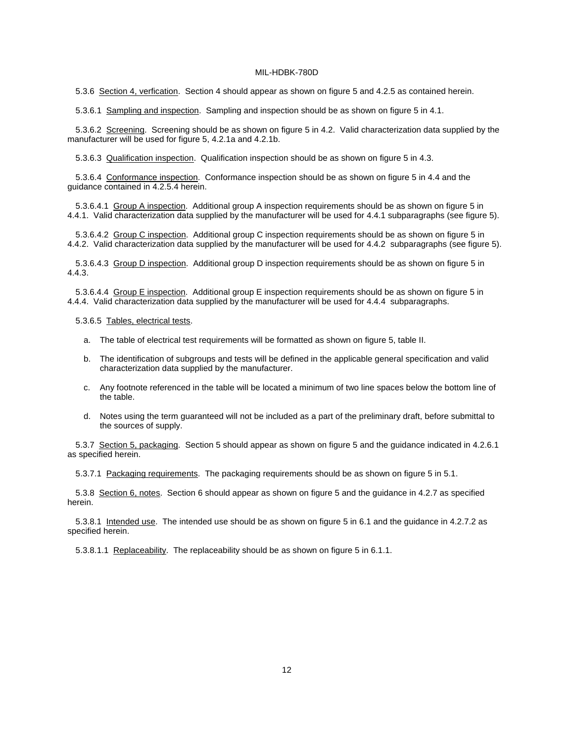5.3.6 Section 4, verfication. Section 4 should appear as shown on figure 5 and 4.2.5 as contained herein.

5.3.6.1 Sampling and inspection. Sampling and inspection should be as shown on figure 5 in 4.1.

5.3.6.2 Screening. Screening should be as shown on figure 5 in 4.2. Valid characterization data supplied by the manufacturer will be used for figure 5, 4.2.1a and 4.2.1b.

5.3.6.3 Qualification inspection. Qualification inspection should be as shown on figure 5 in 4.3.

5.3.6.4 Conformance inspection. Conformance inspection should be as shown on figure 5 in 4.4 and the guidance contained in 4.2.5.4 herein.

5.3.6.4.1 Group A inspection. Additional group A inspection requirements should be as shown on figure 5 in 4.4.1. Valid characterization data supplied by the manufacturer will be used for 4.4.1 subparagraphs (see figure 5).

5.3.6.4.2 Group C inspection. Additional group C inspection requirements should be as shown on figure 5 in 4.4.2. Valid characterization data supplied by the manufacturer will be used for 4.4.2 subparagraphs (see figure 5).

5.3.6.4.3 Group D inspection. Additional group D inspection requirements should be as shown on figure 5 in 4.4.3.

5.3.6.4.4 Group E inspection. Additional group E inspection requirements should be as shown on figure 5 in 4.4.4. Valid characterization data supplied by the manufacturer will be used for 4.4.4 subparagraphs.

5.3.6.5 Tables, electrical tests.

a. The table of electrical test requirements will be formatted as shown on figure 5, table II.

b. The identification of subgroups and tests will be defined in the applicable general specification and valid characterization data supplied by the manufacturer.

c. Any footnote referenced in the table will be located a minimum of two line spaces below the bottom line of the table.

d. Notes using the term guaranteed will not be included as a part of the preliminary draft, before submittal to the sources of supply.

5.3.7 Section 5, packaging. Section 5 should appear as shown on figure 5 and the guidance indicated in 4.2.6.1 as specified herein.

5.3.7.1 Packaging requirements. The packaging requirements should be as shown on figure 5 in 5.1.

5.3.8 Section 6, notes. Section 6 should appear as shown on figure 5 and the guidance in 4.2.7 as specified herein.

5.3.8.1 Intended use. The intended use should be as shown on figure 5 in 6.1 and the guidance in 4.2.7.2 as specified herein.

5.3.8.1.1 Replaceability. The replaceability should be as shown on figure 5 in 6.1.1.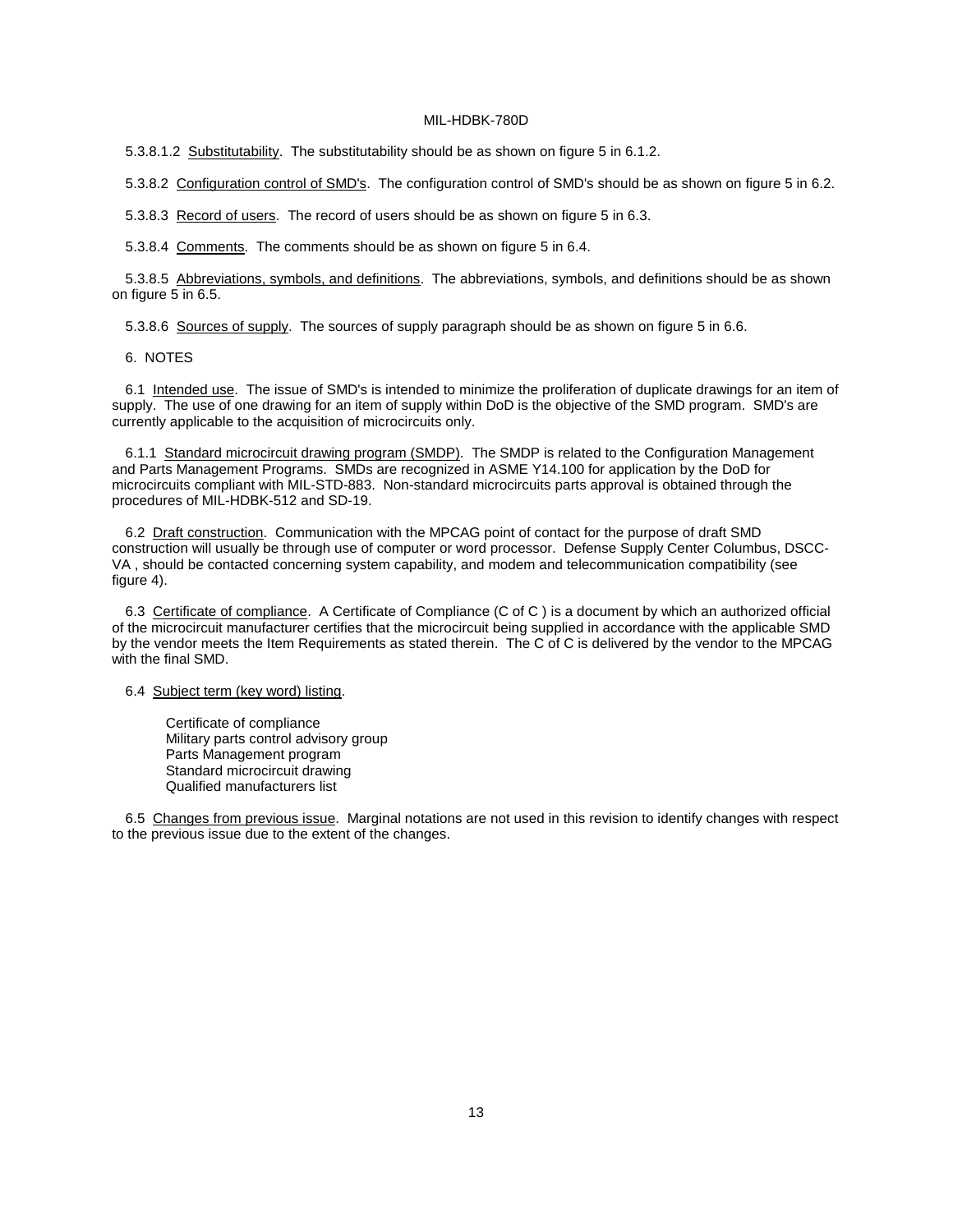5.3.8.1.2 Substitutability. The substitutability should be as shown on figure 5 in 6.1.2.

5.3.8.2 Configuration control of SMD's. The configuration control of SMD's should be as shown on figure 5 in 6.2.

5.3.8.3 Record of users. The record of users should be as shown on figure 5 in 6.3.

5.3.8.4 Comments. The comments should be as shown on figure 5 in 6.4.

5.3.8.5 Abbreviations, symbols, and definitions. The abbreviations, symbols, and definitions should be as shown on figure 5 in 6.5.

5.3.8.6 Sources of supply. The sources of supply paragraph should be as shown on figure 5 in 6.6.

## 6. NOTES

6.1 Intended use. The issue of SMD's is intended to minimize the proliferation of duplicate drawings for an item of supply. The use of one drawing for an item of supply within DoD is the objective of the SMD program. SMD's are currently applicable to the acquisition of microcircuits only.

6.1.1 Standard microcircuit drawing program (SMDP). The SMDP is related to the Configuration Management and Parts Management Programs. SMDs are recognized in ASME Y14.100 for application by the DoD for microcircuits compliant with MIL-STD-883. Non-standard microcircuits parts approval is obtained through the procedures of MIL-HDBK-512 and SD-19.

6.2 Draft construction. Communication with the MPCAG point of contact for the purpose of draft SMD construction will usually be through use of computer or word processor. Defense Supply Center Columbus, DSCC-VA , should be contacted concerning system capability, and modem and telecommunication compatibility (see figure 4).

6.3 Certificate of compliance. A Certificate of Compliance (C of C ) is a document by which an authorized official of the microcircuit manufacturer certifies that the microcircuit being supplied in accordance with the applicable SMD by the vendor meets the Item Requirements as stated therein. The C of C is delivered by the vendor to the MPCAG with the final SMD.

6.4 Subject term (key word) listing.

Certificate of compliance
Military parts control advisory group
Parts Management program
Standard microcircuit drawing
Qualified manufacturers list

6.5 Changes from previous issue. Marginal notations are not used in this revision to identify changes with respect to the previous issue due to the extent of the changes.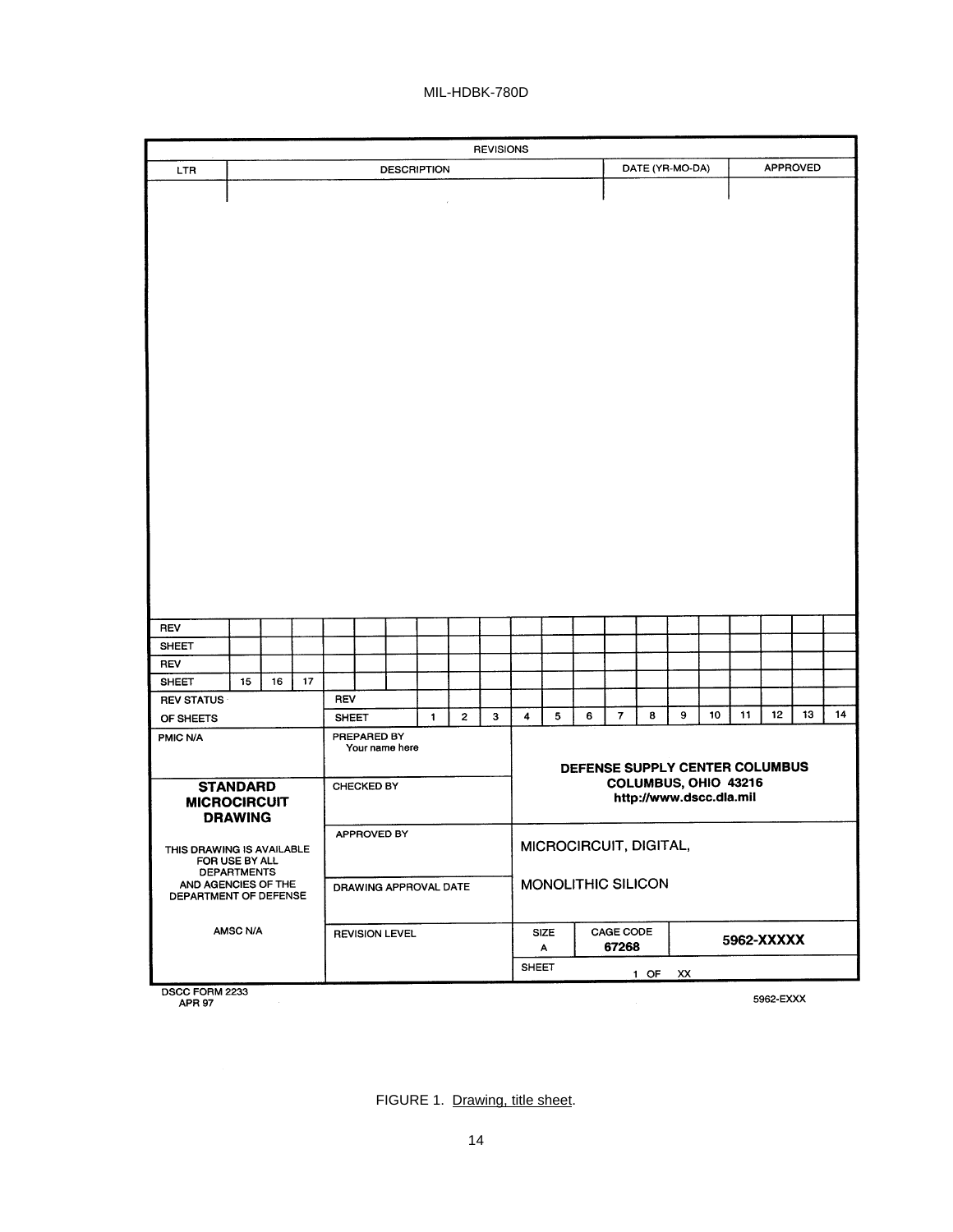| REVISIONS | | | |
|---|---|---|---|
| LTR | DESCRIPTION | DATE (YR-MO-DA) | APPROVED |
| | | | |

| | | | | | | | | | | | | | | | | | | | | |
|---|---|---|---|---|---|---|---|---|---|---|---|---|---|---|---|---|---|---|---|---|
| REV | | | | | | | | | | | | | | | | | | | | |
| SHEET | | | | | | | | | | | | | | | | | | | | |
| REV | | | | | | | | | | | | | | | | | | | | |
| SHEET | 15 | 16 | 17 | | | | | | | | | | | | | | | | | |
| REV STATUS | | | | REV | | | | | | | | | | | | | | | | |
| OF SHEETS | | | | SHEET | | | 1 | 2 | 3 | 4 | 5 | 6 | 7 | 8 | 9 | 10 | 11 | 12 | 13 | 14 |

| | | |
|---|---|---|
| PMIC N/A | PREPARED BY Your name here | DEFENSE SUPPLY CENTER COLUMBUS COLUMBUS, OHIO 43216 http://www.dscc.dla.mil |
| **STANDARD MICROCIRCUIT DRAWING** | CHECKED BY | |
| THIS DRAWING IS AVAILABLE FOR USE BY ALL DEPARTMENTS AND AGENCIES OF THE DEPARTMENT OF DEFENSE | APPROVED BY | MICROCIRCUIT, DIGITAL, |
| | DRAWING APPROVAL DATE | MONOLITHIC SILICON |
| AMSC N/A | REVISION LEVEL | SIZE A / CAGE CODE 67268 / **5962-XXXXX** |
| | | SHEET 1 OF XX |

DSCC FORM 2233
APR 97

5962-EXXX

FIGURE 1. Drawing, title sheet.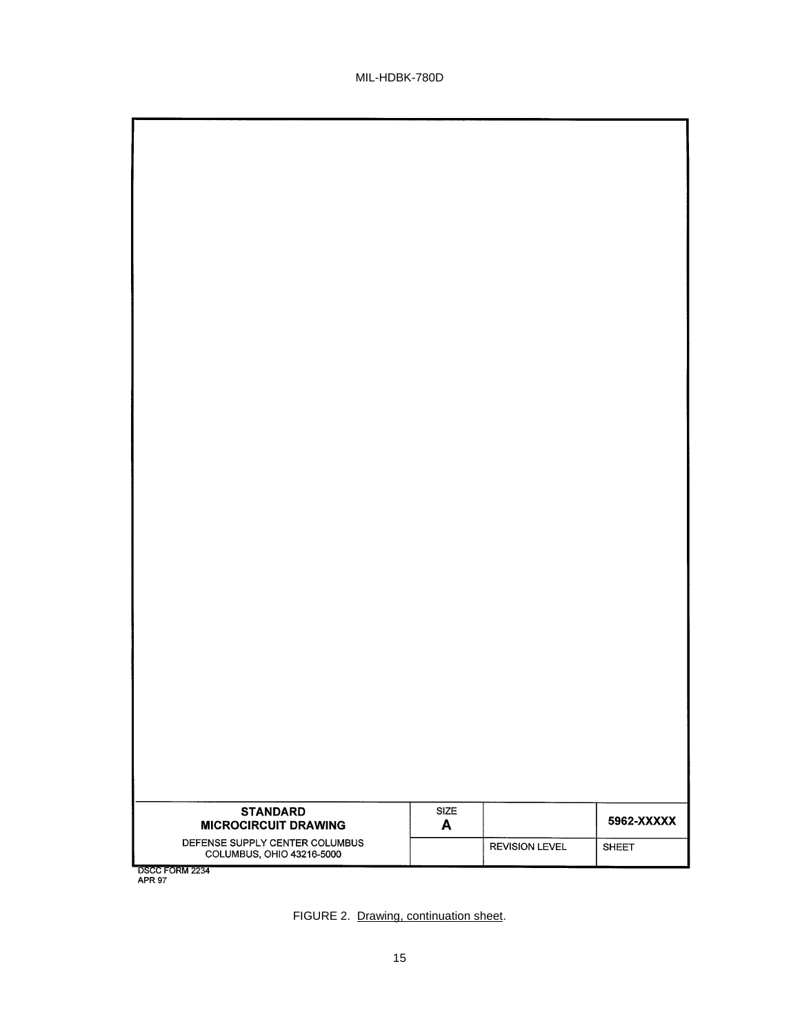| STANDARD MICROCIRCUIT DRAWING | SIZE A | | 5962-XXXXX |
|---|---|---|---|
| DEFENSE SUPPLY CENTER COLUMBUS COLUMBUS, OHIO 43216-5000 | | REVISION LEVEL | SHEET |

DSCC FORM 2234
APR 97

FIGURE 2. Drawing, continuation sheet.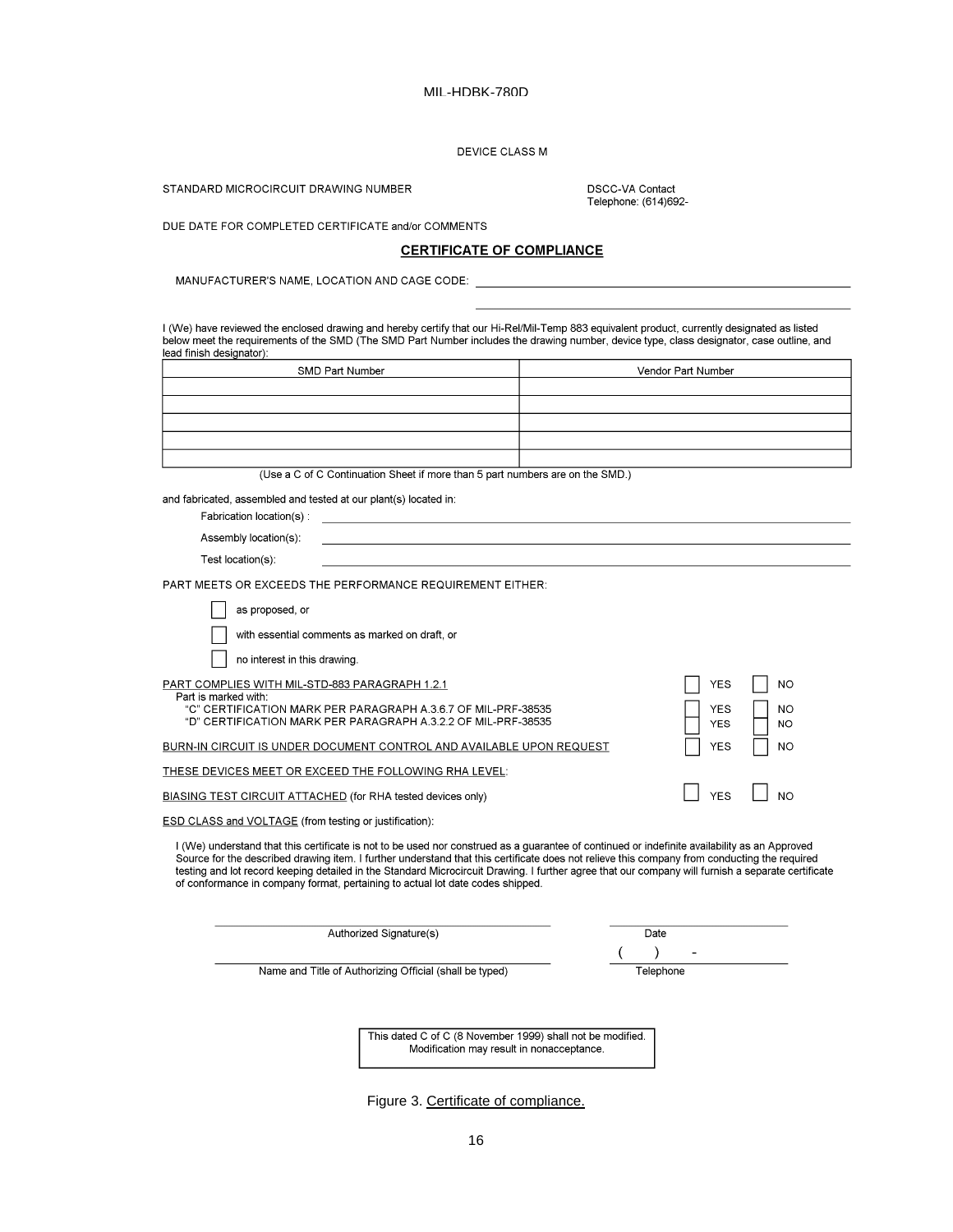DEVICE CLASS M

STANDARD MICROCIRCUIT DRAWING NUMBER

DSCC-VA Contact
Telephone: (614)692-

DUE DATE FOR COMPLETED CERTIFICATE and/or COMMENTS

## CERTIFICATE OF COMPLIANCE

MANUFACTURER'S NAME, LOCATION AND CAGE CODE: ______________________________

I (We) have reviewed the enclosed drawing and hereby certify that our Hi-Rel/Mil-Temp 883 equivalent product, currently designated as listed below meet the requirements of the SMD (The SMD Part Number includes the drawing number, device type, class designator, case outline, and lead finish designator):

| SMD Part Number | Vendor Part Number |
|---|---|
| | |
| | |
| | |
| | |
| | |

(Use a C of C Continuation Sheet if more than 5 part numbers are on the SMD.)

and fabricated, assembled and tested at our plant(s) located in:

Fabrication location(s) : ______________________________

Assembly location(s): ______________________________

Test location(s): ______________________________

PART MEETS OR EXCEEDS THE PERFORMANCE REQUIREMENT EITHER:

☐ as proposed, or

☐ with essential comments as marked on draft, or

☐ no interest in this drawing.

PART COMPLIES WITH MIL-STD-883 PARAGRAPH 1.2.1 ☐ YES ☐ NO

Part is marked with:

"C" CERTIFICATION MARK PER PARAGRAPH A.3.6.7 OF MIL-PRF-38535 ☐ YES ☐ NO

"D" CERTIFICATION MARK PER PARAGRAPH A.3.2.2 OF MIL-PRF-38535 ☐ YES ☐ NO

BURN-IN CIRCUIT IS UNDER DOCUMENT CONTROL AND AVAILABLE UPON REQUEST ☐ YES ☐ NO

THESE DEVICES MEET OR EXCEED THE FOLLOWING RHA LEVEL:

BIASING TEST CIRCUIT ATTACHED (for RHA tested devices only) ☐ YES ☐ NO

ESD CLASS and VOLTAGE (from testing or justification):

I (We) understand that this certificate is not to be used nor construed as a guarantee of continued or indefinite availability as an Approved Source for the described drawing item. I further understand that this certificate does not relieve this company from conducting the required testing and lot record keeping detailed in the Standard Microcircuit Drawing. I further agree that our company will furnish a separate certificate of conformance in company format, pertaining to actual lot date codes shipped.

______________________________ Authorized Signature(s)

______________________________ Date

______________________________ Name and Title of Authorizing Official (shall be typed)

( ) - ______________________________ Telephone

This dated C of C (8 November 1999) shall not be modified.
Modification may result in nonacceptance.

Figure 3. Certificate of compliance.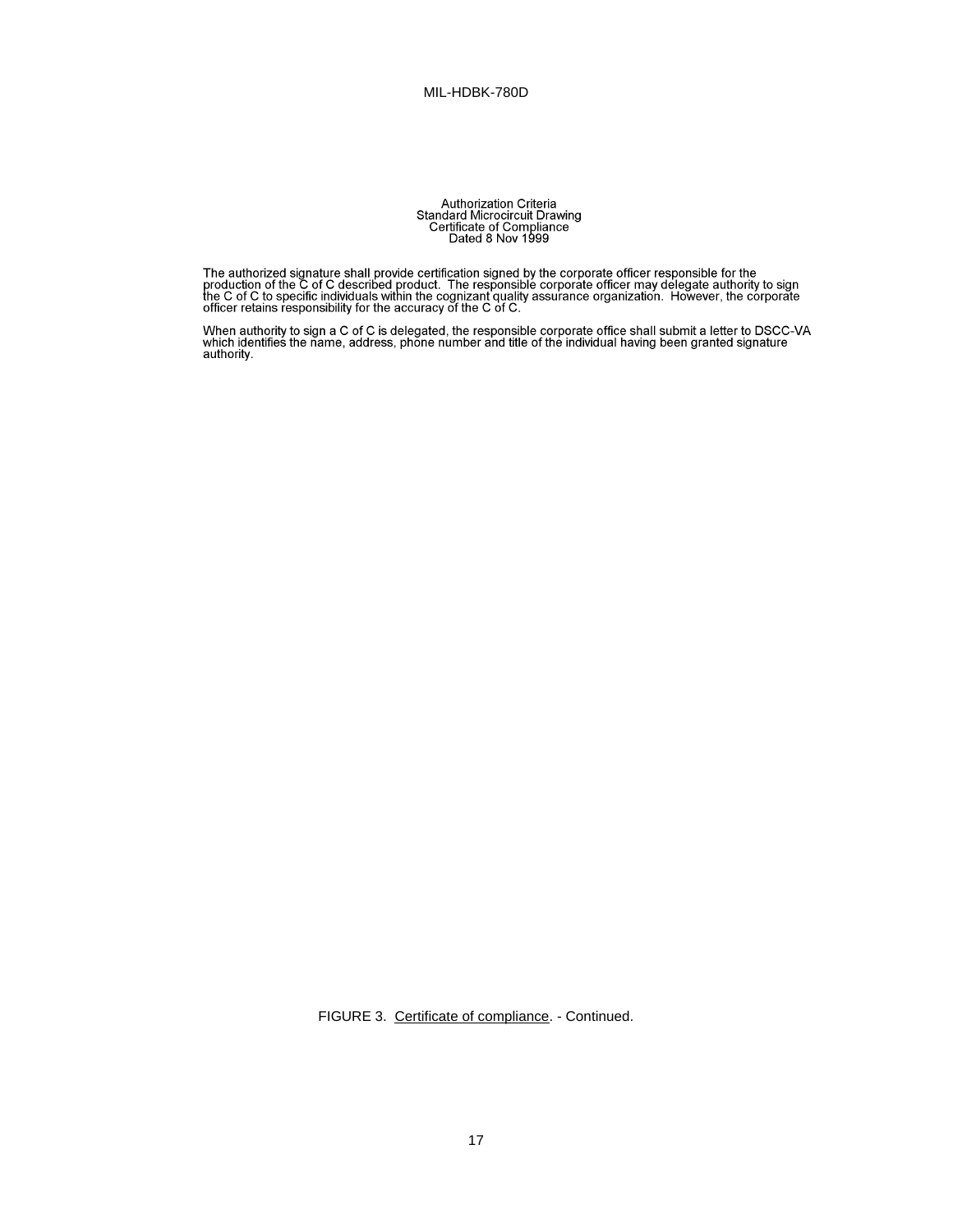Authorization Criteria
Standard Microcircuit Drawing
Certificate of Compliance
Dated 8 Nov 1999

The authorized signature shall provide certification signed by the corporate officer responsible for the production of the C of C described product. The responsible corporate officer may delegate authority to sign the C of C to specific individuals within the cognizant quality assurance organization. However, the corporate officer retains responsibility for the accuracy of the C of C.

When authority to sign a C of C is delegated, the responsible corporate office shall submit a letter to DSCC-VA which identifies the name, address, phone number and title of the individual having been granted signature authority.

FIGURE 3. Certificate of compliance. - Continued.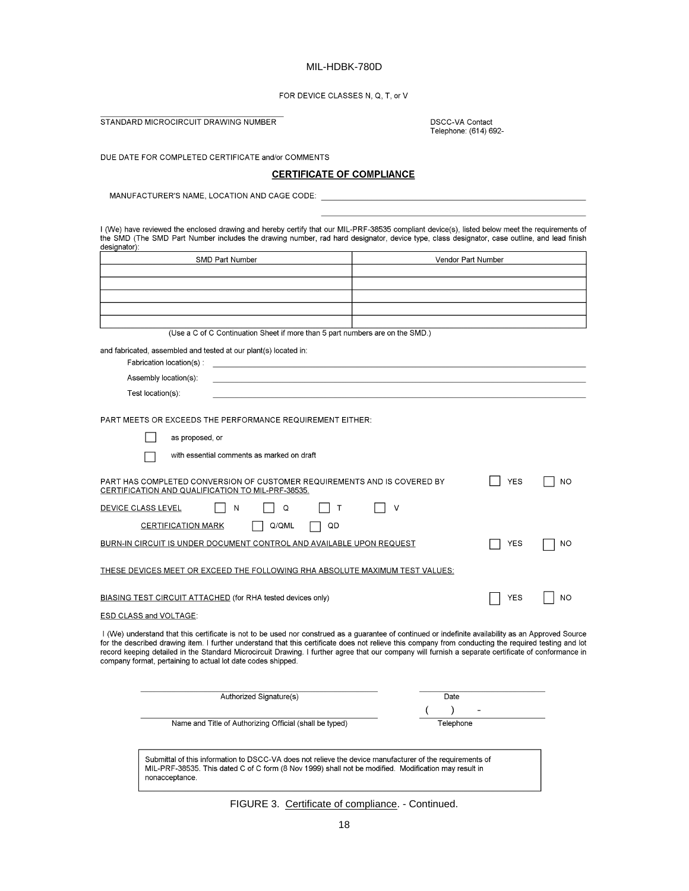FOR DEVICE CLASSES N, Q, T, or V

\_\_\_\_\_\_\_\_\_\_\_\_\_\_\_\_\_\_\_\_\_\_\_\_\_\_\_\_\_\_\_\_\_\_\_\_\_\_\_\_
STANDARD MICROCIRCUIT DRAWING NUMBER

DSCC-VA Contact
Telephone: (614) 692-

DUE DATE FOR COMPLETED CERTIFICATE and/or COMMENTS

## CERTIFICATE OF COMPLIANCE

MANUFACTURER'S NAME, LOCATION AND CAGE CODE: \_\_\_\_\_\_\_\_\_\_\_\_\_\_\_\_\_\_\_\_\_\_\_\_\_\_\_\_\_\_\_\_\_\_\_\_\_\_\_\_\_\_\_\_\_\_

\_\_\_\_\_\_\_\_\_\_\_\_\_\_\_\_\_\_\_\_\_\_\_\_\_\_\_\_\_\_\_\_\_\_\_\_\_\_\_\_\_\_\_\_\_\_

I (We) have reviewed the enclosed drawing and hereby certify that our MIL-PRF-38535 compliant device(s), listed below meet the requirements of the SMD (The SMD Part Number includes the drawing number, rad hard designator, device type, class designator, case outline, and lead finish designator):

| SMD Part Number | Vendor Part Number |
|---|---|
| | |
| | |
| | |
| | |
| | |

(Use a C of C Continuation Sheet if more than 5 part numbers are on the SMD.)

and fabricated, assembled and tested at our plant(s) located in:

Fabrication location(s) : \_\_\_\_\_\_\_\_\_\_\_\_\_\_\_\_\_\_\_\_\_\_\_\_\_\_\_\_\_\_\_\_\_\_\_\_\_\_\_\_

Assembly location(s): \_\_\_\_\_\_\_\_\_\_\_\_\_\_\_\_\_\_\_\_\_\_\_\_\_\_\_\_\_\_\_\_\_\_\_\_\_\_\_\_

Test location(s): \_\_\_\_\_\_\_\_\_\_\_\_\_\_\_\_\_\_\_\_\_\_\_\_\_\_\_\_\_\_\_\_\_\_\_\_\_\_\_\_

PART MEETS OR EXCEEDS THE PERFORMANCE REQUIREMENT EITHER:

☐ as proposed, or

☐ with essential comments as marked on draft

PART HAS COMPLETED CONVERSION OF CUSTOMER REQUIREMENTS AND IS COVERED BY <u>CERTIFICATION AND QUALIFICATION TO MIL-PRF-38535.</u> ☐ YES ☐ NO

<u>DEVICE CLASS LEVEL</u> ☐ N ☐ Q ☐ T ☐ V

<u>CERTIFICATION MARK</u> ☐ Q/QML ☐ QD

<u>BURN-IN CIRCUIT IS UNDER DOCUMENT CONTROL AND AVAILABLE UPON REQUEST</u> ☐ YES ☐ NO

<u>THESE DEVICES MEET OR EXCEED THE FOLLOWING RHA ABSOLUTE MAXIMUM TEST VALUES:</u>

<u>BIASING TEST CIRCUIT ATTACHED</u> (for RHA tested devices only) ☐ YES ☐ NO

<u>ESD CLASS and VOLTAGE</u>:

I (We) understand that this certificate is not to be used nor construed as a guarantee of continued or indefinite availability as an Approved Source for the described drawing item. I further understand that this certificate does not relieve this company from conducting the required testing and lot record keeping detailed in the Standard Microcircuit Drawing. I further agree that our company will furnish a separate certificate of conformance in company format, pertaining to actual lot date codes shipped.

\_\_\_\_\_\_\_\_\_\_\_\_\_\_\_\_\_\_\_\_\_\_\_\_\_\_\_\_\_\_\_\_\_\_\_\_\_\_\_\_ \_\_\_\_\_\_\_\_\_\_\_\_\_\_\_\_\_\_\_\_
Authorized Signature(s) Date

\_\_\_\_\_\_\_\_\_\_\_\_\_\_\_\_\_\_\_\_\_\_\_\_\_\_\_\_\_\_\_\_\_\_\_\_\_\_\_\_ ( ) -
Name and Title of Authorizing Official (shall be typed) Telephone

> Submittal of this information to DSCC-VA does not relieve the device manufacturer of the requirements of MIL-PRF-38535. This dated C of C form (8 Nov 1999) shall not be modified. Modification may result in nonacceptance.

FIGURE 3. <u>Certificate of compliance</u>. - Continued.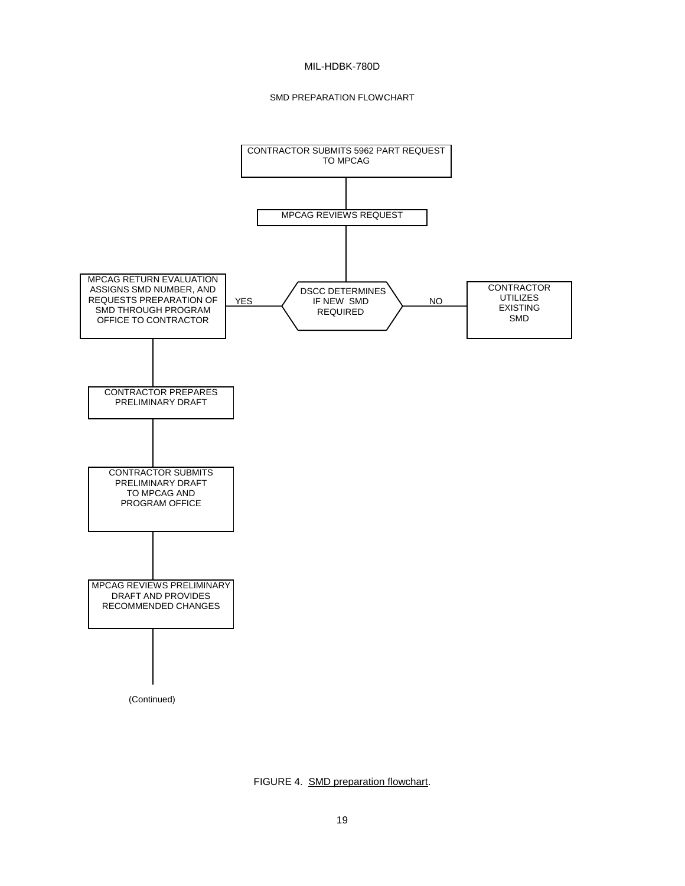SMD PREPARATION FLOWCHART

CONTRACTOR SUBMITS 5962 PART REQUEST TO MPCAG

MPCAG REVIEWS REQUEST

DSCC DETERMINES IF NEW SMD REQUIRED

YES

MPCAG RETURN EVALUATION ASSIGNS SMD NUMBER, AND REQUESTS PREPARATION OF SMD THROUGH PROGRAM OFFICE TO CONTRACTOR

NO

CONTRACTOR UTILIZES EXISTING SMD

CONTRACTOR PREPARES PRELIMINARY DRAFT

CONTRACTOR SUBMITS PRELIMINARY DRAFT TO MPCAG AND PROGRAM OFFICE

MPCAG REVIEWS PRELIMINARY DRAFT AND PROVIDES RECOMMENDED CHANGES

(Continued)

FIGURE 4. SMD preparation flowchart.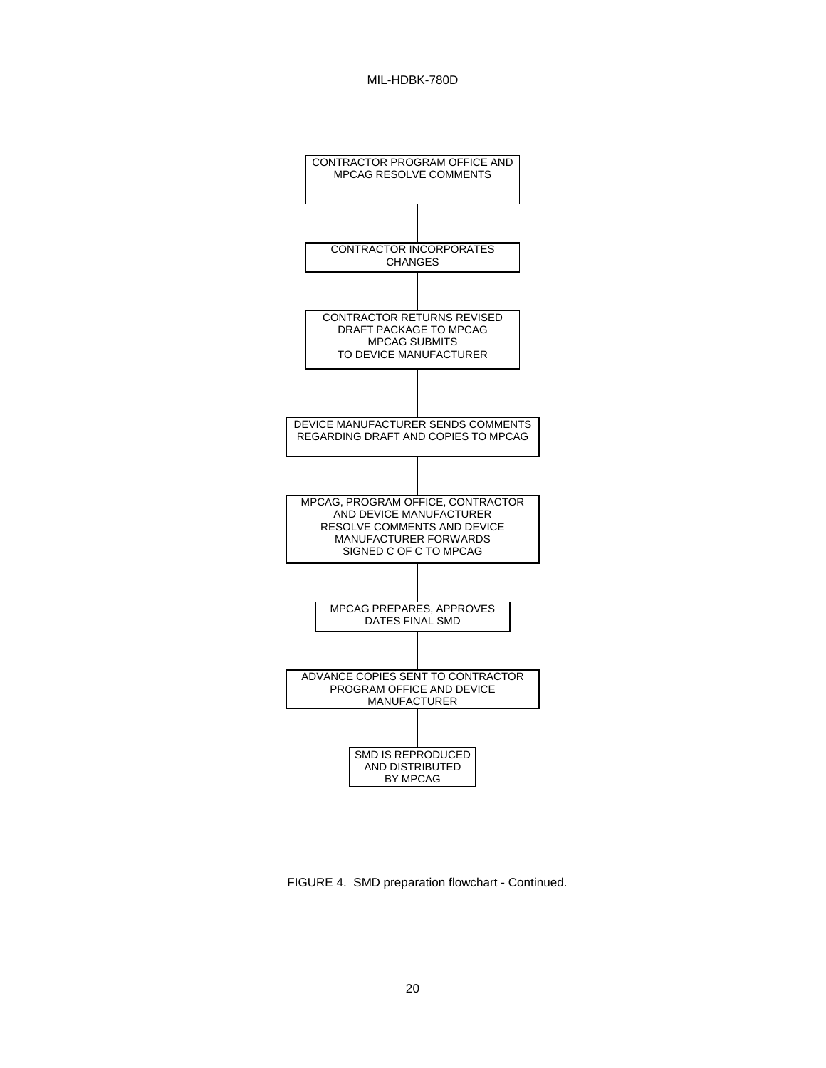CONTRACTOR PROGRAM OFFICE AND MPCAG RESOLVE COMMENTS

↓

CONTRACTOR INCORPORATES CHANGES

↓

CONTRACTOR RETURNS REVISED DRAFT PACKAGE TO MPCAG MPCAG SUBMITS TO DEVICE MANUFACTURER

↓

DEVICE MANUFACTURER SENDS COMMENTS REGARDING DRAFT AND COPIES TO MPCAG

↓

MPCAG, PROGRAM OFFICE, CONTRACTOR AND DEVICE MANUFACTURER RESOLVE COMMENTS AND DEVICE MANUFACTURER FORWARDS SIGNED C OF C TO MPCAG

↓

MPCAG PREPARES, APPROVES DATES FINAL SMD

↓

ADVANCE COPIES SENT TO CONTRACTOR PROGRAM OFFICE AND DEVICE MANUFACTURER

↓

SMD IS REPRODUCED AND DISTRIBUTED BY MPCAG

FIGURE 4. SMD preparation flowchart - Continued.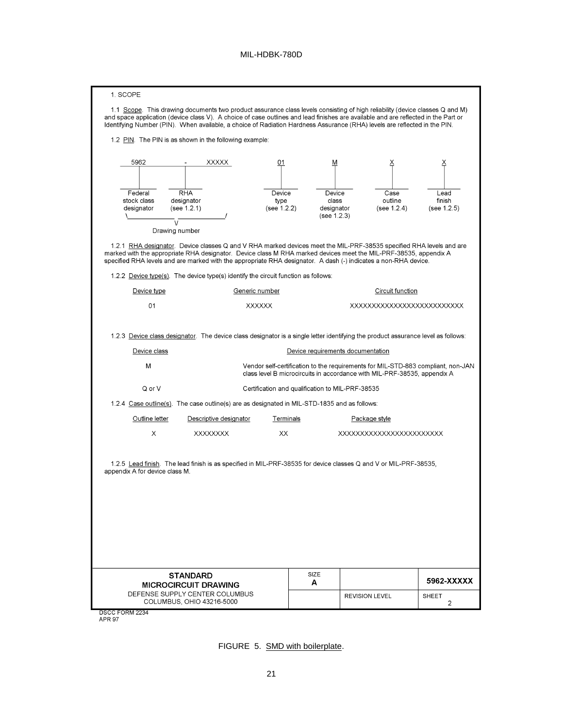1. SCOPE

1.1 Scope. This drawing documents two product assurance class levels consisting of high reliability (device classes Q and M) and space application (device class V). A choice of case outlines and lead finishes are available and are reflected in the Part or Identifying Number (PIN). When available, a choice of Radiation Hardness Assurance (RHA) levels are reflected in the PIN.

1.2 PIN. The PIN is as shown in the following example:

```
 5962          -        XXXXX          01          M            X            X
   |           |                        |           |            |            |
Federal       RHA                    Device      Device        Case         Lead
stock class   designator             type        class         outline      finish
designator    (see 1.2.1)            (see 1.2.2) designator    (see 1.2.4)  (see 1.2.5)
\__________________________/                     (see 1.2.3)
              V
        Drawing number
```

1.2.1 RHA designator. Device classes Q and V RHA marked devices meet the MIL-PRF-38535 specified RHA levels and are marked with the appropriate RHA designator. Device class M RHA marked devices meet the MIL-PRF-38535, appendix A specified RHA levels and are marked with the appropriate RHA designator. A dash (-) indicates a non-RHA device.

1.2.2 Device type(s). The device type(s) identify the circuit function as follows:

| Device type | Generic number | Circuit function |
|---|---|---|
| 01 | XXXXXX | XXXXXXXXXXXXXXXXXXXXXXXXXX |

1.2.3 Device class designator. The device class designator is a single letter identifying the product assurance level as follows:

| Device class | Device requirements documentation |
|---|---|
| M | Vendor self-certification to the requirements for MIL-STD-883 compliant, non-JAN class level B microcircuits in accordance with MIL-PRF-38535, appendix A |
| Q or V | Certification and qualification to MIL-PRF-38535 |

1.2.4 Case outline(s). The case outline(s) are as designated in MIL-STD-1835 and as follows:

| Outline letter | Descriptive designator | Terminals | Package style |
|---|---|---|---|
| X | XXXXXXXX | XX | XXXXXXXXXXXXXXXXXXXXXXXX |

1.2.5 Lead finish. The lead finish is as specified in MIL-PRF-38535 for device classes Q and V or MIL-PRF-38535, appendix A for device class M.

| STANDARD MICROCIRCUIT DRAWING | SIZE A | | 5962-XXXXX |
|---|---|---|---|
| DEFENSE SUPPLY CENTER COLUMBUS COLUMBUS, OHIO 43216-5000 | | REVISION LEVEL | SHEET 2 |

DSCC FORM 2234
APR 97

FIGURE 5. SMD with boilerplate.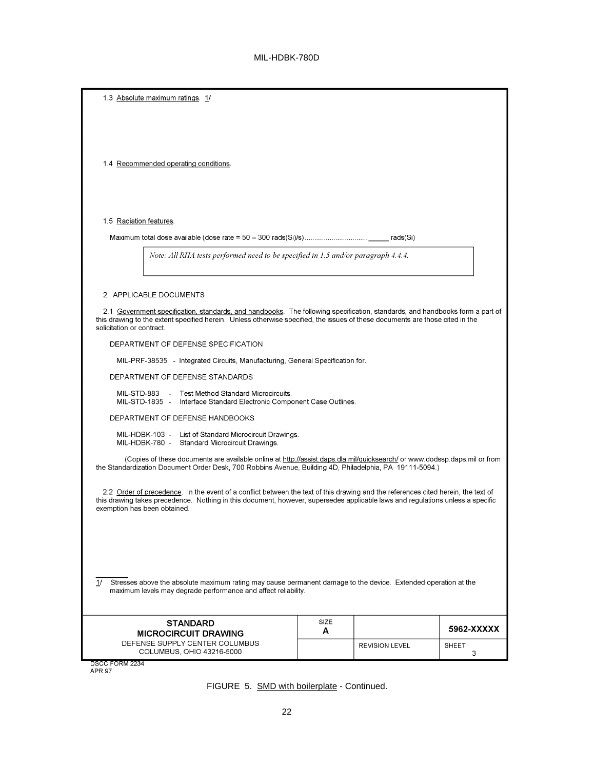1.3 Absolute maximum ratings. 1/

1.4 Recommended operating conditions.

1.5 Radiation features.

Maximum total dose available (dose rate = 50 – 300 rads(Si)/s) ................................ _____ rads(Si)

*Note: All RHA tests performed need to be specified in 1.5 and/or paragraph 4.4.4.*

2. APPLICABLE DOCUMENTS

2.1 Government specification, standards, and handbooks. The following specification, standards, and handbooks form a part of this drawing to the extent specified herein. Unless otherwise specified, the issues of these documents are those cited in the solicitation or contract.

DEPARTMENT OF DEFENSE SPECIFICATION

MIL-PRF-38535 - Integrated Circuits, Manufacturing, General Specification for.

DEPARTMENT OF DEFENSE STANDARDS

MIL-STD-883 - Test Method Standard Microcircuits.
MIL-STD-1835 - Interface Standard Electronic Component Case Outlines.

DEPARTMENT OF DEFENSE HANDBOOKS

MIL-HDBK-103 - List of Standard Microcircuit Drawings.
MIL-HDBK-780 - Standard Microcircuit Drawings.

(Copies of these documents are available online at http://assist.daps.dla.mil/quicksearch/ or www.dodssp.daps.mil or from the Standardization Document Order Desk, 700 Robbins Avenue, Building 4D, Philadelphia, PA 19111-5094.)

2.2 Order of precedence. In the event of a conflict between the text of this drawing and the references cited herein, the text of this drawing takes precedence. Nothing in this document, however, supersedes applicable laws and regulations unless a specific exemption has been obtained.

1/ Stresses above the absolute maximum rating may cause permanent damage to the device. Extended operation at the maximum levels may degrade performance and affect reliability.

| STANDARD MICROCIRCUIT DRAWING | SIZE A | | 5962-XXXXX |
|---|---|---|---|
| DEFENSE SUPPLY CENTER COLUMBUS COLUMBUS, OHIO 43216-5000 | | REVISION LEVEL | SHEET 3 |

DSCC FORM 2234
APR 97

FIGURE 5. SMD with boilerplate - Continued.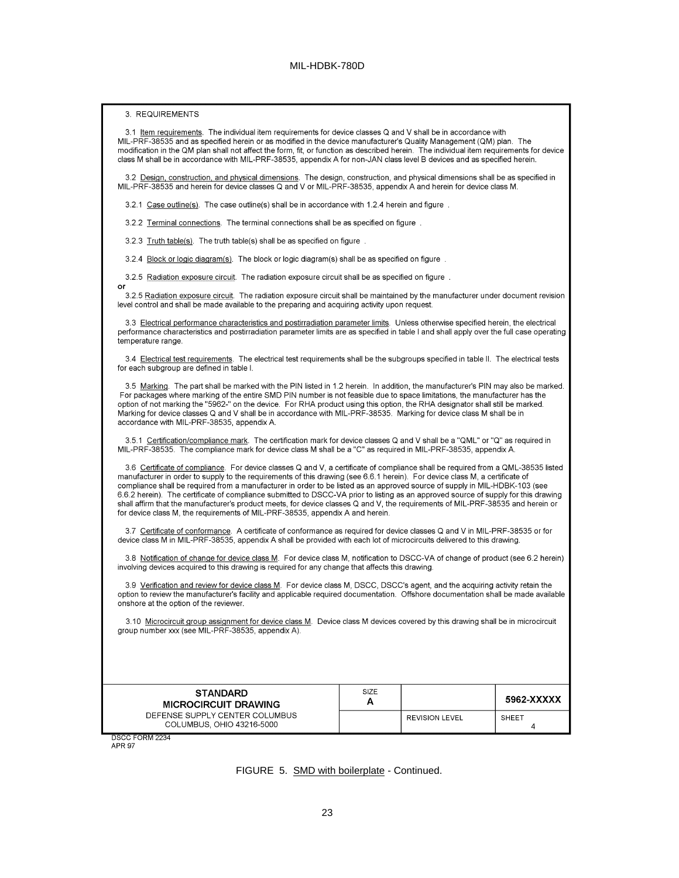3. REQUIREMENTS

3.1 Item requirements. The individual item requirements for device classes Q and V shall be in accordance with MIL-PRF-38535 and as specified herein or as modified in the device manufacturer's Quality Management (QM) plan. The modification in the QM plan shall not affect the form, fit, or function as described herein. The individual item requirements for device class M shall be in accordance with MIL-PRF-38535, appendix A for non-JAN class level B devices and as specified herein.

3.2 Design, construction, and physical dimensions. The design, construction, and physical dimensions shall be as specified in MIL-PRF-38535 and herein for device classes Q and V or MIL-PRF-38535, appendix A and herein for device class M.

3.2.1 Case outline(s). The case outline(s) shall be in accordance with 1.2.4 herein and figure .

3.2.2 Terminal connections. The terminal connections shall be as specified on figure .

3.2.3 Truth table(s). The truth table(s) shall be as specified on figure .

3.2.4 Block or logic diagram(s). The block or logic diagram(s) shall be as specified on figure .

3.2.5 Radiation exposure circuit. The radiation exposure circuit shall be as specified on figure .

**or**

3.2.5 Radiation exposure circuit. The radiation exposure circuit shall be maintained by the manufacturer under document revision level control and shall be made available to the preparing and acquiring activity upon request.

3.3 Electrical performance characteristics and postirradiation parameter limits. Unless otherwise specified herein, the electrical performance characteristics and postirradiation parameter limits are as specified in table I and shall apply over the full case operating temperature range.

3.4 Electrical test requirements. The electrical test requirements shall be the subgroups specified in table II. The electrical tests for each subgroup are defined in table I.

3.5 Marking. The part shall be marked with the PIN listed in 1.2 herein. In addition, the manufacturer's PIN may also be marked. For packages where marking of the entire SMD PIN number is not feasible due to space limitations, the manufacturer has the option of not marking the "5962-" on the device. For RHA product using this option, the RHA designator shall still be marked. Marking for device classes Q and V shall be in accordance with MIL-PRF-38535. Marking for device class M shall be in accordance with MIL-PRF-38535, appendix A.

3.5.1 Certification/compliance mark. The certification mark for device classes Q and V shall be a "QML" or "Q" as required in MIL-PRF-38535. The compliance mark for device class M shall be a "C" as required in MIL-PRF-38535, appendix A.

3.6 Certificate of compliance. For device classes Q and V, a certificate of compliance shall be required from a QML-38535 listed manufacturer in order to supply to the requirements of this drawing (see 6.6.1 herein). For device class M, a certificate of compliance shall be required from a manufacturer in order to be listed as an approved source of supply in MIL-HDBK-103 (see 6.6.2 herein). The certificate of compliance submitted to DSCC-VA prior to listing as an approved source of supply for this drawing shall affirm that the manufacturer's product meets, for device classes Q and V, the requirements of MIL-PRF-38535 and herein or for device class M, the requirements of MIL-PRF-38535, appendix A and herein.

3.7 Certificate of conformance. A certificate of conformance as required for device classes Q and V in MIL-PRF-38535 or for device class M in MIL-PRF-38535, appendix A shall be provided with each lot of microcircuits delivered to this drawing.

3.8 Notification of change for device class M. For device class M, notification to DSCC-VA of change of product (see 6.2 herein) involving devices acquired to this drawing is required for any change that affects this drawing.

3.9 Verification and review for device class M. For device class M, DSCC, DSCC's agent, and the acquiring activity retain the option to review the manufacturer's facility and applicable required documentation. Offshore documentation shall be made available onshore at the option of the reviewer.

3.10 Microcircuit group assignment for device class M. Device class M devices covered by this drawing shall be in microcircuit group number xxx (see MIL-PRF-38535, appendix A).

| **STANDARD MICROCIRCUIT DRAWING** | SIZE **A** | | **5962-XXXXX** |
|---|---|---|---|
| DEFENSE SUPPLY CENTER COLUMBUS COLUMBUS, OHIO 43216-5000 | | REVISION LEVEL | SHEET 4 |

DSCC FORM 2234
APR 97

FIGURE 5. SMD with boilerplate - Continued.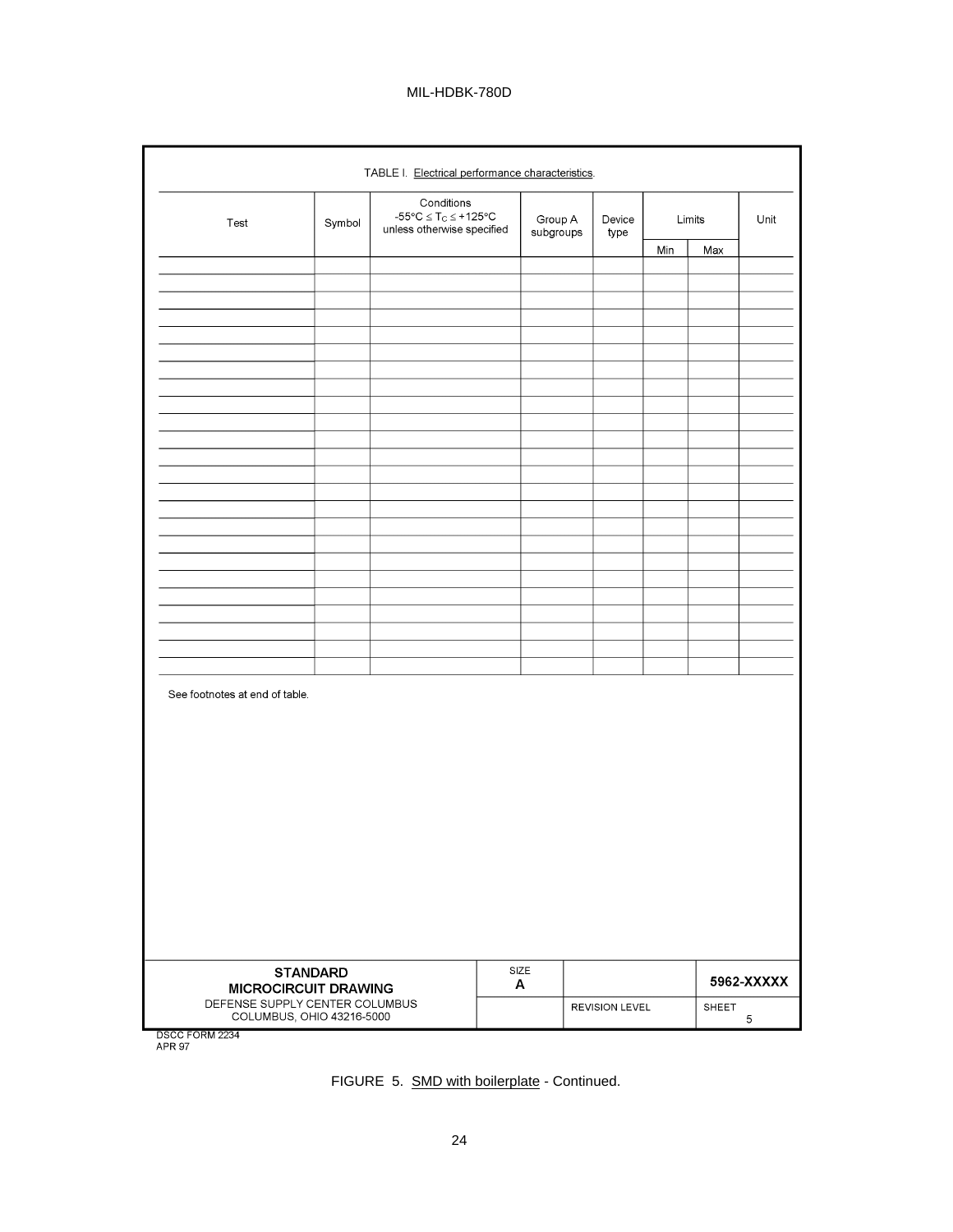TABLE I. Electrical performance characteristics.

| Test | Symbol | Conditions $-55°C \leq T_C \leq +125°C$ unless otherwise specified | Group A subgroups | Device type | Limits | | Unit |
|---|---|---|---|---|---|---|---|
| | | | | | Min | Max | |
| | | | | | | | |
| | | | | | | | |
| | | | | | | | |
| | | | | | | | |
| | | | | | | | |
| | | | | | | | |
| | | | | | | | |
| | | | | | | | |
| | | | | | | | |
| | | | | | | | |
| | | | | | | | |
| | | | | | | | |
| | | | | | | | |
| | | | | | | | |
| | | | | | | | |
| | | | | | | | |
| | | | | | | | |
| | | | | | | | |
| | | | | | | | |
| | | | | | | | |
| | | | | | | | |
| | | | | | | | |
| | | | | | | | |
| | | | | | | | |

See footnotes at end of table.

| **STANDARD MICROCIRCUIT DRAWING** | SIZE **A** | | **5962-XXXXX** |
|---|---|---|---|
| DEFENSE SUPPLY CENTER COLUMBUS COLUMBUS, OHIO 43216-5000 | | REVISION LEVEL | SHEET 5 |

DSCC FORM 2234
APR 97

FIGURE 5. SMD with boilerplate - Continued.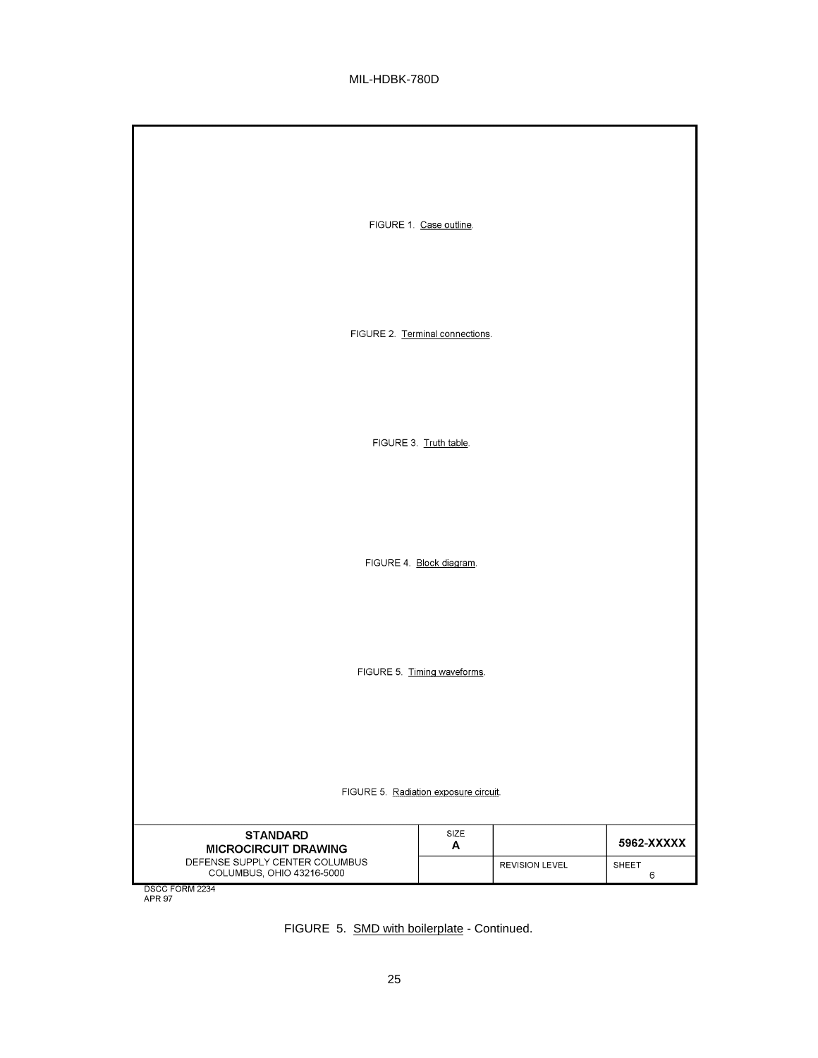FIGURE 1. Case outline.

FIGURE 2. Terminal connections.

FIGURE 3. Truth table.

FIGURE 4. Block diagram.

FIGURE 5. Timing waveforms.

FIGURE 5. Radiation exposure circuit.

| STANDARD MICROCIRCUIT DRAWING | SIZE A | | 5962-XXXXX |
|---|---|---|---|
| DEFENSE SUPPLY CENTER COLUMBUS COLUMBUS, OHIO 43216-5000 | | REVISION LEVEL | SHEET 6 |

DSCC FORM 2234
APR 97

FIGURE 5. SMD with boilerplate - Continued.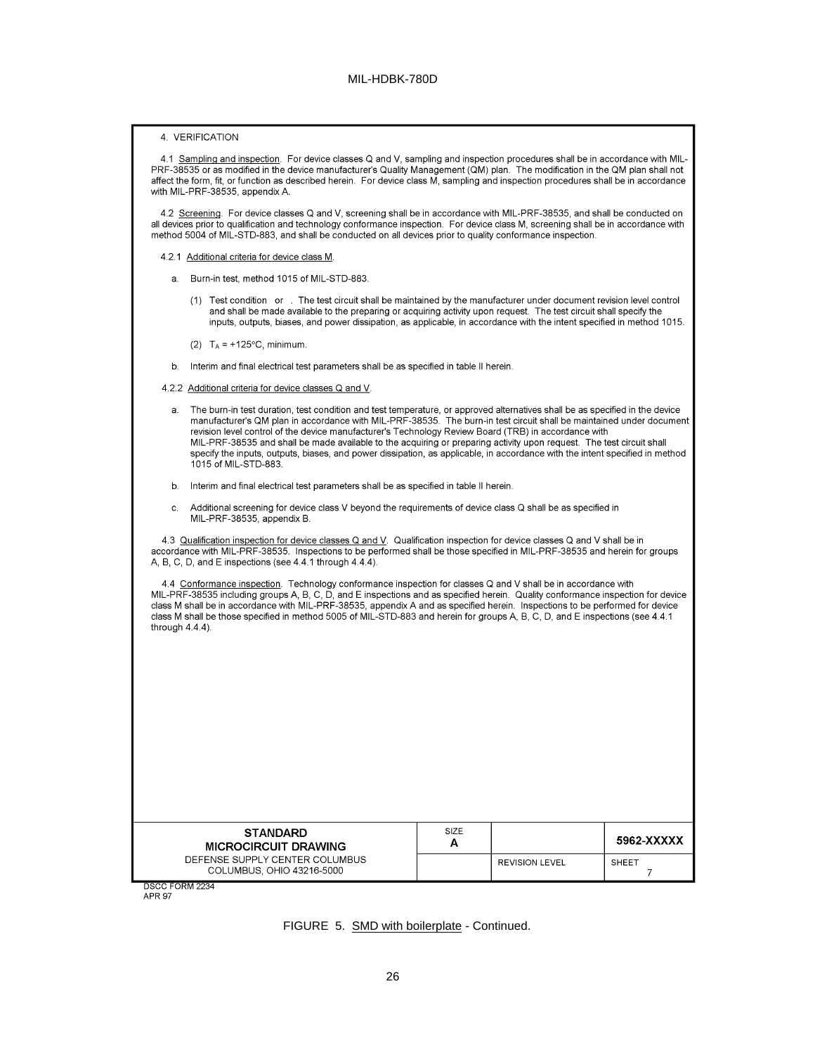4. VERIFICATION

4.1 Sampling and inspection. For device classes Q and V, sampling and inspection procedures shall be in accordance with MIL-PRF-38535 or as modified in the device manufacturer's Quality Management (QM) plan. The modification in the QM plan shall not affect the form, fit, or function as described herein. For device class M, sampling and inspection procedures shall be in accordance with MIL-PRF-38535, appendix A.

4.2 Screening. For device classes Q and V, screening shall be in accordance with MIL-PRF-38535, and shall be conducted on all devices prior to qualification and technology conformance inspection. For device class M, screening shall be in accordance with method 5004 of MIL-STD-883, and shall be conducted on all devices prior to quality conformance inspection.

4.2.1 Additional criteria for device class M.

a. Burn-in test, method 1015 of MIL-STD-883.

   (1) Test condition or . The test circuit shall be maintained by the manufacturer under document revision level control and shall be made available to the preparing or acquiring activity upon request. The test circuit shall specify the inputs, outputs, biases, and power dissipation, as applicable, in accordance with the intent specified in method 1015.

   (2) $T_A$ = +125°C, minimum.

b. Interim and final electrical test parameters shall be as specified in table II herein.

4.2.2 Additional criteria for device classes Q and V.

a. The burn-in test duration, test condition and test temperature, or approved alternatives shall be as specified in the device manufacturer's QM plan in accordance with MIL-PRF-38535. The burn-in test circuit shall be maintained under document revision level control of the device manufacturer's Technology Review Board (TRB) in accordance with MIL-PRF-38535 and shall be made available to the acquiring or preparing activity upon request. The test circuit shall specify the inputs, outputs, biases, and power dissipation, as applicable, in accordance with the intent specified in method 1015 of MIL-STD-883.

b. Interim and final electrical test parameters shall be as specified in table II herein.

c. Additional screening for device class V beyond the requirements of device class Q shall be as specified in MIL-PRF-38535, appendix B.

4.3 Qualification inspection for device classes Q and V. Qualification inspection for device classes Q and V shall be in accordance with MIL-PRF-38535. Inspections to be performed shall be those specified in MIL-PRF-38535 and herein for groups A, B, C, D, and E inspections (see 4.4.1 through 4.4.4).

4.4 Conformance inspection. Technology conformance inspection for classes Q and V shall be in accordance with MIL-PRF-38535 including groups A, B, C, D, and E inspections and as specified herein. Quality conformance inspection for device class M shall be in accordance with MIL-PRF-38535, appendix A and as specified herein. Inspections to be performed for device class M shall be those specified in method 5005 of MIL-STD-883 and herein for groups A, B, C, D, and E inspections (see 4.4.1 through 4.4.4).

| STANDARD MICROCIRCUIT DRAWING | SIZE A | | 5962-XXXXX |
|---|---|---|---|
| DEFENSE SUPPLY CENTER COLUMBUS COLUMBUS, OHIO 43216-5000 | | REVISION LEVEL | SHEET 7 |

DSCC FORM 2234
APR 97

FIGURE 5. SMD with boilerplate - Continued.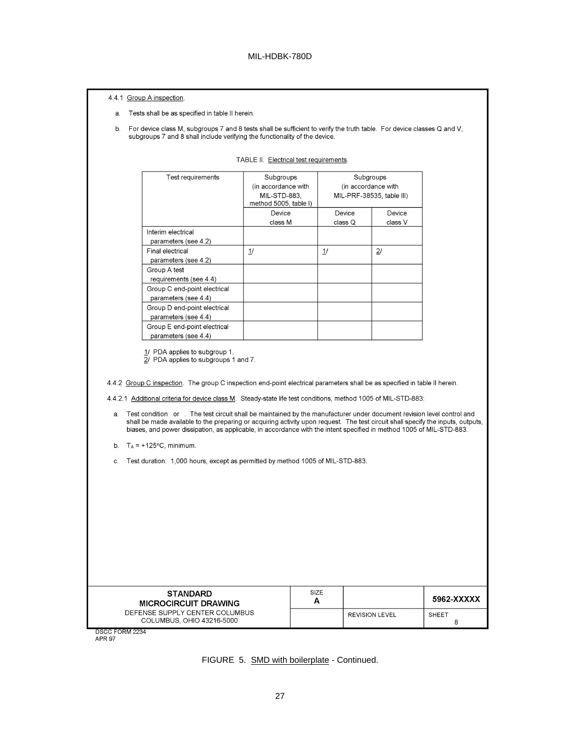4.4.1 Group A inspection.

a. Tests shall be as specified in table II herein.

b. For device class M, subgroups 7 and 8 tests shall be sufficient to verify the truth table. For device classes Q and V, subgroups 7 and 8 shall include verifying the functionality of the device.

TABLE II. Electrical test requirements.

| Test requirements | Subgroups (in accordance with MIL-STD-883, method 5005, table I) | Subgroups (in accordance with MIL-PRF-38535, table III) | |
|---|---|---|---|
| | Device class M | Device class Q | Device class V |
| Interim electrical parameters (see 4.2) | | | |
| Final electrical parameters (see 4.2) | 1/ | 1/ | 2/ |
| Group A test requirements (see 4.4) | | | |
| Group C end-point electrical parameters (see 4.4) | | | |
| Group D end-point electrical parameters (see 4.4) | | | |
| Group E end-point electrical parameters (see 4.4) | | | |

1/ PDA applies to subgroup 1.
2/ PDA applies to subgroups 1 and 7.

4.4.2 Group C inspection. The group C inspection end-point electrical parameters shall be as specified in table II herein.

4.4.2.1 Additional criteria for device class M. Steady-state life test conditions, method 1005 of MIL-STD-883:

a. Test condition or . The test circuit shall be maintained by the manufacturer under document revision level control and shall be made available to the preparing or acquiring activity upon request. The test circuit shall specify the inputs, outputs, biases, and power dissipation, as applicable, in accordance with the intent specified in method 1005 of MIL-STD-883.

b. $T_A$ = +125°C, minimum.

c. Test duration: 1,000 hours, except as permitted by method 1005 of MIL-STD-883.

| STANDARD MICROCIRCUIT DRAWING | SIZE A | | 5962-XXXXX |
|---|---|---|---|
| DEFENSE SUPPLY CENTER COLUMBUS COLUMBUS, OHIO 43216-5000 | | REVISION LEVEL | SHEET 8 |

DSCC FORM 2234
APR 97

FIGURE 5. SMD with boilerplate - Continued.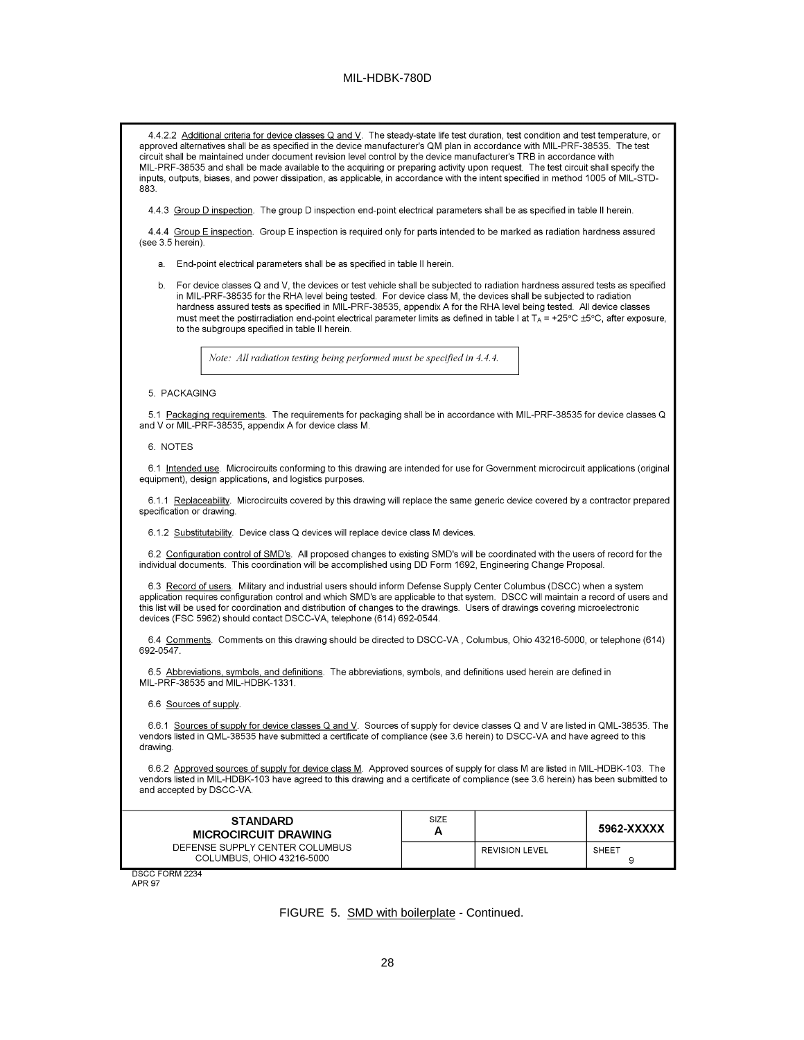4.4.2.2 Additional criteria for device classes Q and V. The steady-state life test duration, test condition and test temperature, or approved alternatives shall be as specified in the device manufacturer's QM plan in accordance with MIL-PRF-38535. The test circuit shall be maintained under document revision level control by the device manufacturer's TRB in accordance with MIL-PRF-38535 and shall be made available to the acquiring or preparing activity upon request. The test circuit shall specify the inputs, outputs, biases, and power dissipation, as applicable, in accordance with the intent specified in method 1005 of MIL-STD-883.

4.4.3 Group D inspection. The group D inspection end-point electrical parameters shall be as specified in table II herein.

4.4.4 Group E inspection. Group E inspection is required only for parts intended to be marked as radiation hardness assured (see 3.5 herein).

a. End-point electrical parameters shall be as specified in table II herein.

b. For device classes Q and V, the devices or test vehicle shall be subjected to radiation hardness assured tests as specified in MIL-PRF-38535 for the RHA level being tested. For device class M, the devices shall be subjected to radiation hardness assured tests as specified in MIL-PRF-38535, appendix A for the RHA level being tested. All device classes must meet the postirradiation end-point electrical parameter limits as defined in table I at $T_A$ = +25°C ±5°C, after exposure, to the subgroups specified in table II herein.

> *Note: All radiation testing being performed must be specified in 4.4.4.*

5. PACKAGING

5.1 Packaging requirements. The requirements for packaging shall be in accordance with MIL-PRF-38535 for device classes Q and V or MIL-PRF-38535, appendix A for device class M.

6. NOTES

6.1 Intended use. Microcircuits conforming to this drawing are intended for use for Government microcircuit applications (original equipment), design applications, and logistics purposes.

6.1.1 Replaceability. Microcircuits covered by this drawing will replace the same generic device covered by a contractor prepared specification or drawing.

6.1.2 Substitutability. Device class Q devices will replace device class M devices.

6.2 Configuration control of SMD's. All proposed changes to existing SMD's will be coordinated with the users of record for the individual documents. This coordination will be accomplished using DD Form 1692, Engineering Change Proposal.

6.3 Record of users. Military and industrial users should inform Defense Supply Center Columbus (DSCC) when a system application requires configuration control and which SMD's are applicable to that system. DSCC will maintain a record of users and this list will be used for coordination and distribution of changes to the drawings. Users of drawings covering microelectronic devices (FSC 5962) should contact DSCC-VA, telephone (614) 692-0544.

6.4 Comments. Comments on this drawing should be directed to DSCC-VA , Columbus, Ohio 43216-5000, or telephone (614) 692-0547.

6.5 Abbreviations, symbols, and definitions. The abbreviations, symbols, and definitions used herein are defined in MIL-PRF-38535 and MIL-HDBK-1331.

6.6 Sources of supply.

6.6.1 Sources of supply for device classes Q and V. Sources of supply for device classes Q and V are listed in QML-38535. The vendors listed in QML-38535 have submitted a certificate of compliance (see 3.6 herein) to DSCC-VA and have agreed to this drawing.

6.6.2 Approved sources of supply for device class M. Approved sources of supply for class M are listed in MIL-HDBK-103. The vendors listed in MIL-HDBK-103 have agreed to this drawing and a certificate of compliance (see 3.6 herein) has been submitted to and accepted by DSCC-VA.

| **STANDARD MICROCIRCUIT DRAWING** | SIZE **A** | | **5962-XXXXX** |
|---|---|---|---|
| DEFENSE SUPPLY CENTER COLUMBUS COLUMBUS, OHIO 43216-5000 | | REVISION LEVEL | SHEET 9 |

DSCC FORM 2234
APR 97

FIGURE 5. SMD with boilerplate - Continued.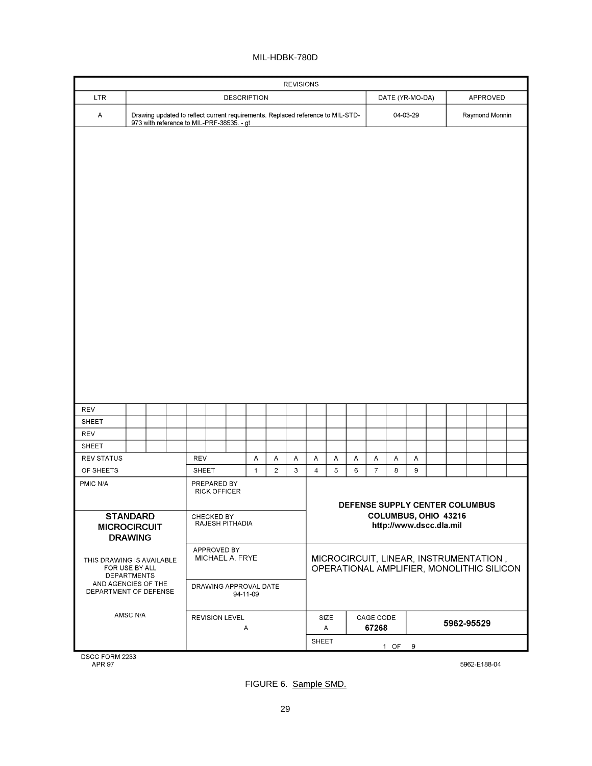| REVISIONS | | | |
|---|---|---|---|
| LTR | DESCRIPTION | DATE (YR-MO-DA) | APPROVED |
| A | Drawing updated to reflect current requirements. Replaced reference to MIL-STD-973 with reference to MIL-PRF-38535. - gt | 04-03-29 | Raymond Monnin |

| REV STATUS | REV | A | A | A | A | A | A | A | A | A |
|---|---|---|---|---|---|---|---|---|---|---|
| OF SHEETS | SHEET | 1 | 2 | 3 | 4 | 5 | 6 | 7 | 8 | 9 |

| | | |
|---|---|---|
| PMIC N/A | PREPARED BY RICK OFFICER | DEFENSE SUPPLY CENTER COLUMBUS COLUMBUS, OHIO 43216 http://www.dscc.dla.mil |
| **STANDARD MICROCIRCUIT DRAWING** | CHECKED BY RAJESH PITHADIA | |
| THIS DRAWING IS AVAILABLE FOR USE BY ALL DEPARTMENTS AND AGENCIES OF THE DEPARTMENT OF DEFENSE | APPROVED BY MICHAEL A. FRYE | MICROCIRCUIT, LINEAR, INSTRUMENTATION , OPERATIONAL AMPLIFIER, MONOLITHIC SILICON |
| | DRAWING APPROVAL DATE 94-11-09 | |
| AMSC N/A | REVISION LEVEL A | SIZE A / CAGE CODE **67268** / **5962-95529** |
| | | SHEET 1 OF 9 |

DSCC FORM 2233
APR 97

5962-E188-04

FIGURE 6. Sample SMD.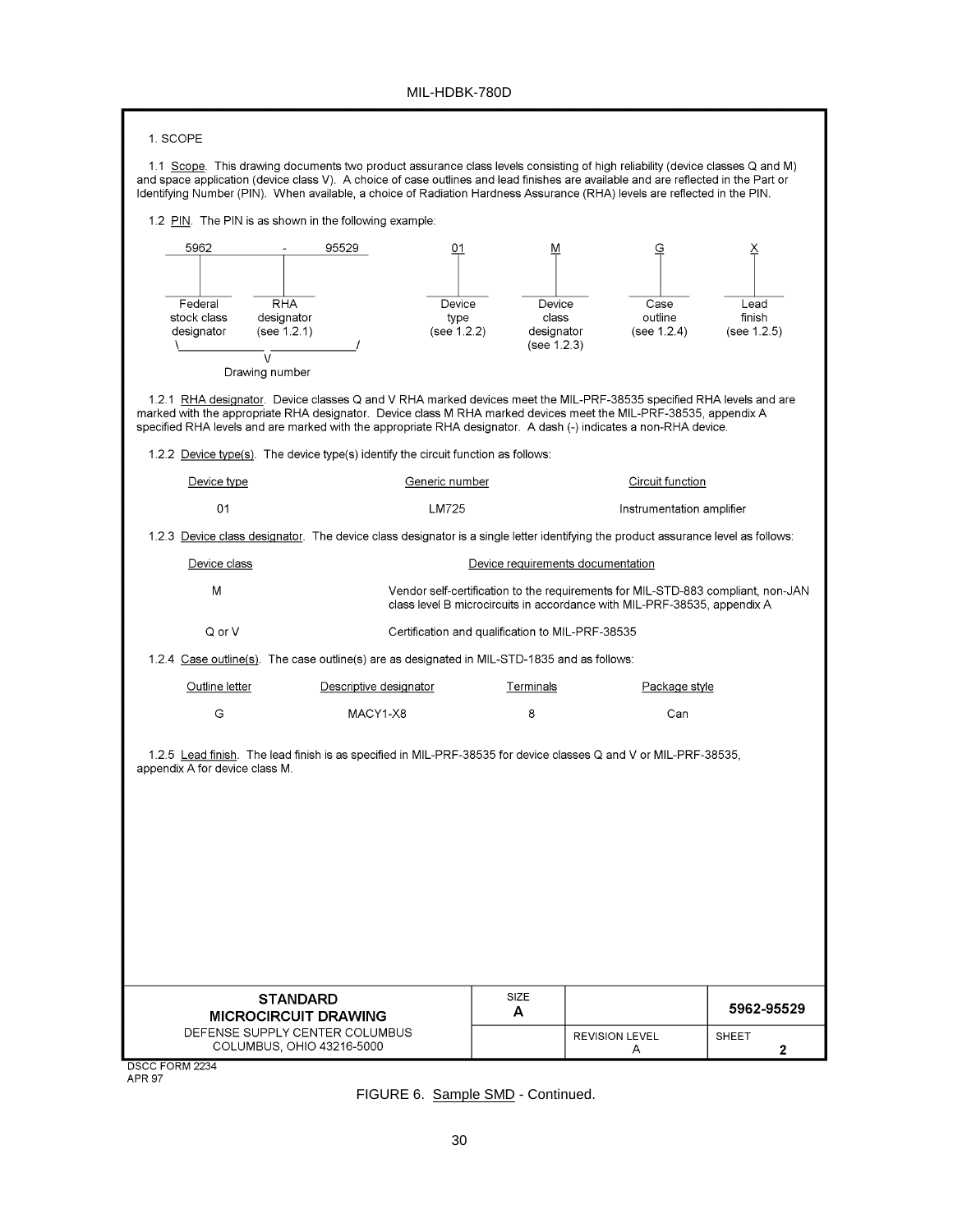1. SCOPE

1.1 Scope. This drawing documents two product assurance class levels consisting of high reliability (device classes Q and M) and space application (device class V). A choice of case outlines and lead finishes are available and are reflected in the Part or Identifying Number (PIN). When available, a choice of Radiation Hardness Assurance (RHA) levels are reflected in the PIN.

1.2 PIN. The PIN is as shown in the following example:

```
  5962         -        95529          01           M            G           X
   |           |                        |           |            |           |
Federal       RHA                     Device      Device        Case        Lead
stock class   designator              type        class         outline     finish
designator    (see 1.2.1)             (see 1.2.2) designator    (see 1.2.4) (see 1.2.5)
                                                  (see 1.2.3)
\_____________ _____________/
              V
        Drawing number
```

1.2.1 RHA designator. Device classes Q and V RHA marked devices meet the MIL-PRF-38535 specified RHA levels and are marked with the appropriate RHA designator. Device class M RHA marked devices meet the MIL-PRF-38535, appendix A specified RHA levels and are marked with the appropriate RHA designator. A dash (-) indicates a non-RHA device.

1.2.2 Device type(s). The device type(s) identify the circuit function as follows:

| Device type | Generic number | Circuit function |
|---|---|---|
| 01 | LM725 | Instrumentation amplifier |

1.2.3 Device class designator. The device class designator is a single letter identifying the product assurance level as follows:

| Device class | Device requirements documentation |
|---|---|
| M | Vendor self-certification to the requirements for MIL-STD-883 compliant, non-JAN class level B microcircuits in accordance with MIL-PRF-38535, appendix A |
| Q or V | Certification and qualification to MIL-PRF-38535 |

1.2.4 Case outline(s). The case outline(s) are as designated in MIL-STD-1835 and as follows:

| Outline letter | Descriptive designator | Terminals | Package style |
|---|---|---|---|
| G | MACY1-X8 | 8 | Can |

1.2.5 Lead finish. The lead finish is as specified in MIL-PRF-38535 for device classes Q and V or MIL-PRF-38535, appendix A for device class M.

| STANDARD MICROCIRCUIT DRAWING | SIZE A | | 5962-95529 |
|---|---|---|---|
| DEFENSE SUPPLY CENTER COLUMBUS COLUMBUS, OHIO 43216-5000 | | REVISION LEVEL A | SHEET 2 |

DSCC FORM 2234
APR 97

FIGURE 6. Sample SMD - Continued.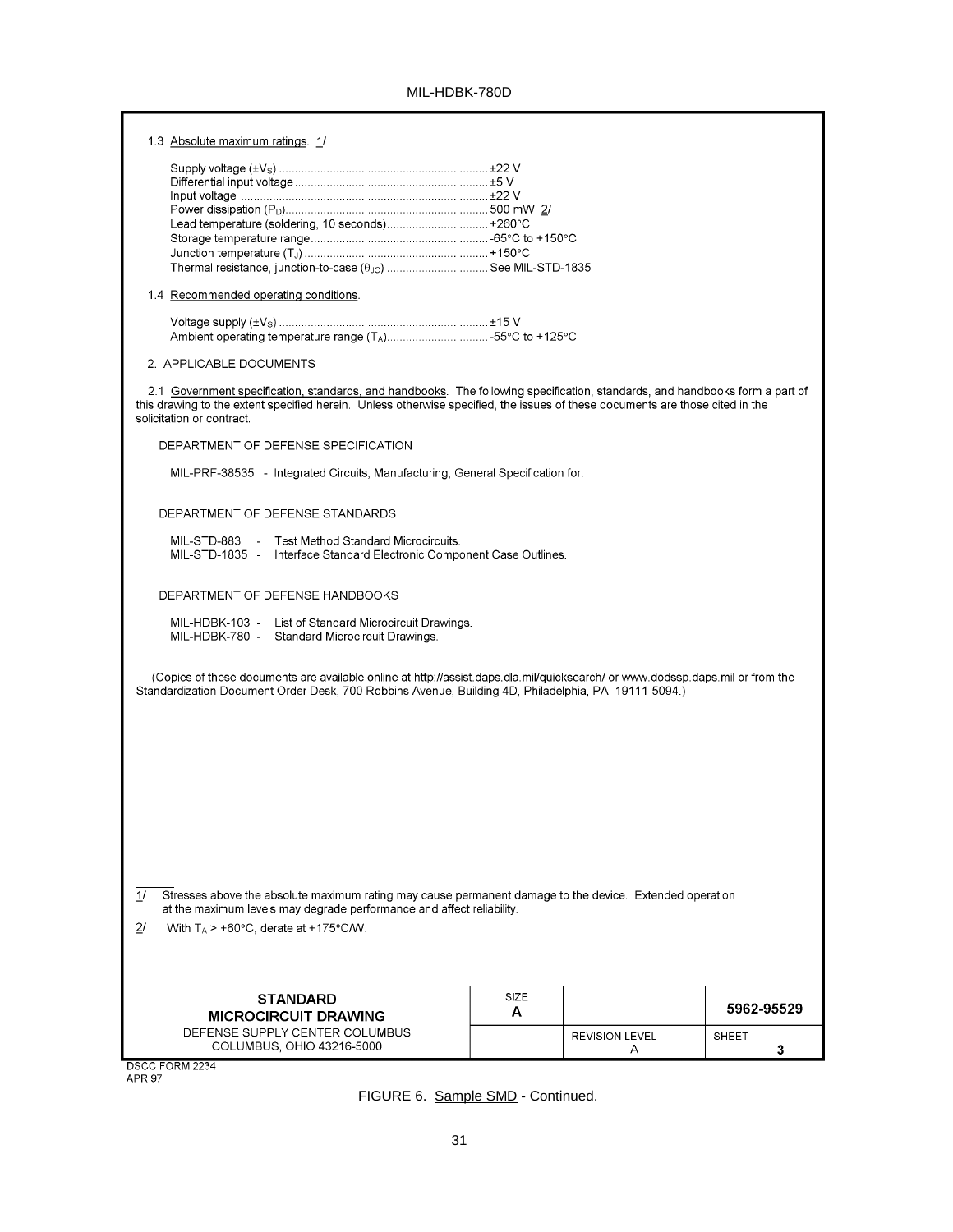1.3 Absolute maximum ratings. 1/

Supply voltage ($\pm V_S$) ........................................ ±22 V
Differential input voltage ........................................ ±5 V
Input voltage ........................................ ±22 V
Power dissipation ($P_D$) ........................................ 500 mW 2/
Lead temperature (soldering, 10 seconds) ........................................ +260°C
Storage temperature range ........................................ -65°C to +150°C
Junction temperature ($T_J$) ........................................ +150°C
Thermal resistance, junction-to-case ($\theta_{JC}$) ........................................ See MIL-STD-1835

1.4 Recommended operating conditions.

Voltage supply ($\pm V_S$) ........................................ ±15 V
Ambient operating temperature range ($T_A$) ........................................ -55°C to +125°C

2. APPLICABLE DOCUMENTS

2.1 Government specification, standards, and handbooks. The following specification, standards, and handbooks form a part of this drawing to the extent specified herein. Unless otherwise specified, the issues of these documents are those cited in the solicitation or contract.

DEPARTMENT OF DEFENSE SPECIFICATION

MIL-PRF-38535 - Integrated Circuits, Manufacturing, General Specification for.

DEPARTMENT OF DEFENSE STANDARDS

MIL-STD-883 - Test Method Standard Microcircuits.
MIL-STD-1835 - Interface Standard Electronic Component Case Outlines.

DEPARTMENT OF DEFENSE HANDBOOKS

MIL-HDBK-103 - List of Standard Microcircuit Drawings.
MIL-HDBK-780 - Standard Microcircuit Drawings.

(Copies of these documents are available online at http://assist.daps.dla.mil/quicksearch/ or www.dodssp.daps.mil or from the Standardization Document Order Desk, 700 Robbins Avenue, Building 4D, Philadelphia, PA 19111-5094.)

1/ Stresses above the absolute maximum rating may cause permanent damage to the device. Extended operation at the maximum levels may degrade performance and affect reliability.

2/ With $T_A$ > +60°C, derate at +175°C/W.

| STANDARD MICROCIRCUIT DRAWING | SIZE A | | 5962-95529 |
|---|---|---|---|
| DEFENSE SUPPLY CENTER COLUMBUS COLUMBUS, OHIO 43216-5000 | | REVISION LEVEL A | SHEET 3 |

DSCC FORM 2234
APR 97

FIGURE 6. Sample SMD - Continued.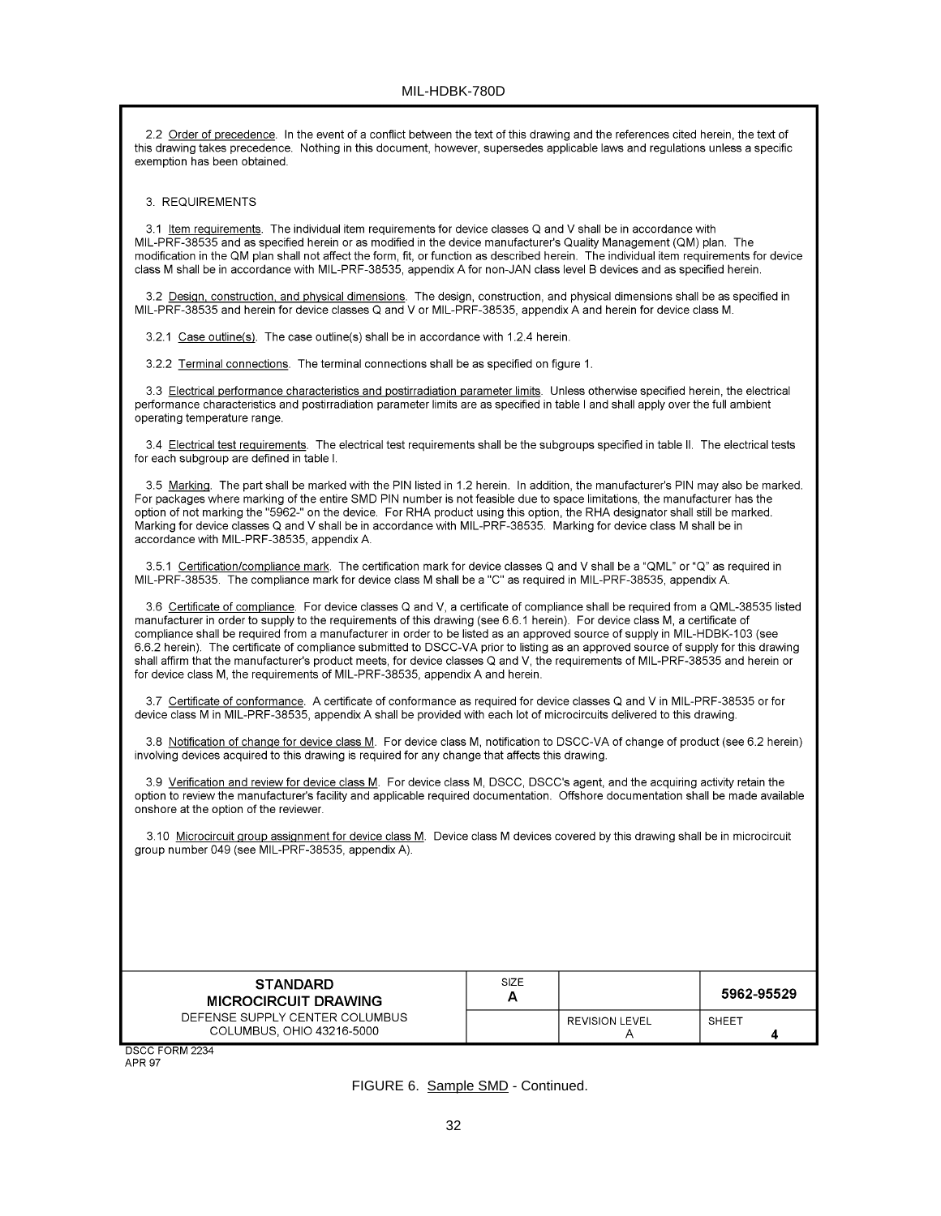2.2 Order of precedence. In the event of a conflict between the text of this drawing and the references cited herein, the text of this drawing takes precedence. Nothing in this document, however, supersedes applicable laws and regulations unless a specific exemption has been obtained.

3. REQUIREMENTS

3.1 Item requirements. The individual item requirements for device classes Q and V shall be in accordance with MIL-PRF-38535 and as specified herein or as modified in the device manufacturer's Quality Management (QM) plan. The modification in the QM plan shall not affect the form, fit, or function as described herein. The individual item requirements for device class M shall be in accordance with MIL-PRF-38535, appendix A for non-JAN class level B devices and as specified herein.

3.2 Design, construction, and physical dimensions. The design, construction, and physical dimensions shall be as specified in MIL-PRF-38535 and herein for device classes Q and V or MIL-PRF-38535, appendix A and herein for device class M.

3.2.1 Case outline(s). The case outline(s) shall be in accordance with 1.2.4 herein.

3.2.2 Terminal connections. The terminal connections shall be as specified on figure 1.

3.3 Electrical performance characteristics and postirradiation parameter limits. Unless otherwise specified herein, the electrical performance characteristics and postirradiation parameter limits are as specified in table I and shall apply over the full ambient operating temperature range.

3.4 Electrical test requirements. The electrical test requirements shall be the subgroups specified in table II. The electrical tests for each subgroup are defined in table I.

3.5 Marking. The part shall be marked with the PIN listed in 1.2 herein. In addition, the manufacturer's PIN may also be marked. For packages where marking of the entire SMD PIN number is not feasible due to space limitations, the manufacturer has the option of not marking the "5962-" on the device. For RHA product using this option, the RHA designator shall still be marked. Marking for device classes Q and V shall be in accordance with MIL-PRF-38535. Marking for device class M shall be in accordance with MIL-PRF-38535, appendix A.

3.5.1 Certification/compliance mark. The certification mark for device classes Q and V shall be a "QML" or "Q" as required in MIL-PRF-38535. The compliance mark for device class M shall be a "C" as required in MIL-PRF-38535, appendix A.

3.6 Certificate of compliance. For device classes Q and V, a certificate of compliance shall be required from a QML-38535 listed manufacturer in order to supply to the requirements of this drawing (see 6.6.1 herein). For device class M, a certificate of compliance shall be required from a manufacturer in order to be listed as an approved source of supply in MIL-HDBK-103 (see 6.6.2 herein). The certificate of compliance submitted to DSCC-VA prior to listing as an approved source of supply for this drawing shall affirm that the manufacturer's product meets, for device classes Q and V, the requirements of MIL-PRF-38535 and herein or for device class M, the requirements of MIL-PRF-38535, appendix A and herein.

3.7 Certificate of conformance. A certificate of conformance as required for device classes Q and V in MIL-PRF-38535 or for device class M in MIL-PRF-38535, appendix A shall be provided with each lot of microcircuits delivered to this drawing.

3.8 Notification of change for device class M. For device class M, notification to DSCC-VA of change of product (see 6.2 herein) involving devices acquired to this drawing is required for any change that affects this drawing.

3.9 Verification and review for device class M. For device class M, DSCC, DSCC's agent, and the acquiring activity retain the option to review the manufacturer's facility and applicable required documentation. Offshore documentation shall be made available onshore at the option of the reviewer.

3.10 Microcircuit group assignment for device class M. Device class M devices covered by this drawing shall be in microcircuit group number 049 (see MIL-PRF-38535, appendix A).

| **STANDARD MICROCIRCUIT DRAWING** | SIZE **A** | | **5962-95529** |
|---|---|---|---|
| DEFENSE SUPPLY CENTER COLUMBUS COLUMBUS, OHIO 43216-5000 | | REVISION LEVEL A | SHEET **4** |

DSCC FORM 2234
APR 97

FIGURE 6. Sample SMD - Continued.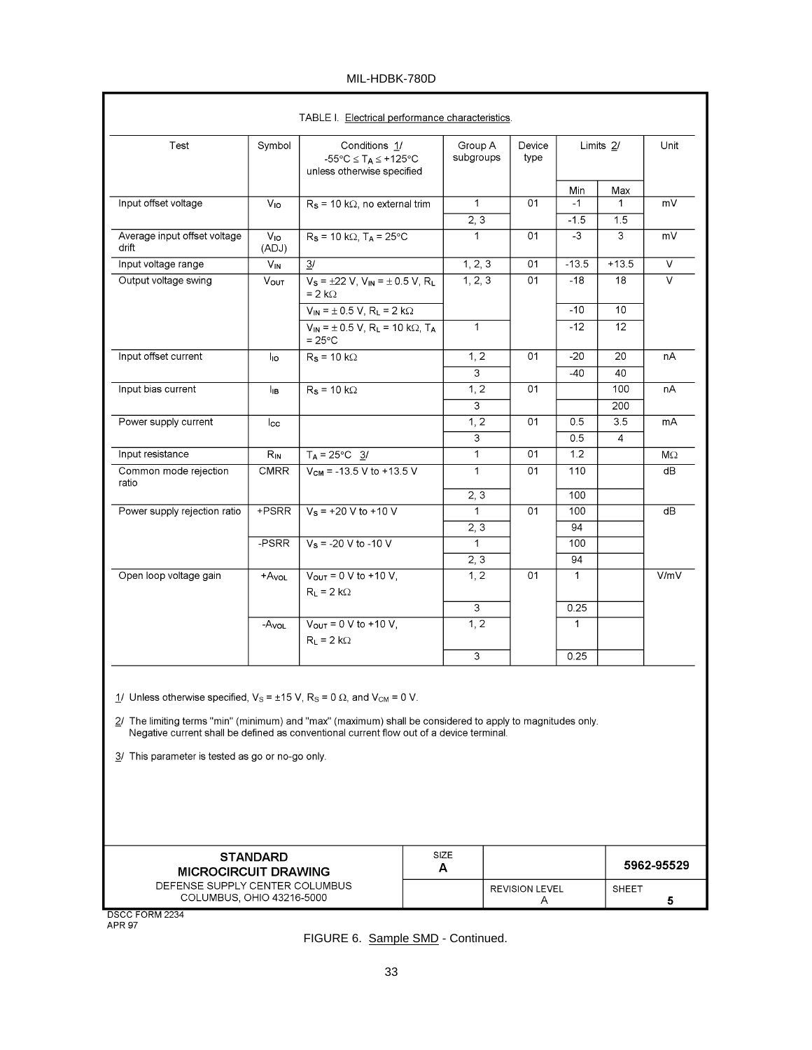TABLE I. Electrical performance characteristics.

| Test | Symbol | Conditions 1/ $-55°C \leq T_A \leq +125°C$ unless otherwise specified | Group A subgroups | Device type | Limits 2/ | | Unit |
|---|---|---|---|---|---|---|---|
| | | | | | Min | Max | |
| Input offset voltage | $V_{IO}$ | $R_S$ = 10 kΩ, no external trim | 1 | 01 | -1 | 1 | mV |
| | | | 2, 3 | | -1.5 | 1.5 | |
| Average input offset voltage drift | $V_{IO}$ (ADJ) | $R_S$ = 10 kΩ, $T_A$ = 25°C | 1 | 01 | -3 | 3 | mV |
| Input voltage range | $V_{IN}$ | 3/ | 1, 2, 3 | 01 | -13.5 | +13.5 | V |
| Output voltage swing | $V_{OUT}$ | $V_S$ = ±22 V, $V_{IN}$ = ± 0.5 V, $R_L$ = 2 kΩ | 1, 2, 3 | 01 | -18 | 18 | V |
| | | $V_{IN}$ = ± 0.5 V, $R_L$ = 2 kΩ | | | -10 | 10 | |
| | | $V_{IN}$ = ± 0.5 V, $R_L$ = 10 kΩ, $T_A$ = 25°C | 1 | | -12 | 12 | |
| Input offset current | $I_{IO}$ | $R_S$ = 10 kΩ | 1, 2 | 01 | -20 | 20 | nA |
| | | | 3 | | -40 | 40 | |
| Input bias current | $I_{IB}$ | $R_S$ = 10 kΩ | 1, 2 | 01 | | 100 | nA |
| | | | 3 | | | 200 | |
| Power supply current | $I_{CC}$ | | 1, 2 | 01 | 0.5 | 3.5 | mA |
| | | | 3 | | 0.5 | 4 | |
| Input resistance | $R_{IN}$ | $T_A$ = 25°C 3/ | 1 | 01 | 1.2 | | MΩ |
| Common mode rejection ratio | CMRR | $V_{CM}$ = -13.5 V to +13.5 V | 1 | 01 | 110 | | dB |
| | | | 2, 3 | | 100 | | |
| Power supply rejection ratio | +PSRR | $V_S$ = +20 V to +10 V | 1 | 01 | 100 | | dB |
| | | | 2, 3 | | 94 | | |
| | -PSRR | $V_S$ = -20 V to -10 V | 1 | | 100 | | |
| | | | 2, 3 | | 94 | | |
| Open loop voltage gain | $+A_{VOL}$ | $V_{OUT}$ = 0 V to +10 V, $R_L$ = 2 kΩ | 1, 2 | 01 | 1 | | V/mV |
| | | | 3 | | 0.25 | | |
| | $-A_{VOL}$ | $V_{OUT}$ = 0 V to +10 V, $R_L$ = 2 kΩ | 1, 2 | | 1 | | |
| | | | 3 | | 0.25 | | |

1/ Unless otherwise specified, $V_S$ = ±15 V, $R_S$ = 0 Ω, and $V_{CM}$ = 0 V.

2/ The limiting terms "min" (minimum) and "max" (maximum) shall be considered to apply to magnitudes only. Negative current shall be defined as conventional current flow out of a device terminal.

3/ This parameter is tested as go or no-go only.

| STANDARD MICROCIRCUIT DRAWING | SIZE A | | 5962-95529 |
|---|---|---|---|
| DEFENSE SUPPLY CENTER COLUMBUS COLUMBUS, OHIO 43216-5000 | | REVISION LEVEL A | SHEET 5 |

DSCC FORM 2234
APR 97

FIGURE 6. Sample SMD - Continued.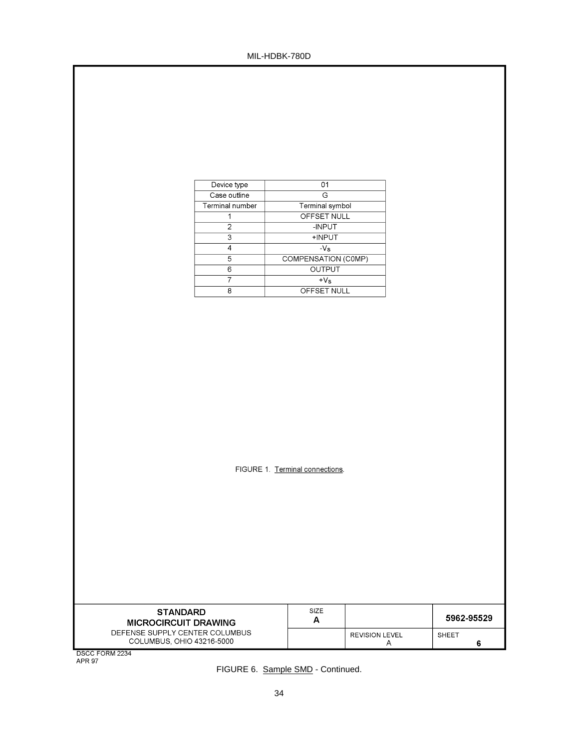| Device type | 01 |
|---|---|
| Case outline | G |
| Terminal number | Terminal symbol |
| 1 | OFFSET NULL |
| 2 | -INPUT |
| 3 | +INPUT |
| 4 | $-V_S$ |
| 5 | COMPENSATION (C0MP) |
| 6 | OUTPUT |
| 7 | $+V_S$ |
| 8 | OFFSET NULL |

FIGURE 1. Terminal connections.

| STANDARD MICROCIRCUIT DRAWING | SIZE A | | 5962-95529 |
|---|---|---|---|
| DEFENSE SUPPLY CENTER COLUMBUS COLUMBUS, OHIO 43216-5000 | | REVISION LEVEL A | SHEET 6 |

DSCC FORM 2234
APR 97

FIGURE 6. Sample SMD - Continued.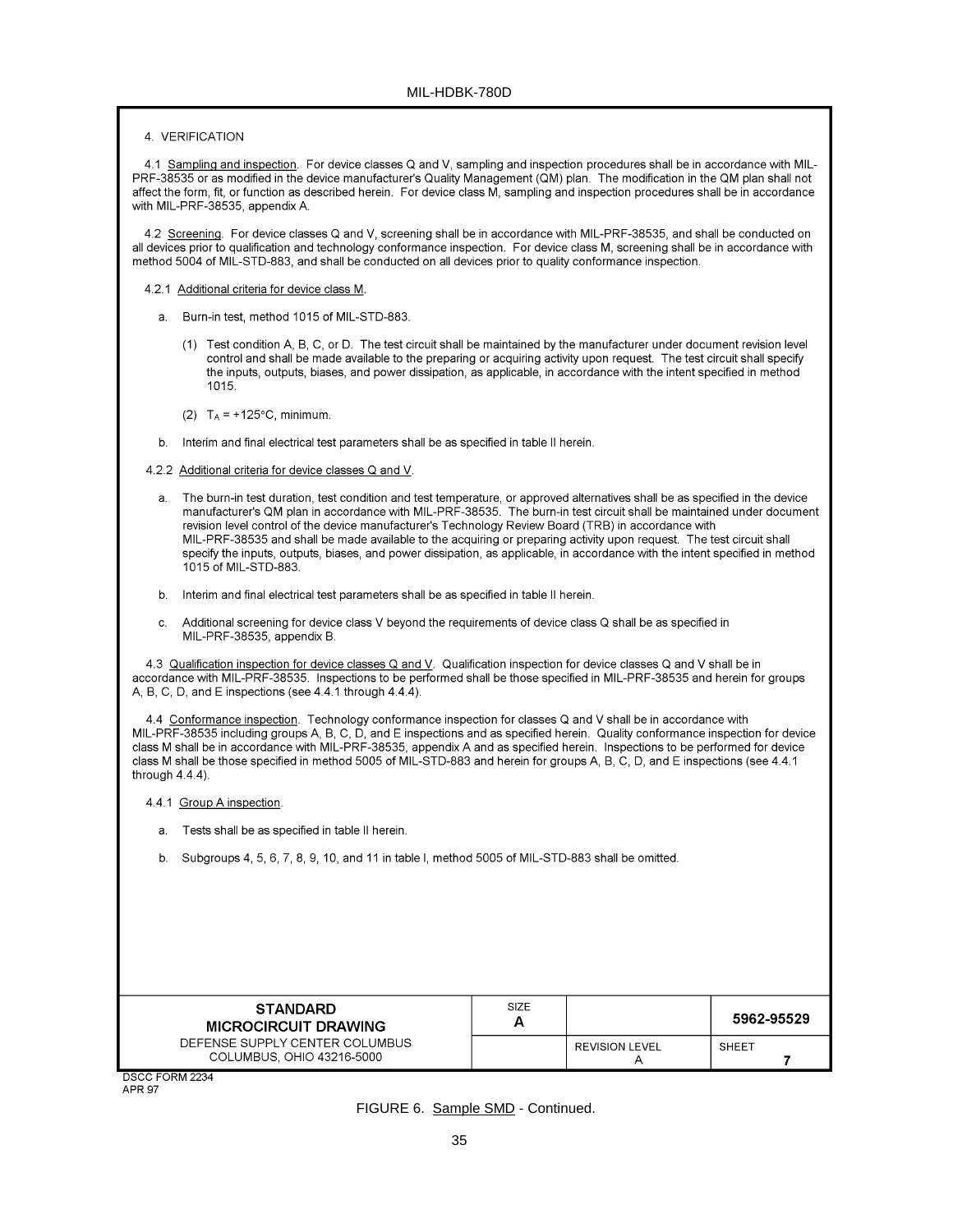4. VERIFICATION

4.1 Sampling and inspection. For device classes Q and V, sampling and inspection procedures shall be in accordance with MIL-PRF-38535 or as modified in the device manufacturer's Quality Management (QM) plan. The modification in the QM plan shall not affect the form, fit, or function as described herein. For device class M, sampling and inspection procedures shall be in accordance with MIL-PRF-38535, appendix A.

4.2 Screening. For device classes Q and V, screening shall be in accordance with MIL-PRF-38535, and shall be conducted on all devices prior to qualification and technology conformance inspection. For device class M, screening shall be in accordance with method 5004 of MIL-STD-883, and shall be conducted on all devices prior to quality conformance inspection.

4.2.1 Additional criteria for device class M.

a. Burn-in test, method 1015 of MIL-STD-883.

(1) Test condition A, B, C, or D. The test circuit shall be maintained by the manufacturer under document revision level control and shall be made available to the preparing or acquiring activity upon request. The test circuit shall specify the inputs, outputs, biases, and power dissipation, as applicable, in accordance with the intent specified in method 1015.

(2) $T_A$ = +125°C, minimum.

b. Interim and final electrical test parameters shall be as specified in table II herein.

4.2.2 Additional criteria for device classes Q and V.

a. The burn-in test duration, test condition and test temperature, or approved alternatives shall be as specified in the device manufacturer's QM plan in accordance with MIL-PRF-38535. The burn-in test circuit shall be maintained under document revision level control of the device manufacturer's Technology Review Board (TRB) in accordance with MIL-PRF-38535 and shall be made available to the acquiring or preparing activity upon request. The test circuit shall specify the inputs, outputs, biases, and power dissipation, as applicable, in accordance with the intent specified in method 1015 of MIL-STD-883.

b. Interim and final electrical test parameters shall be as specified in table II herein.

c. Additional screening for device class V beyond the requirements of device class Q shall be as specified in MIL-PRF-38535, appendix B.

4.3 Qualification inspection for device classes Q and V. Qualification inspection for device classes Q and V shall be in accordance with MIL-PRF-38535. Inspections to be performed shall be those specified in MIL-PRF-38535 and herein for groups A, B, C, D, and E inspections (see 4.4.1 through 4.4.4).

4.4 Conformance inspection. Technology conformance inspection for classes Q and V shall be in accordance with MIL-PRF-38535 including groups A, B, C, D, and E inspections and as specified herein. Quality conformance inspection for device class M shall be in accordance with MIL-PRF-38535, appendix A and as specified herein. Inspections to be performed for device class M shall be those specified in method 5005 of MIL-STD-883 and herein for groups A, B, C, D, and E inspections (see 4.4.1 through 4.4.4).

4.4.1 Group A inspection.

a. Tests shall be as specified in table II herein.

b. Subgroups 4, 5, 6, 7, 8, 9, 10, and 11 in table I, method 5005 of MIL-STD-883 shall be omitted.

| STANDARD MICROCIRCUIT DRAWING | SIZE A | | 5962-95529 |
|---|---|---|---|
| DEFENSE SUPPLY CENTER COLUMBUS COLUMBUS, OHIO 43216-5000 | | REVISION LEVEL A | SHEET 7 |

DSCC FORM 2234
APR 97

FIGURE 6. Sample SMD - Continued.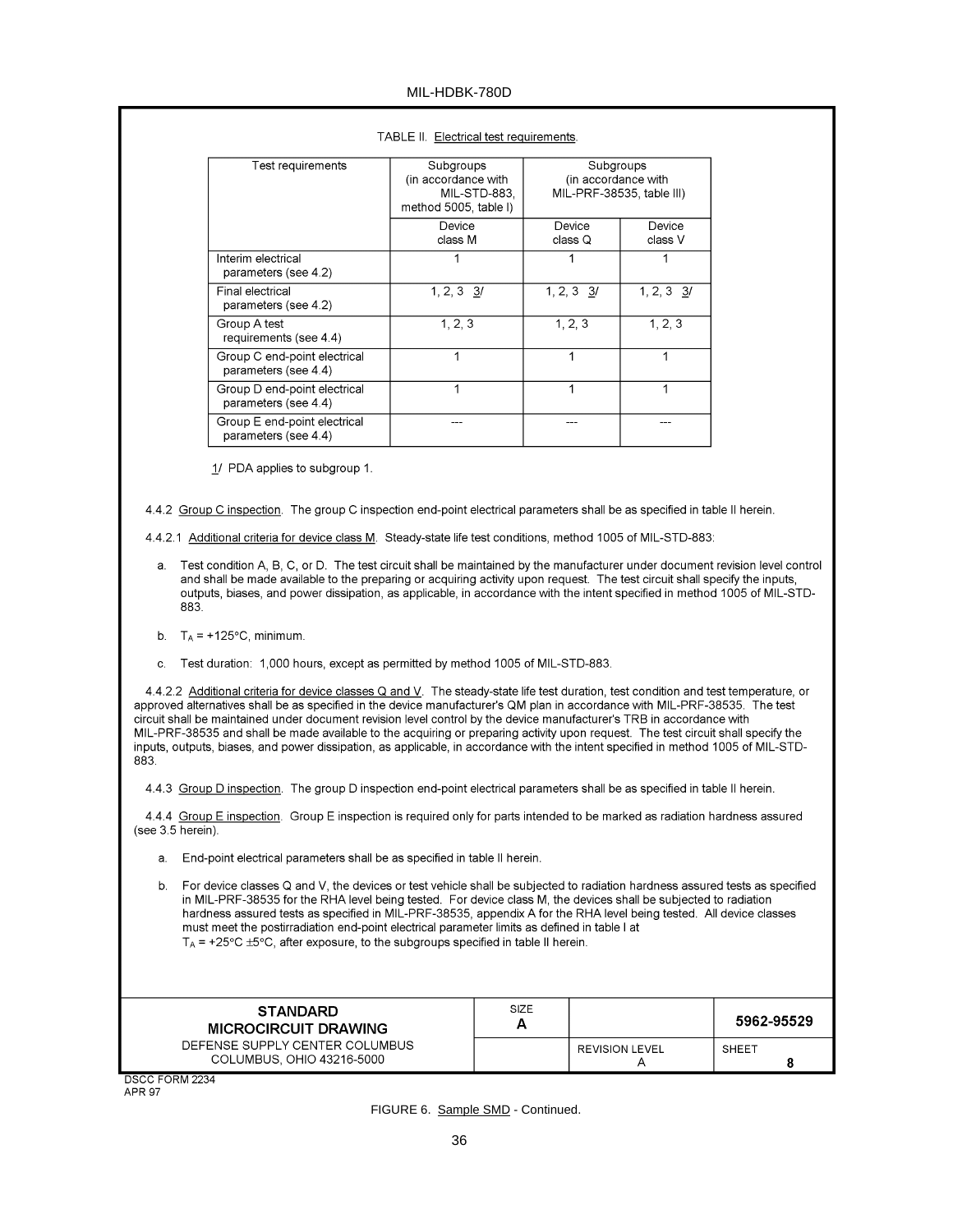TABLE II. Electrical test requirements.

| Test requirements | Subgroups (in accordance with MIL-STD-883, method 5005, table I) | Subgroups (in accordance with MIL-PRF-38535, table III) | |
|---|---|---|---|
| | Device class M | Device class Q | Device class V |
| Interim electrical parameters (see 4.2) | 1 | 1 | 1 |
| Final electrical parameters (see 4.2) | 1, 2, 3 3/ | 1, 2, 3 3/ | 1, 2, 3 3/ |
| Group A test requirements (see 4.4) | 1, 2, 3 | 1, 2, 3 | 1, 2, 3 |
| Group C end-point electrical parameters (see 4.4) | 1 | 1 | 1 |
| Group D end-point electrical parameters (see 4.4) | 1 | 1 | 1 |
| Group E end-point electrical parameters (see 4.4) | --- | --- | --- |

1/ PDA applies to subgroup 1.

4.4.2 Group C inspection. The group C inspection end-point electrical parameters shall be as specified in table II herein.

4.4.2.1 Additional criteria for device class M. Steady-state life test conditions, method 1005 of MIL-STD-883:

a. Test condition A, B, C, or D. The test circuit shall be maintained by the manufacturer under document revision level control and shall be made available to the preparing or acquiring activity upon request. The test circuit shall specify the inputs, outputs, biases, and power dissipation, as applicable, in accordance with the intent specified in method 1005 of MIL-STD-883.

b. $T_A$ = +125°C, minimum.

c. Test duration: 1,000 hours, except as permitted by method 1005 of MIL-STD-883.

4.4.2.2 Additional criteria for device classes Q and V. The steady-state life test duration, test condition and test temperature, or approved alternatives shall be as specified in the device manufacturer's QM plan in accordance with MIL-PRF-38535. The test circuit shall be maintained under document revision level control by the device manufacturer's TRB in accordance with MIL-PRF-38535 and shall be made available to the acquiring or preparing activity upon request. The test circuit shall specify the inputs, outputs, biases, and power dissipation, as applicable, in accordance with the intent specified in method 1005 of MIL-STD-883.

4.4.3 Group D inspection. The group D inspection end-point electrical parameters shall be as specified in table II herein.

4.4.4 Group E inspection. Group E inspection is required only for parts intended to be marked as radiation hardness assured (see 3.5 herein).

a. End-point electrical parameters shall be as specified in table II herein.

b. For device classes Q and V, the devices or test vehicle shall be subjected to radiation hardness assured tests as specified in MIL-PRF-38535 for the RHA level being tested. For device class M, the devices shall be subjected to radiation hardness assured tests as specified in MIL-PRF-38535, appendix A for the RHA level being tested. All device classes must meet the postirradiation end-point electrical parameter limits as defined in table I at $T_A$ = +25°C ±5°C, after exposure, to the subgroups specified in table II herein.

| STANDARD MICROCIRCUIT DRAWING | SIZE A | | 5962-95529 |
|---|---|---|---|
| DEFENSE SUPPLY CENTER COLUMBUS COLUMBUS, OHIO 43216-5000 | | REVISION LEVEL A | SHEET 8 |

DSCC FORM 2234
APR 97

FIGURE 6. Sample SMD - Continued.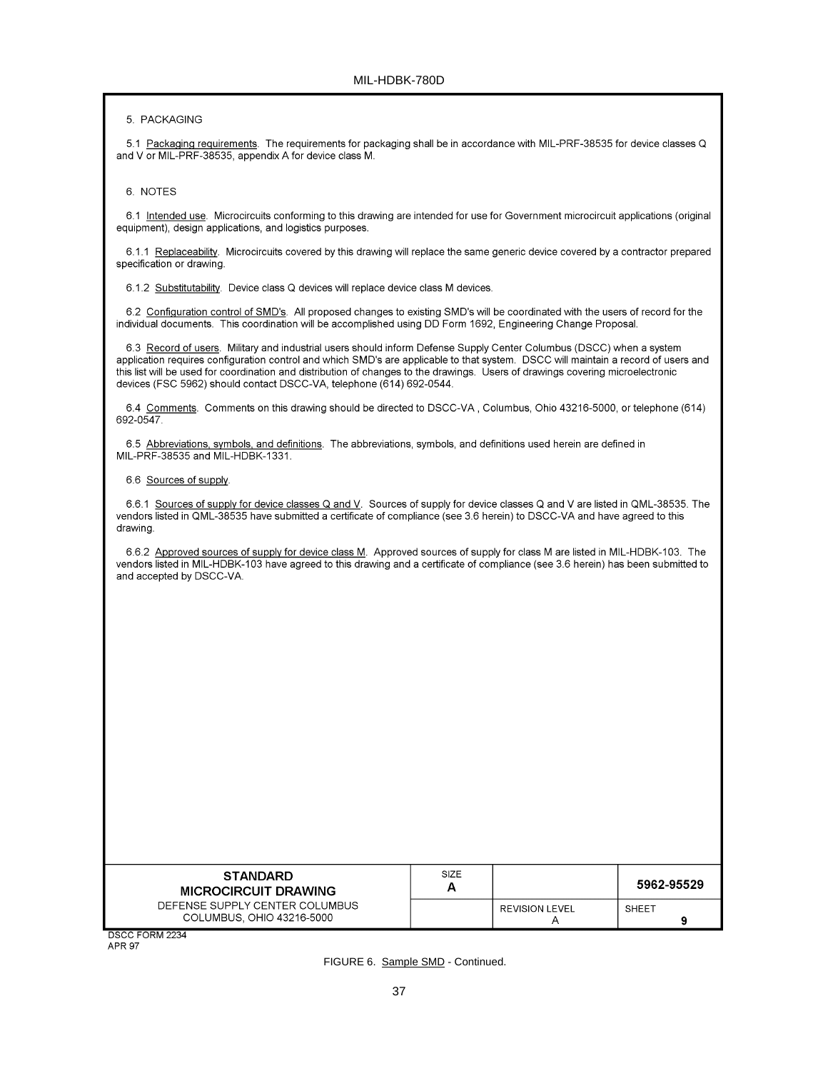5. PACKAGING

5.1 Packaging requirements. The requirements for packaging shall be in accordance with MIL-PRF-38535 for device classes Q and V or MIL-PRF-38535, appendix A for device class M.

6. NOTES

6.1 Intended use. Microcircuits conforming to this drawing are intended for use for Government microcircuit applications (original equipment), design applications, and logistics purposes.

6.1.1 Replaceability. Microcircuits covered by this drawing will replace the same generic device covered by a contractor prepared specification or drawing.

6.1.2 Substitutability. Device class Q devices will replace device class M devices.

6.2 Configuration control of SMD's. All proposed changes to existing SMD's will be coordinated with the users of record for the individual documents. This coordination will be accomplished using DD Form 1692, Engineering Change Proposal.

6.3 Record of users. Military and industrial users should inform Defense Supply Center Columbus (DSCC) when a system application requires configuration control and which SMD's are applicable to that system. DSCC will maintain a record of users and this list will be used for coordination and distribution of changes to the drawings. Users of drawings covering microelectronic devices (FSC 5962) should contact DSCC-VA, telephone (614) 692-0544.

6.4 Comments. Comments on this drawing should be directed to DSCC-VA , Columbus, Ohio 43216-5000, or telephone (614) 692-0547.

6.5 Abbreviations, symbols, and definitions. The abbreviations, symbols, and definitions used herein are defined in MIL-PRF-38535 and MIL-HDBK-1331.

6.6 Sources of supply.

6.6.1 Sources of supply for device classes Q and V. Sources of supply for device classes Q and V are listed in QML-38535. The vendors listed in QML-38535 have submitted a certificate of compliance (see 3.6 herein) to DSCC-VA and have agreed to this drawing.

6.6.2 Approved sources of supply for device class M. Approved sources of supply for class M are listed in MIL-HDBK-103. The vendors listed in MIL-HDBK-103 have agreed to this drawing and a certificate of compliance (see 3.6 herein) has been submitted to and accepted by DSCC-VA.

| **STANDARD MICROCIRCUIT DRAWING** DEFENSE SUPPLY CENTER COLUMBUS COLUMBUS, OHIO 43216-5000 | SIZE **A** | | **5962-95529** |
|---|---|---|---|
| | | REVISION LEVEL A | SHEET **9** |

DSCC FORM 2234
APR 97

FIGURE 6. Sample SMD - Continued.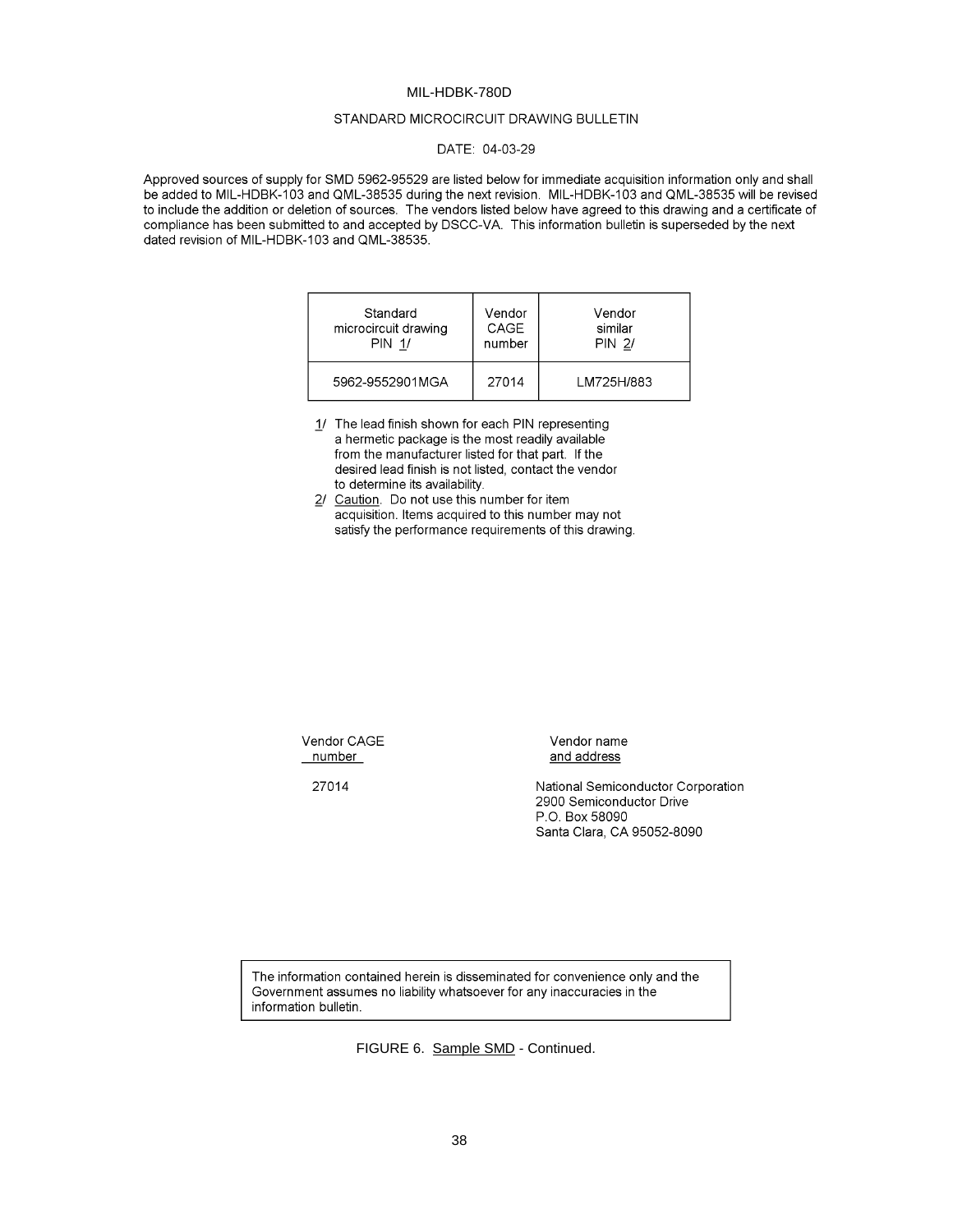MIL-HDBK-780D

STANDARD MICROCIRCUIT DRAWING BULLETIN

DATE: 04-03-29

Approved sources of supply for SMD 5962-95529 are listed below for immediate acquisition information only and shall be added to MIL-HDBK-103 and QML-38535 during the next revision. MIL-HDBK-103 and QML-38535 will be revised to include the addition or deletion of sources. The vendors listed below have agreed to this drawing and a certificate of compliance has been submitted to and accepted by DSCC-VA. This information bulletin is superseded by the next dated revision of MIL-HDBK-103 and QML-38535.

| Standard microcircuit drawing PIN 1/ | Vendor CAGE number | Vendor similar PIN 2/ |
|---|---|---|
| 5962-9552901MGA | 27014 | LM725H/883 |

1/ The lead finish shown for each PIN representing a hermetic package is the most readily available from the manufacturer listed for that part. If the desired lead finish is not listed, contact the vendor to determine its availability.

2/ Caution. Do not use this number for item acquisition. Items acquired to this number may not satisfy the performance requirements of this drawing.

| Vendor CAGE number | Vendor name and address |
|---|---|
| 27014 | National Semiconductor Corporation<br>2900 Semiconductor Drive<br>P.O. Box 58090<br>Santa Clara, CA 95052-8090 |

The information contained herein is disseminated for convenience only and the Government assumes no liability whatsoever for any inaccuracies in the information bulletin.

FIGURE 6. Sample SMD - Continued.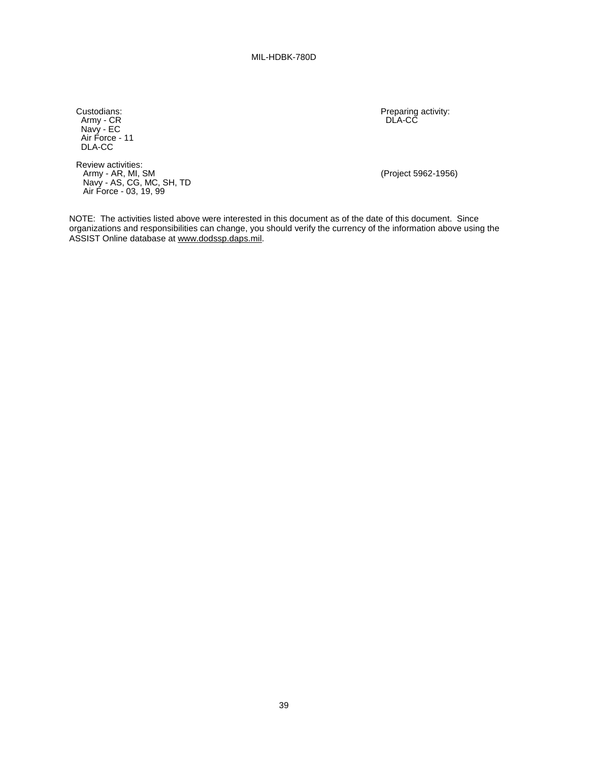Custodians:
Army - CR
Navy - EC
Air Force - 11
DLA-CC

Preparing activity:
DLA-CC

Review activities:
Army - AR, MI, SM
Navy - AS, CG, MC, SH, TD
Air Force - 03, 19, 99

(Project 5962-1956)

NOTE: The activities listed above were interested in this document as of the date of this document. Since organizations and responsibilities can change, you should verify the currency of the information above using the ASSIST Online database at www.dodssp.daps.mil.